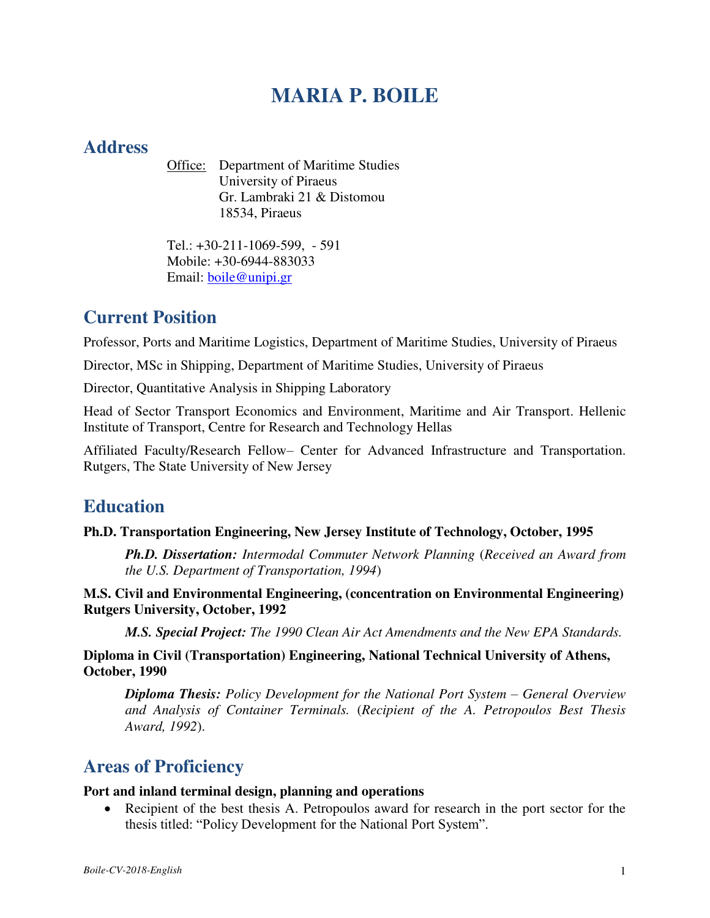# MARIA P. BOILE

## Address

Office: Department of Maritime Studies
University of Piraeus
Gr. Lambraki 21 & Distomou
18534, Piraeus

Tel.: +30-211-1069-599, - 591
Mobile: +30-6944-883033
Email: boile@unipi.gr

## Current Position

Professor, Ports and Maritime Logistics, Department of Maritime Studies, University of Piraeus

Director, MSc in Shipping, Department of Maritime Studies, University of Piraeus

Director, Quantitative Analysis in Shipping Laboratory

Head of Sector Transport Economics and Environment, Maritime and Air Transport. Hellenic Institute of Transport, Centre for Research and Technology Hellas

Affiliated Faculty/Research Fellow– Center for Advanced Infrastructure and Transportation. Rutgers, The State University of New Jersey

## Education

**Ph.D. Transportation Engineering, New Jersey Institute of Technology, October, 1995**

> ***Ph.D. Dissertation:*** *Intermodal Commuter Network Planning* (*Received an Award from the U.S. Department of Transportation, 1994*)

**M.S. Civil and Environmental Engineering, (concentration on Environmental Engineering) Rutgers University, October, 1992**

> ***M.S. Special Project:*** *The 1990 Clean Air Act Amendments and the New EPA Standards.*

**Diploma in Civil (Transportation) Engineering, National Technical University of Athens, October, 1990**

> ***Diploma Thesis:*** *Policy Development for the National Port System – General Overview and Analysis of Container Terminals.* (*Recipient of the A. Petropoulos Best Thesis Award, 1992*).

## Areas of Proficiency

**Port and inland terminal design, planning and operations**

- Recipient of the best thesis A. Petropoulos award for research in the port sector for the thesis titled: "Policy Development for the National Port System".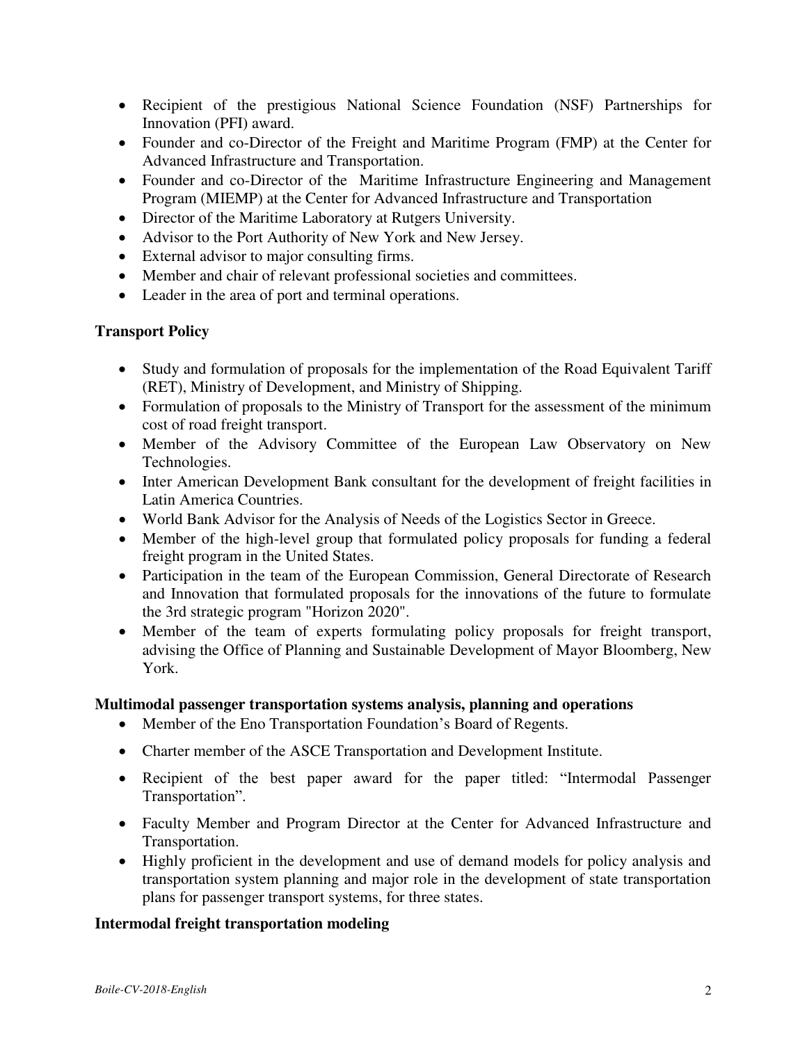- Recipient of the prestigious National Science Foundation (NSF) Partnerships for Innovation (PFI) award.
- Founder and co-Director of the Freight and Maritime Program (FMP) at the Center for Advanced Infrastructure and Transportation.
- Founder and co-Director of the Maritime Infrastructure Engineering and Management Program (MIEMP) at the Center for Advanced Infrastructure and Transportation
- Director of the Maritime Laboratory at Rutgers University.
- Advisor to the Port Authority of New York and New Jersey.
- External advisor to major consulting firms.
- Member and chair of relevant professional societies and committees.
- Leader in the area of port and terminal operations.

**Transport Policy**

- Study and formulation of proposals for the implementation of the Road Equivalent Tariff (RET), Ministry of Development, and Ministry of Shipping.
- Formulation of proposals to the Ministry of Transport for the assessment of the minimum cost of road freight transport.
- Member of the Advisory Committee of the European Law Observatory on New Technologies.
- Inter American Development Bank consultant for the development of freight facilities in Latin America Countries.
- World Bank Advisor for the Analysis of Needs of the Logistics Sector in Greece.
- Member of the high-level group that formulated policy proposals for funding a federal freight program in the United States.
- Participation in the team of the European Commission, General Directorate of Research and Innovation that formulated proposals for the innovations of the future to formulate the 3rd strategic program "Horizon 2020".
- Member of the team of experts formulating policy proposals for freight transport, advising the Office of Planning and Sustainable Development of Mayor Bloomberg, New York.

**Multimodal passenger transportation systems analysis, planning and operations**

- Member of the Eno Transportation Foundation's Board of Regents.
- Charter member of the ASCE Transportation and Development Institute.
- Recipient of the best paper award for the paper titled: "Intermodal Passenger Transportation".
- Faculty Member and Program Director at the Center for Advanced Infrastructure and Transportation.
- Highly proficient in the development and use of demand models for policy analysis and transportation system planning and major role in the development of state transportation plans for passenger transport systems, for three states.

**Intermodal freight transportation modeling**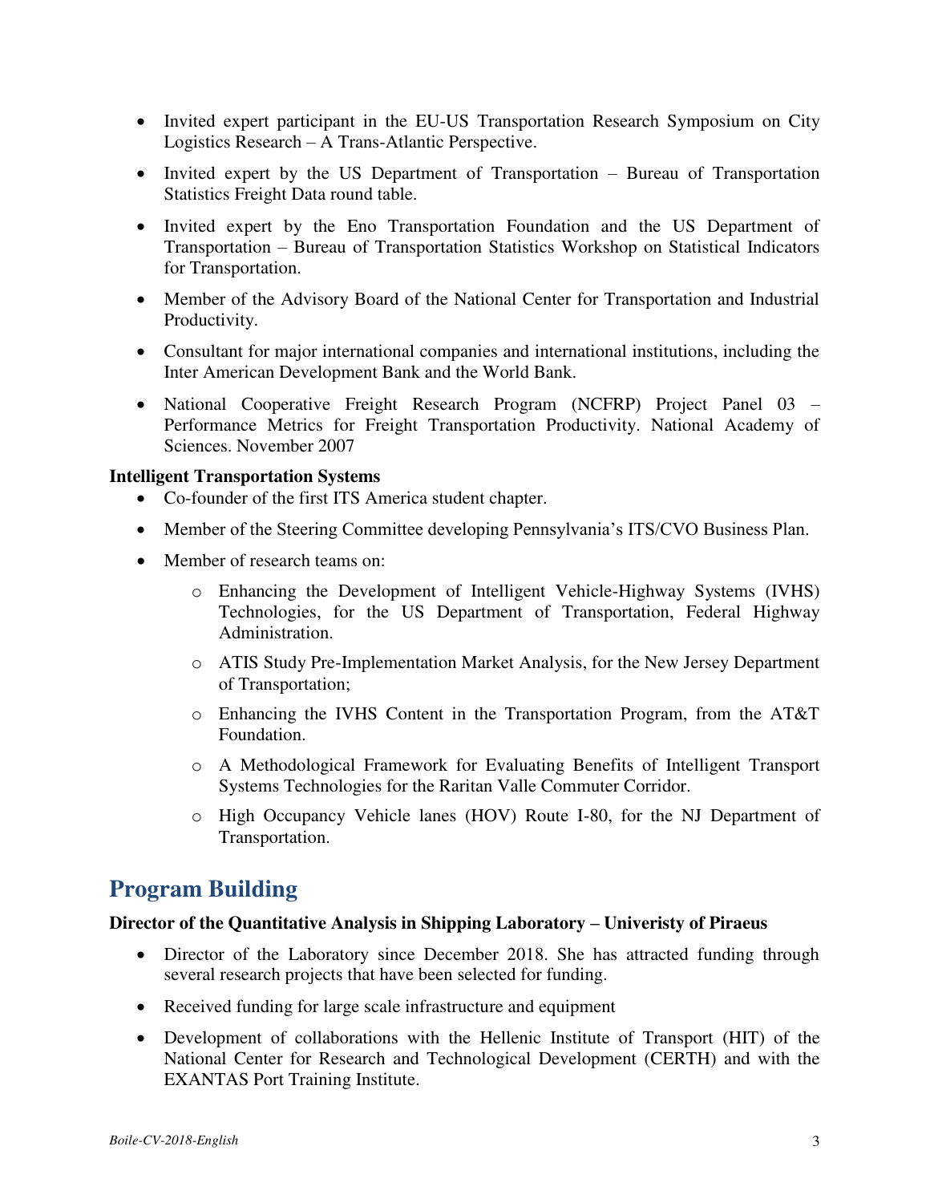- Invited expert participant in the EU-US Transportation Research Symposium on City Logistics Research – A Trans-Atlantic Perspective.
- Invited expert by the US Department of Transportation – Bureau of Transportation Statistics Freight Data round table.
- Invited expert by the Eno Transportation Foundation and the US Department of Transportation – Bureau of Transportation Statistics Workshop on Statistical Indicators for Transportation.
- Member of the Advisory Board of the National Center for Transportation and Industrial Productivity.
- Consultant for major international companies and international institutions, including the Inter American Development Bank and the World Bank.
- National Cooperative Freight Research Program (NCFRP) Project Panel 03 – Performance Metrics for Freight Transportation Productivity. National Academy of Sciences. November 2007

**Intelligent Transportation Systems**

- Co-founder of the first ITS America student chapter.
- Member of the Steering Committee developing Pennsylvania's ITS/CVO Business Plan.
- Member of research teams on:
    - Enhancing the Development of Intelligent Vehicle-Highway Systems (IVHS) Technologies, for the US Department of Transportation, Federal Highway Administration.
    - ATIS Study Pre-Implementation Market Analysis, for the New Jersey Department of Transportation;
    - Enhancing the IVHS Content in the Transportation Program, from the AT&T Foundation.
    - A Methodological Framework for Evaluating Benefits of Intelligent Transport Systems Technologies for the Raritan Valle Commuter Corridor.
    - High Occupancy Vehicle lanes (HOV) Route I-80, for the NJ Department of Transportation.

## Program Building

**Director of the Quantitative Analysis in Shipping Laboratory – Univeristy of Piraeus**

- Director of the Laboratory since December 2018. She has attracted funding through several research projects that have been selected for funding.
- Received funding for large scale infrastructure and equipment
- Development of collaborations with the Hellenic Institute of Transport (HIT) of the National Center for Research and Technological Development (CERTH) and with the EXANTAS Port Training Institute.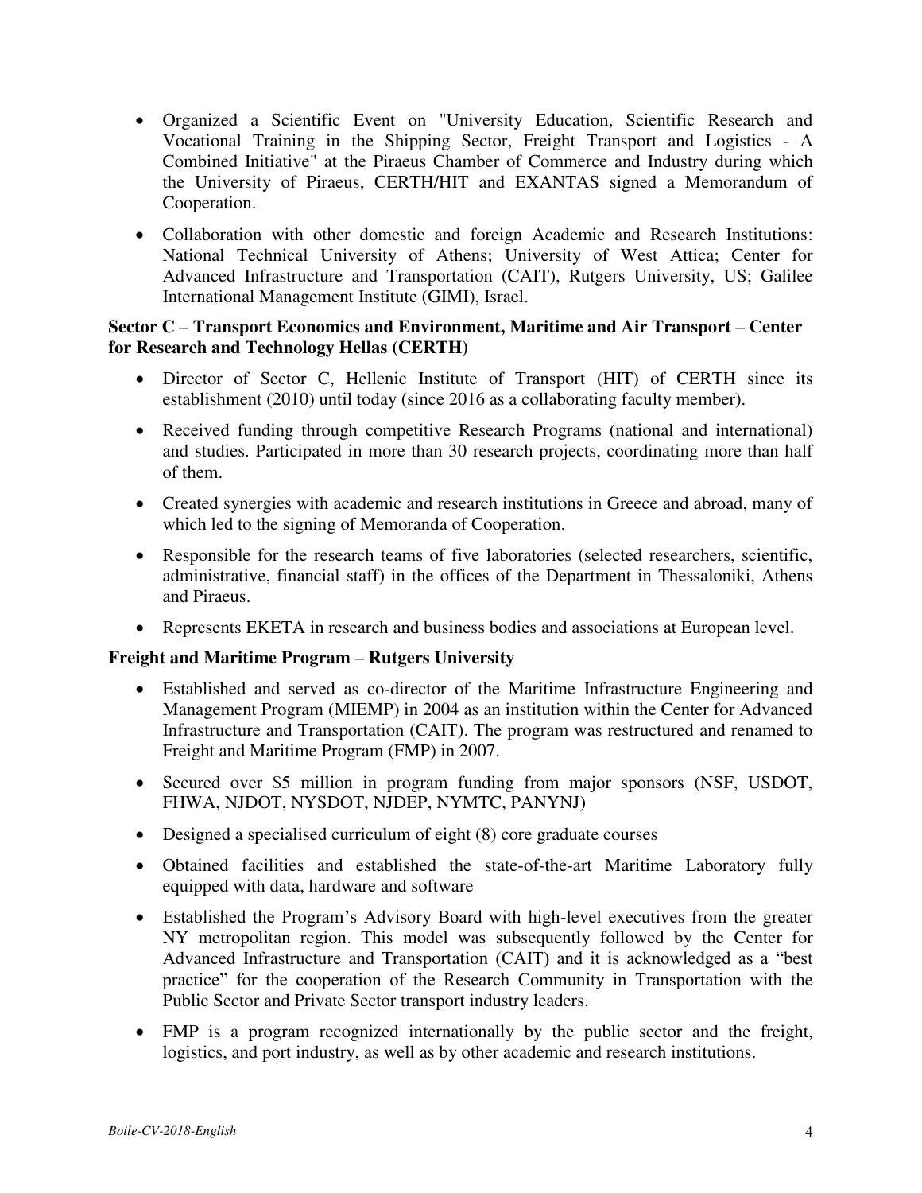- Organized a Scientific Event on "University Education, Scientific Research and Vocational Training in the Shipping Sector, Freight Transport and Logistics - A Combined Initiative" at the Piraeus Chamber of Commerce and Industry during which the University of Piraeus, CERTH/HIT and EXANTAS signed a Memorandum of Cooperation.
- Collaboration with other domestic and foreign Academic and Research Institutions: National Technical University of Athens; University of West Attica; Center for Advanced Infrastructure and Transportation (CAIT), Rutgers University, US; Galilee International Management Institute (GIMI), Israel.

**Sector C – Transport Economics and Environment, Maritime and Air Transport – Center for Research and Technology Hellas (CERTH)**

- Director of Sector C, Hellenic Institute of Transport (HIT) of CERTH since its establishment (2010) until today (since 2016 as a collaborating faculty member).
- Received funding through competitive Research Programs (national and international) and studies. Participated in more than 30 research projects, coordinating more than half of them.
- Created synergies with academic and research institutions in Greece and abroad, many of which led to the signing of Memoranda of Cooperation.
- Responsible for the research teams of five laboratories (selected researchers, scientific, administrative, financial staff) in the offices of the Department in Thessaloniki, Athens and Piraeus.
- Represents EKETA in research and business bodies and associations at European level.

**Freight and Maritime Program – Rutgers University**

- Established and served as co-director of the Maritime Infrastructure Engineering and Management Program (MIEMP) in 2004 as an institution within the Center for Advanced Infrastructure and Transportation (CAIT). The program was restructured and renamed to Freight and Maritime Program (FMP) in 2007.
- Secured over $5 million in program funding from major sponsors (NSF, USDOT, FHWA, NJDOT, NYSDOT, NJDEP, NYMTC, PANYNJ)
- Designed a specialised curriculum of eight (8) core graduate courses
- Obtained facilities and established the state-of-the-art Maritime Laboratory fully equipped with data, hardware and software
- Established the Program's Advisory Board with high-level executives from the greater NY metropolitan region. This model was subsequently followed by the Center for Advanced Infrastructure and Transportation (CAIT) and it is acknowledged as a "best practice" for the cooperation of the Research Community in Transportation with the Public Sector and Private Sector transport industry leaders.
- FMP is a program recognized internationally by the public sector and the freight, logistics, and port industry, as well as by other academic and research institutions.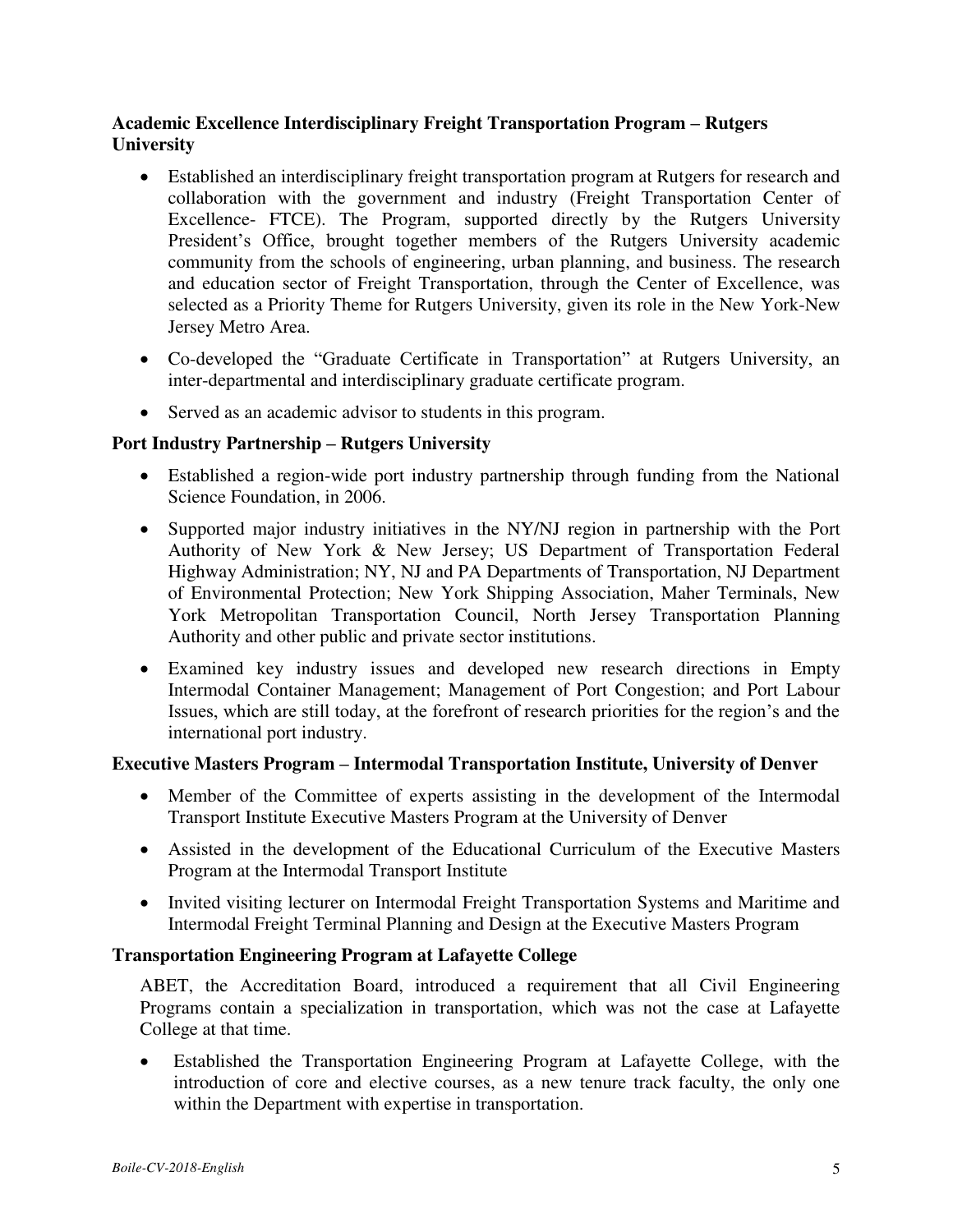**Academic Excellence Interdisciplinary Freight Transportation Program – Rutgers University**

- Established an interdisciplinary freight transportation program at Rutgers for research and collaboration with the government and industry (Freight Transportation Center of Excellence- FTCE). The Program, supported directly by the Rutgers University President's Office, brought together members of the Rutgers University academic community from the schools of engineering, urban planning, and business. The research and education sector of Freight Transportation, through the Center of Excellence, was selected as a Priority Theme for Rutgers University, given its role in the New York-New Jersey Metro Area.
- Co-developed the "Graduate Certificate in Transportation" at Rutgers University, an inter-departmental and interdisciplinary graduate certificate program.
- Served as an academic advisor to students in this program.

**Port Industry Partnership – Rutgers University**

- Established a region-wide port industry partnership through funding from the National Science Foundation, in 2006.
- Supported major industry initiatives in the NY/NJ region in partnership with the Port Authority of New York & New Jersey; US Department of Transportation Federal Highway Administration; NY, NJ and PA Departments of Transportation, NJ Department of Environmental Protection; New York Shipping Association, Maher Terminals, New York Metropolitan Transportation Council, North Jersey Transportation Planning Authority and other public and private sector institutions.
- Examined key industry issues and developed new research directions in Empty Intermodal Container Management; Management of Port Congestion; and Port Labour Issues, which are still today, at the forefront of research priorities for the region's and the international port industry.

**Executive Masters Program – Intermodal Transportation Institute, University of Denver**

- Member of the Committee of experts assisting in the development of the Intermodal Transport Institute Executive Masters Program at the University of Denver
- Assisted in the development of the Educational Curriculum of the Executive Masters Program at the Intermodal Transport Institute
- Invited visiting lecturer on Intermodal Freight Transportation Systems and Maritime and Intermodal Freight Terminal Planning and Design at the Executive Masters Program

**Transportation Engineering Program at Lafayette College**

ABET, the Accreditation Board, introduced a requirement that all Civil Engineering Programs contain a specialization in transportation, which was not the case at Lafayette College at that time.

- Established the Transportation Engineering Program at Lafayette College, with the introduction of core and elective courses, as a new tenure track faculty, the only one within the Department with expertise in transportation.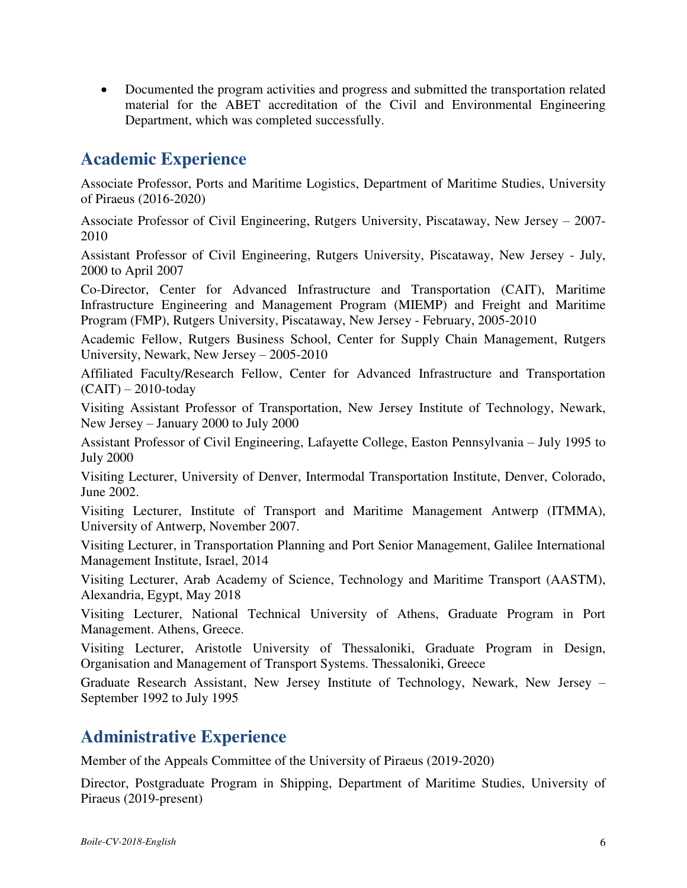- Documented the program activities and progress and submitted the transportation related material for the ABET accreditation of the Civil and Environmental Engineering Department, which was completed successfully.

## Academic Experience

Associate Professor, Ports and Maritime Logistics, Department of Maritime Studies, University of Piraeus (2016-2020)

Associate Professor of Civil Engineering, Rutgers University, Piscataway, New Jersey – 2007-2010

Assistant Professor of Civil Engineering, Rutgers University, Piscataway, New Jersey - July, 2000 to April 2007

Co-Director, Center for Advanced Infrastructure and Transportation (CAIT), Maritime Infrastructure Engineering and Management Program (MIEMP) and Freight and Maritime Program (FMP), Rutgers University, Piscataway, New Jersey - February, 2005-2010

Academic Fellow, Rutgers Business School, Center for Supply Chain Management, Rutgers University, Newark, New Jersey – 2005-2010

Affiliated Faculty/Research Fellow, Center for Advanced Infrastructure and Transportation (CAIT) – 2010-today

Visiting Assistant Professor of Transportation, New Jersey Institute of Technology, Newark, New Jersey – January 2000 to July 2000

Assistant Professor of Civil Engineering, Lafayette College, Easton Pennsylvania – July 1995 to July 2000

Visiting Lecturer, University of Denver, Intermodal Transportation Institute, Denver, Colorado, June 2002.

Visiting Lecturer, Institute of Transport and Maritime Management Antwerp (ITMMA), University of Antwerp, November 2007.

Visiting Lecturer, in Transportation Planning and Port Senior Management, Galilee International Management Institute, Israel, 2014

Visiting Lecturer, Arab Academy of Science, Technology and Maritime Transport (AASTM), Alexandria, Egypt, May 2018

Visiting Lecturer, National Technical University of Athens, Graduate Program in Port Management. Athens, Greece.

Visiting Lecturer, Aristotle University of Thessaloniki, Graduate Program in Design, Organisation and Management of Transport Systems. Thessaloniki, Greece

Graduate Research Assistant, New Jersey Institute of Technology, Newark, New Jersey – September 1992 to July 1995

## Administrative Experience

Member of the Appeals Committee of the University of Piraeus (2019-2020)

Director, Postgraduate Program in Shipping, Department of Maritime Studies, University of Piraeus (2019-present)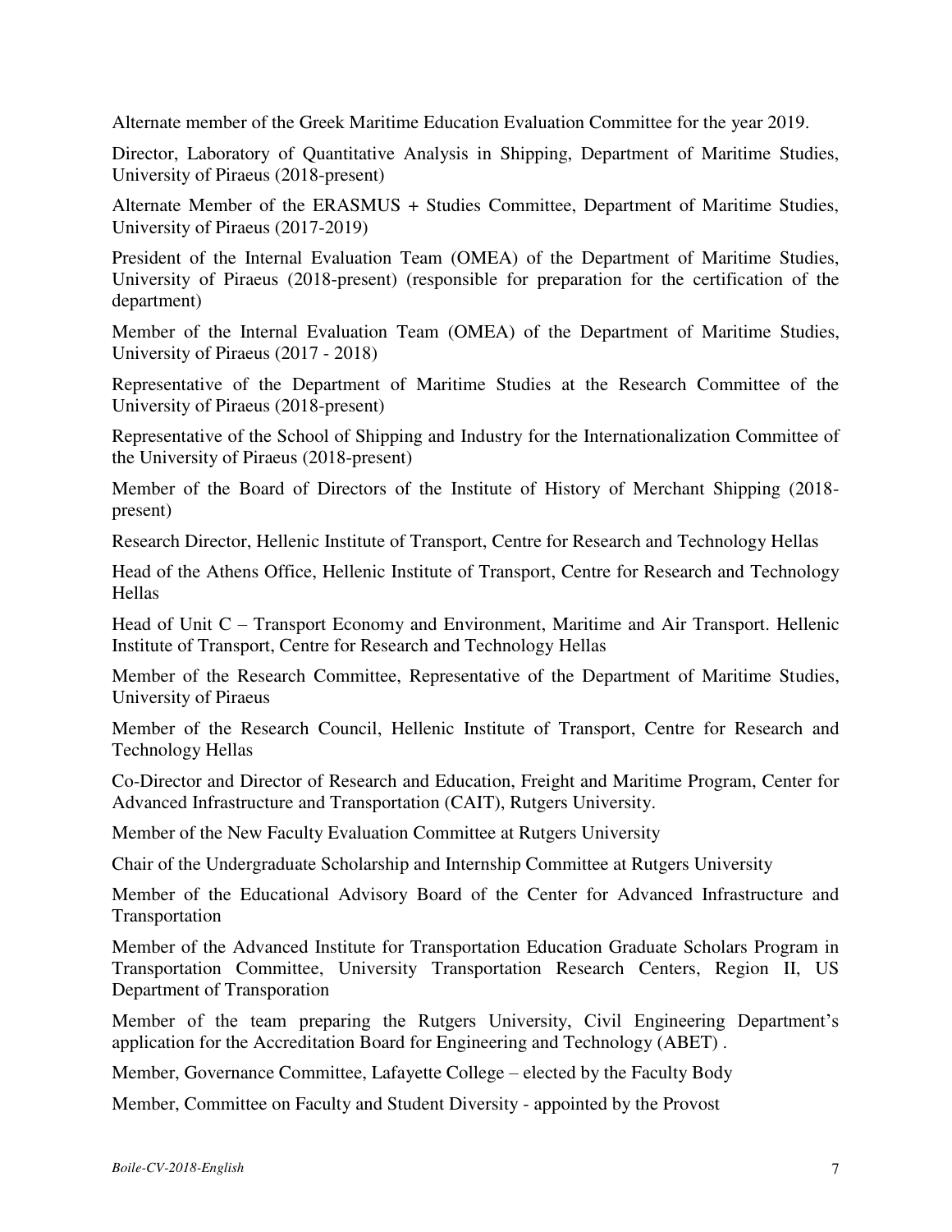Alternate member of the Greek Maritime Education Evaluation Committee for the year 2019.

Director, Laboratory of Quantitative Analysis in Shipping, Department of Maritime Studies, University of Piraeus (2018-present)

Alternate Member of the ERASMUS + Studies Committee, Department of Maritime Studies, University of Piraeus (2017-2019)

President of the Internal Evaluation Team (OMEA) of the Department of Maritime Studies, University of Piraeus (2018-present) (responsible for preparation for the certification of the department)

Member of the Internal Evaluation Team (OMEA) of the Department of Maritime Studies, University of Piraeus (2017 - 2018)

Representative of the Department of Maritime Studies at the Research Committee of the University of Piraeus (2018-present)

Representative of the School of Shipping and Industry for the Internationalization Committee of the University of Piraeus (2018-present)

Member of the Board of Directors of the Institute of History of Merchant Shipping (2018-present)

Research Director, Hellenic Institute of Transport, Centre for Research and Technology Hellas

Head of the Athens Office, Hellenic Institute of Transport, Centre for Research and Technology Hellas

Head of Unit C – Transport Economy and Environment, Maritime and Air Transport. Hellenic Institute of Transport, Centre for Research and Technology Hellas

Member of the Research Committee, Representative of the Department of Maritime Studies, University of Piraeus

Member of the Research Council, Hellenic Institute of Transport, Centre for Research and Technology Hellas

Co-Director and Director of Research and Education, Freight and Maritime Program, Center for Advanced Infrastructure and Transportation (CAIT), Rutgers University.

Member of the New Faculty Evaluation Committee at Rutgers University

Chair of the Undergraduate Scholarship and Internship Committee at Rutgers University

Member of the Educational Advisory Board of the Center for Advanced Infrastructure and Transportation

Member of the Advanced Institute for Transportation Education Graduate Scholars Program in Transportation Committee, University Transportation Research Centers, Region II, US Department of Transporation

Member of the team preparing the Rutgers University, Civil Engineering Department's application for the Accreditation Board for Engineering and Technology (ABET) .

Member, Governance Committee, Lafayette College – elected by the Faculty Body

Member, Committee on Faculty and Student Diversity - appointed by the Provost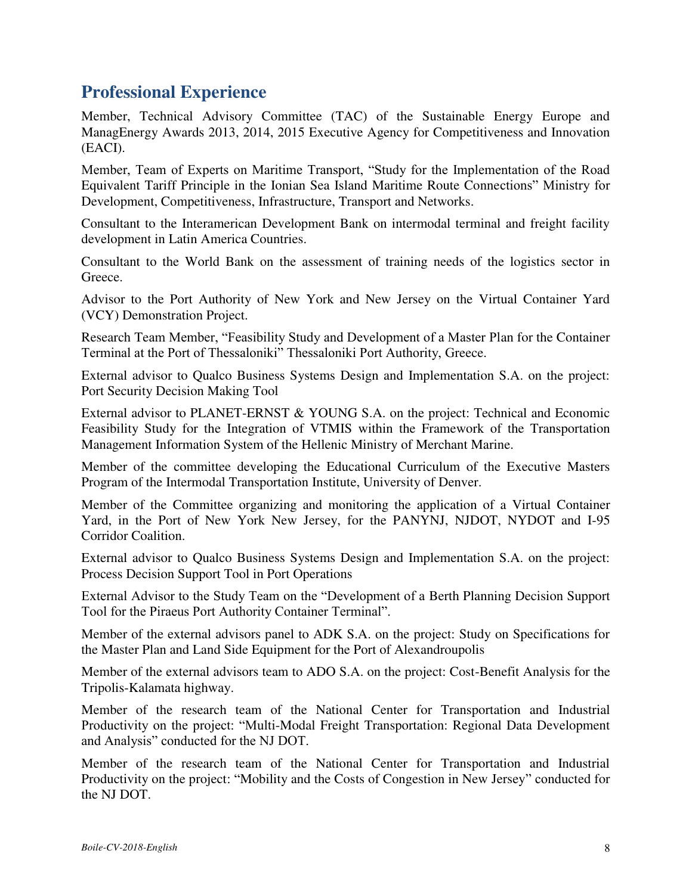## Professional Experience

Member, Technical Advisory Committee (TAC) of the Sustainable Energy Europe and ManagEnergy Awards 2013, 2014, 2015 Executive Agency for Competitiveness and Innovation (EACI).

Member, Team of Experts on Maritime Transport, "Study for the Implementation of the Road Equivalent Tariff Principle in the Ionian Sea Island Maritime Route Connections" Ministry for Development, Competitiveness, Infrastructure, Transport and Networks.

Consultant to the Interamerican Development Bank on intermodal terminal and freight facility development in Latin America Countries.

Consultant to the World Bank on the assessment of training needs of the logistics sector in Greece.

Advisor to the Port Authority of New York and New Jersey on the Virtual Container Yard (VCY) Demonstration Project.

Research Team Member, "Feasibility Study and Development of a Master Plan for the Container Terminal at the Port of Thessaloniki" Thessaloniki Port Authority, Greece.

External advisor to Qualco Business Systems Design and Implementation S.A. on the project: Port Security Decision Making Tool

External advisor to PLANET-ERNST & YOUNG S.A. on the project: Technical and Economic Feasibility Study for the Integration of VTMIS within the Framework of the Transportation Management Information System of the Hellenic Ministry of Merchant Marine.

Member of the committee developing the Educational Curriculum of the Executive Masters Program of the Intermodal Transportation Institute, University of Denver.

Member of the Committee organizing and monitoring the application of a Virtual Container Yard, in the Port of New York New Jersey, for the PANYNJ, NJDOT, NYDOT and I-95 Corridor Coalition.

External advisor to Qualco Business Systems Design and Implementation S.A. on the project: Process Decision Support Tool in Port Operations

External Advisor to the Study Team on the "Development of a Berth Planning Decision Support Tool for the Piraeus Port Authority Container Terminal".

Member of the external advisors panel to ADK S.A. on the project: Study on Specifications for the Master Plan and Land Side Equipment for the Port of Alexandroupolis

Member of the external advisors team to ADO S.A. on the project: Cost-Benefit Analysis for the Tripolis-Kalamata highway.

Member of the research team of the National Center for Transportation and Industrial Productivity on the project: "Multi-Modal Freight Transportation: Regional Data Development and Analysis" conducted for the NJ DOT.

Member of the research team of the National Center for Transportation and Industrial Productivity on the project: "Mobility and the Costs of Congestion in New Jersey" conducted for the NJ DOT.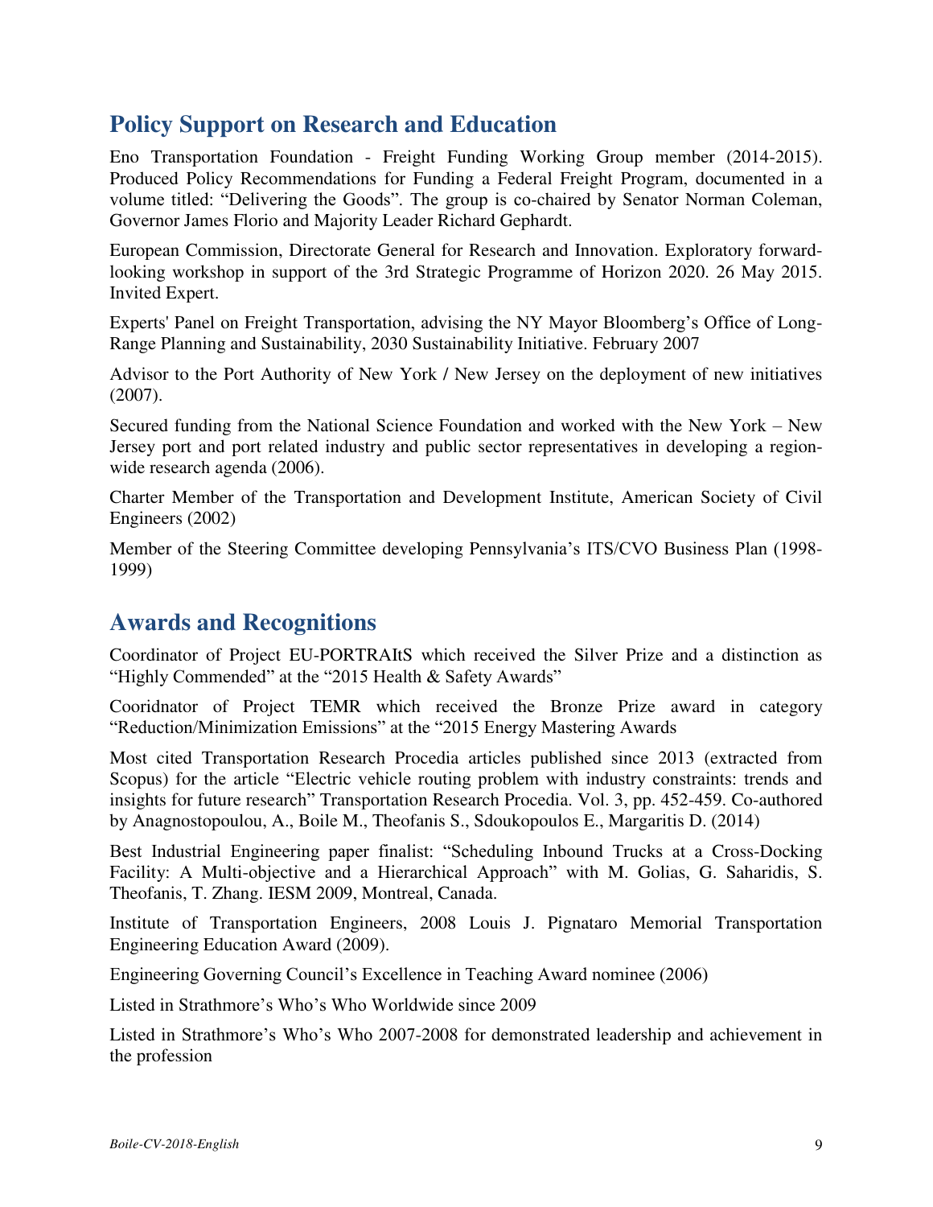## Policy Support on Research and Education

Eno Transportation Foundation - Freight Funding Working Group member (2014-2015). Produced Policy Recommendations for Funding a Federal Freight Program, documented in a volume titled: "Delivering the Goods". The group is co-chaired by Senator Norman Coleman, Governor James Florio and Majority Leader Richard Gephardt.

European Commission, Directorate General for Research and Innovation. Exploratory forward-looking workshop in support of the 3rd Strategic Programme of Horizon 2020. 26 May 2015. Invited Expert.

Experts' Panel on Freight Transportation, advising the NY Mayor Bloomberg's Office of Long-Range Planning and Sustainability, 2030 Sustainability Initiative. February 2007

Advisor to the Port Authority of New York / New Jersey on the deployment of new initiatives (2007).

Secured funding from the National Science Foundation and worked with the New York – New Jersey port and port related industry and public sector representatives in developing a region-wide research agenda (2006).

Charter Member of the Transportation and Development Institute, American Society of Civil Engineers (2002)

Member of the Steering Committee developing Pennsylvania's ITS/CVO Business Plan (1998-1999)

## Awards and Recognitions

Coordinator of Project EU-PORTRAItS which received the Silver Prize and a distinction as "Highly Commended" at the "2015 Health & Safety Awards"

Cooridnator of Project TEMR which received the Bronze Prize award in category "Reduction/Minimization Emissions" at the "2015 Energy Mastering Awards

Most cited Transportation Research Procedia articles published since 2013 (extracted from Scopus) for the article "Electric vehicle routing problem with industry constraints: trends and insights for future research" Transportation Research Procedia. Vol. 3, pp. 452-459. Co-authored by Anagnostopoulou, A., Boile M., Theofanis S., Sdoukopoulos E., Margaritis D. (2014)

Best Industrial Engineering paper finalist: "Scheduling Inbound Trucks at a Cross-Docking Facility: A Multi-objective and a Hierarchical Approach" with M. Golias, G. Saharidis, S. Theofanis, T. Zhang. IESM 2009, Montreal, Canada.

Institute of Transportation Engineers, 2008 Louis J. Pignataro Memorial Transportation Engineering Education Award (2009).

Engineering Governing Council's Excellence in Teaching Award nominee (2006)

Listed in Strathmore's Who's Who Worldwide since 2009

Listed in Strathmore's Who's Who 2007-2008 for demonstrated leadership and achievement in the profession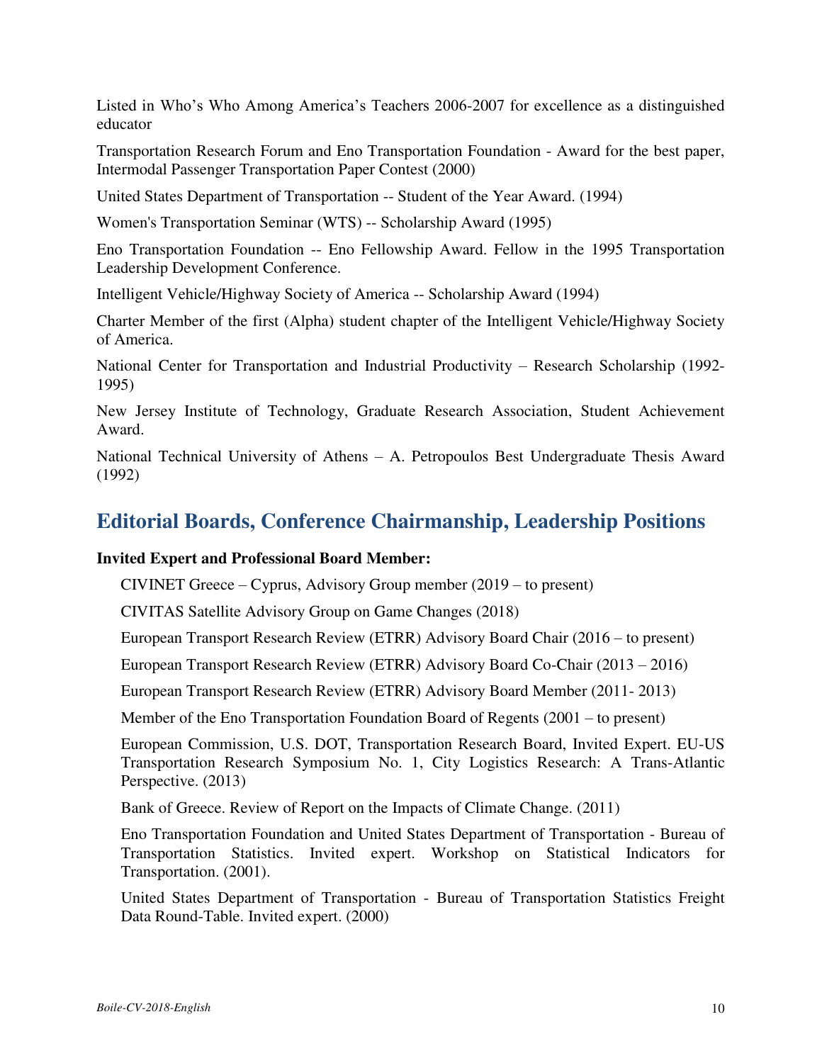Listed in Who's Who Among America's Teachers 2006-2007 for excellence as a distinguished educator

Transportation Research Forum and Eno Transportation Foundation - Award for the best paper, Intermodal Passenger Transportation Paper Contest (2000)

United States Department of Transportation -- Student of the Year Award. (1994)

Women's Transportation Seminar (WTS) -- Scholarship Award (1995)

Eno Transportation Foundation -- Eno Fellowship Award. Fellow in the 1995 Transportation Leadership Development Conference.

Intelligent Vehicle/Highway Society of America -- Scholarship Award (1994)

Charter Member of the first (Alpha) student chapter of the Intelligent Vehicle/Highway Society of America.

National Center for Transportation and Industrial Productivity – Research Scholarship (1992-1995)

New Jersey Institute of Technology, Graduate Research Association, Student Achievement Award.

National Technical University of Athens – A. Petropoulos Best Undergraduate Thesis Award (1992)

## Editorial Boards, Conference Chairmanship, Leadership Positions

**Invited Expert and Professional Board Member:**

CIVINET Greece – Cyprus, Advisory Group member (2019 – to present)

CIVITAS Satellite Advisory Group on Game Changes (2018)

European Transport Research Review (ETRR) Advisory Board Chair (2016 – to present)

European Transport Research Review (ETRR) Advisory Board Co-Chair (2013 – 2016)

European Transport Research Review (ETRR) Advisory Board Member (2011- 2013)

Member of the Eno Transportation Foundation Board of Regents (2001 – to present)

European Commission, U.S. DOT, Transportation Research Board, Invited Expert. EU-US Transportation Research Symposium No. 1, City Logistics Research: A Trans-Atlantic Perspective. (2013)

Bank of Greece. Review of Report on the Impacts of Climate Change. (2011)

Eno Transportation Foundation and United States Department of Transportation - Bureau of Transportation Statistics. Invited expert. Workshop on Statistical Indicators for Transportation. (2001).

United States Department of Transportation - Bureau of Transportation Statistics Freight Data Round-Table. Invited expert. (2000)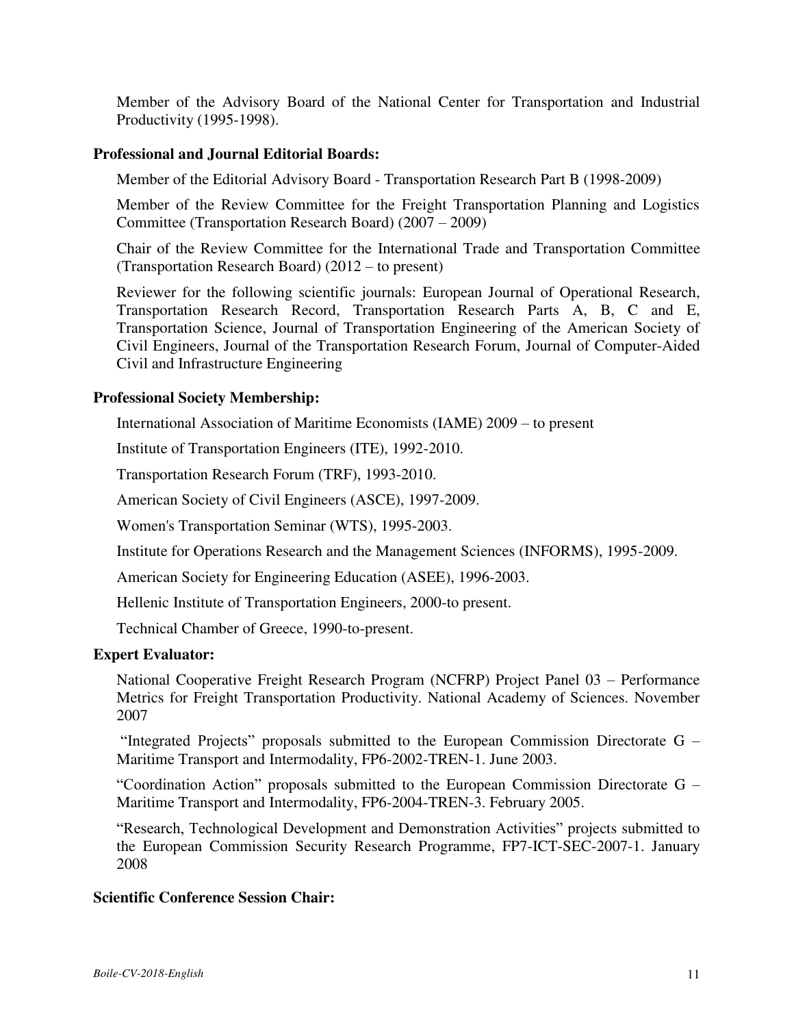Member of the Advisory Board of the National Center for Transportation and Industrial Productivity (1995-1998).

**Professional and Journal Editorial Boards:**

Member of the Editorial Advisory Board - Transportation Research Part B (1998-2009)

Member of the Review Committee for the Freight Transportation Planning and Logistics Committee (Transportation Research Board) (2007 – 2009)

Chair of the Review Committee for the International Trade and Transportation Committee (Transportation Research Board) (2012 – to present)

Reviewer for the following scientific journals: European Journal of Operational Research, Transportation Research Record, Transportation Research Parts A, B, C and E, Transportation Science, Journal of Transportation Engineering of the American Society of Civil Engineers, Journal of the Transportation Research Forum, Journal of Computer-Aided Civil and Infrastructure Engineering

**Professional Society Membership:**

International Association of Maritime Economists (IAME) 2009 – to present

Institute of Transportation Engineers (ITE), 1992-2010.

Transportation Research Forum (TRF), 1993-2010.

American Society of Civil Engineers (ASCE), 1997-2009.

Women's Transportation Seminar (WTS), 1995-2003.

Institute for Operations Research and the Management Sciences (INFORMS), 1995-2009.

American Society for Engineering Education (ASEE), 1996-2003.

Hellenic Institute of Transportation Engineers, 2000-to present.

Technical Chamber of Greece, 1990-to-present.

**Expert Evaluator:**

National Cooperative Freight Research Program (NCFRP) Project Panel 03 – Performance Metrics for Freight Transportation Productivity. National Academy of Sciences. November 2007

"Integrated Projects" proposals submitted to the European Commission Directorate G – Maritime Transport and Intermodality, FP6-2002-TREN-1. June 2003.

"Coordination Action" proposals submitted to the European Commission Directorate G – Maritime Transport and Intermodality, FP6-2004-TREN-3. February 2005.

"Research, Technological Development and Demonstration Activities" projects submitted to the European Commission Security Research Programme, FP7-ICT-SEC-2007-1. January 2008

**Scientific Conference Session Chair:**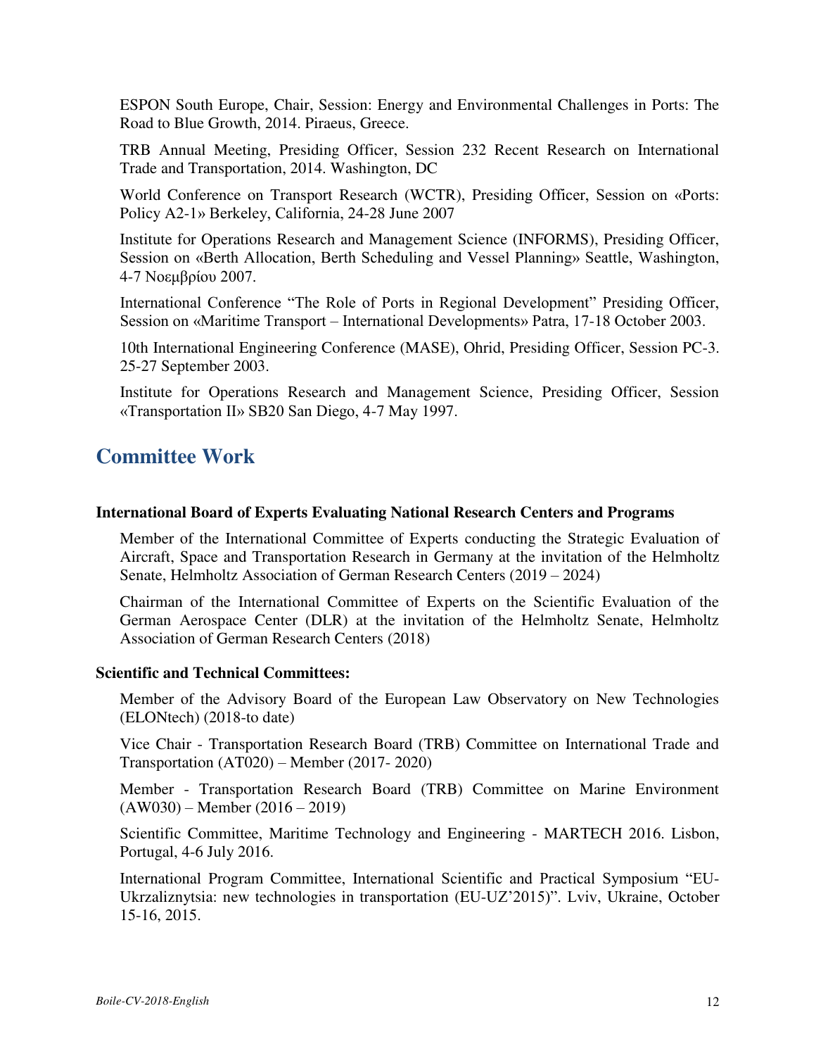ESPON South Europe, Chair, Session: Energy and Environmental Challenges in Ports: The Road to Blue Growth, 2014. Piraeus, Greece.

TRB Annual Meeting, Presiding Officer, Session 232 Recent Research on International Trade and Transportation, 2014. Washington, DC

World Conference on Transport Research (WCTR), Presiding Officer, Session on «Ports: Policy A2-1» Berkeley, California, 24-28 June 2007

Institute for Operations Research and Management Science (INFORMS), Presiding Officer, Session on «Berth Allocation, Berth Scheduling and Vessel Planning» Seattle, Washington, 4-7 Νοεμβρίου 2007.

International Conference "The Role of Ports in Regional Development" Presiding Officer, Session on «Maritime Transport – International Developments» Patra, 17-18 October 2003.

10th International Engineering Conference (MASE), Ohrid, Presiding Officer, Session PC-3. 25-27 September 2003.

Institute for Operations Research and Management Science, Presiding Officer, Session «Transportation II» SB20 San Diego, 4-7 May 1997.

## Committee Work

**International Board of Experts Evaluating National Research Centers and Programs**

Member of the International Committee of Experts conducting the Strategic Evaluation of Aircraft, Space and Transportation Research in Germany at the invitation of the Helmholtz Senate, Helmholtz Association of German Research Centers (2019 – 2024)

Chairman of the International Committee of Experts on the Scientific Evaluation of the German Aerospace Center (DLR) at the invitation of the Helmholtz Senate, Helmholtz Association of German Research Centers (2018)

**Scientific and Technical Committees:**

Member of the Advisory Board of the European Law Observatory on New Technologies (ELONtech) (2018-to date)

Vice Chair - Transportation Research Board (TRB) Committee on International Trade and Transportation (AT020) – Member (2017- 2020)

Member - Transportation Research Board (TRB) Committee on Marine Environment (AW030) – Member (2016 – 2019)

Scientific Committee, Maritime Technology and Engineering - MARTECH 2016. Lisbon, Portugal, 4-6 July 2016.

International Program Committee, International Scientific and Practical Symposium "EU-Ukrzaliznytsia: new technologies in transportation (EU-UZ'2015)". Lviv, Ukraine, October 15-16, 2015.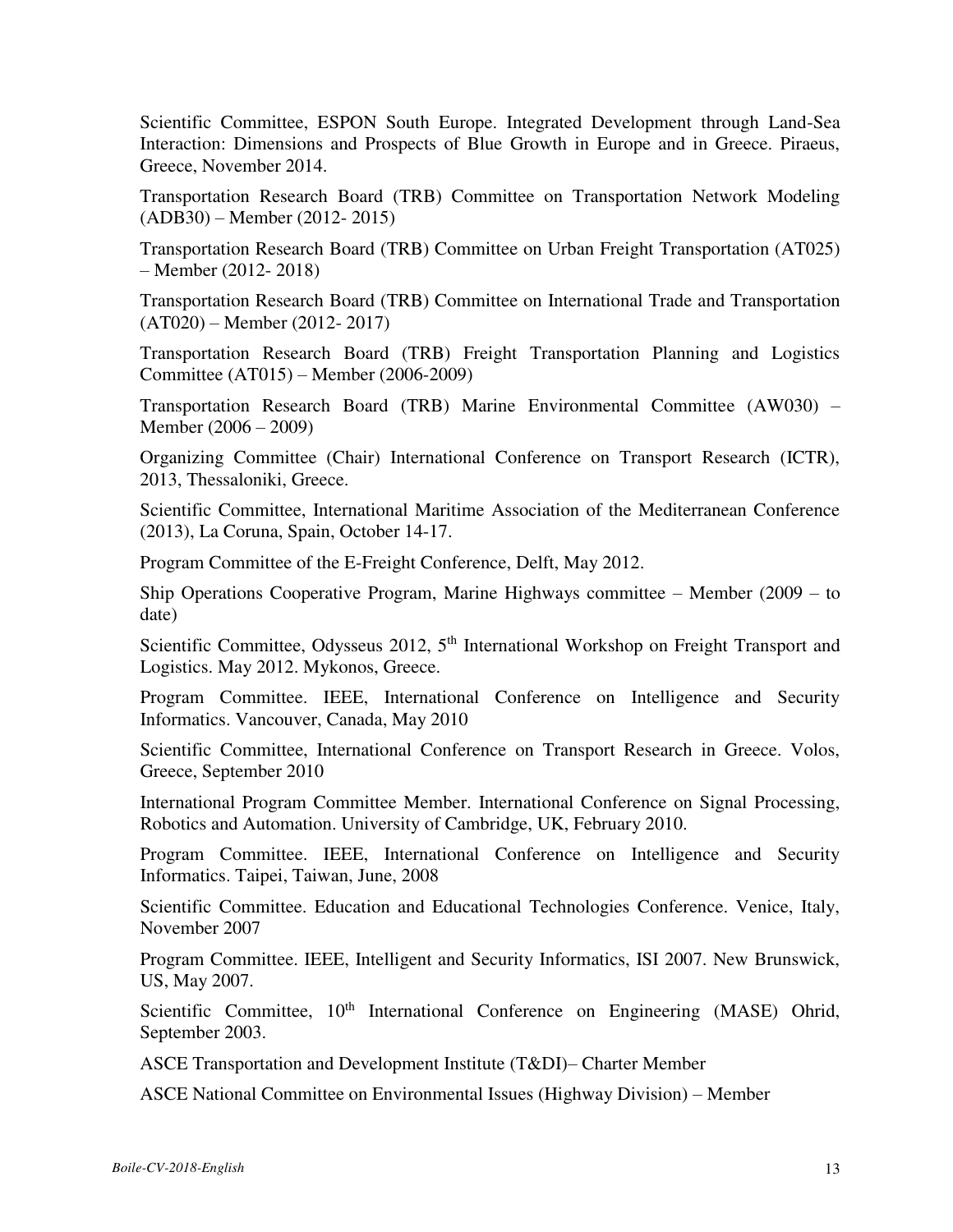Scientific Committee, ESPON South Europe. Integrated Development through Land-Sea Interaction: Dimensions and Prospects of Blue Growth in Europe and in Greece. Piraeus, Greece, November 2014.

Transportation Research Board (TRB) Committee on Transportation Network Modeling (ADB30) – Member (2012- 2015)

Transportation Research Board (TRB) Committee on Urban Freight Transportation (AT025) – Member (2012- 2018)

Transportation Research Board (TRB) Committee on International Trade and Transportation (AT020) – Member (2012- 2017)

Transportation Research Board (TRB) Freight Transportation Planning and Logistics Committee (AT015) – Member (2006-2009)

Transportation Research Board (TRB) Marine Environmental Committee (AW030) – Member (2006 – 2009)

Organizing Committee (Chair) International Conference on Transport Research (ICTR), 2013, Thessaloniki, Greece.

Scientific Committee, International Maritime Association of the Mediterranean Conference (2013), La Coruna, Spain, October 14-17.

Program Committee of the E-Freight Conference, Delft, May 2012.

Ship Operations Cooperative Program, Marine Highways committee – Member (2009 – to date)

Scientific Committee, Odysseus 2012, 5th International Workshop on Freight Transport and Logistics. May 2012. Mykonos, Greece.

Program Committee. IEEE, International Conference on Intelligence and Security Informatics. Vancouver, Canada, May 2010

Scientific Committee, International Conference on Transport Research in Greece. Volos, Greece, September 2010

International Program Committee Member. International Conference on Signal Processing, Robotics and Automation. University of Cambridge, UK, February 2010.

Program Committee. IEEE, International Conference on Intelligence and Security Informatics. Taipei, Taiwan, June, 2008

Scientific Committee. Education and Educational Technologies Conference. Venice, Italy, November 2007

Program Committee. IEEE, Intelligent and Security Informatics, ISI 2007. New Brunswick, US, May 2007.

Scientific Committee, 10th International Conference on Engineering (MASE) Ohrid, September 2003.

ASCE Transportation and Development Institute (T&DI)– Charter Member

ASCE National Committee on Environmental Issues (Highway Division) – Member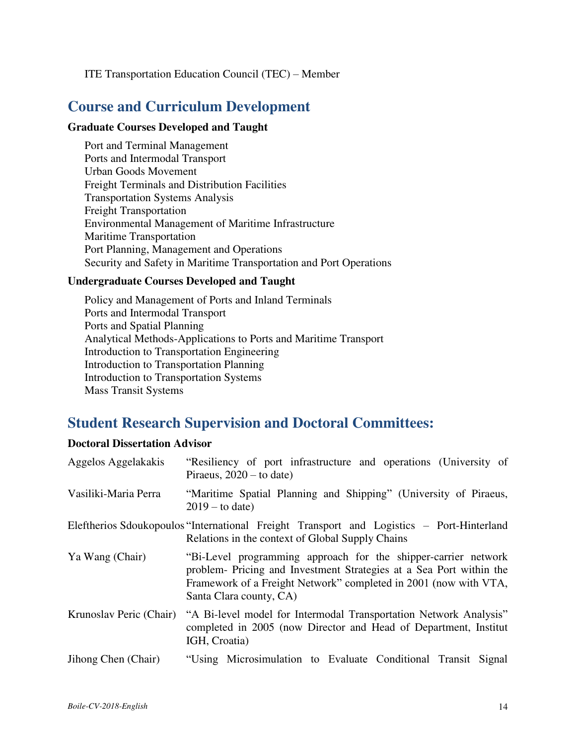ITE Transportation Education Council (TEC) – Member

## Course and Curriculum Development

**Graduate Courses Developed and Taught**

Port and Terminal Management
Ports and Intermodal Transport
Urban Goods Movement
Freight Terminals and Distribution Facilities
Transportation Systems Analysis
Freight Transportation
Environmental Management of Maritime Infrastructure
Maritime Transportation
Port Planning, Management and Operations
Security and Safety in Maritime Transportation and Port Operations

**Undergraduate Courses Developed and Taught**

Policy and Management of Ports and Inland Terminals
Ports and Intermodal Transport
Ports and Spatial Planning
Analytical Methods-Applications to Ports and Maritime Transport
Introduction to Transportation Engineering
Introduction to Transportation Planning
Introduction to Transportation Systems
Mass Transit Systems

## Student Research Supervision and Doctoral Committees:

**Doctoral Dissertation Advisor**

| | |
|---|---|
| Aggelos Aggelakakis | "Resiliency of port infrastructure and operations (University of Piraeus, 2020 – to date) |
| Vasiliki-Maria Perra | "Maritime Spatial Planning and Shipping" (University of Piraeus, 2019 – to date) |
| Eleftherios Sdoukopoulos | "International Freight Transport and Logistics – Port-Hinterland Relations in the context of Global Supply Chains |
| Ya Wang (Chair) | "Bi-Level programming approach for the shipper-carrier network problem- Pricing and Investment Strategies at a Sea Port within the Framework of a Freight Network" completed in 2001 (now with VTA, Santa Clara county, CA) |
| Krunoslav Peric (Chair) | "A Bi-level model for Intermodal Transportation Network Analysis" completed in 2005 (now Director and Head of Department, Institut IGH, Croatia) |
| Jihong Chen (Chair) | "Using Microsimulation to Evaluate Conditional Transit Signal |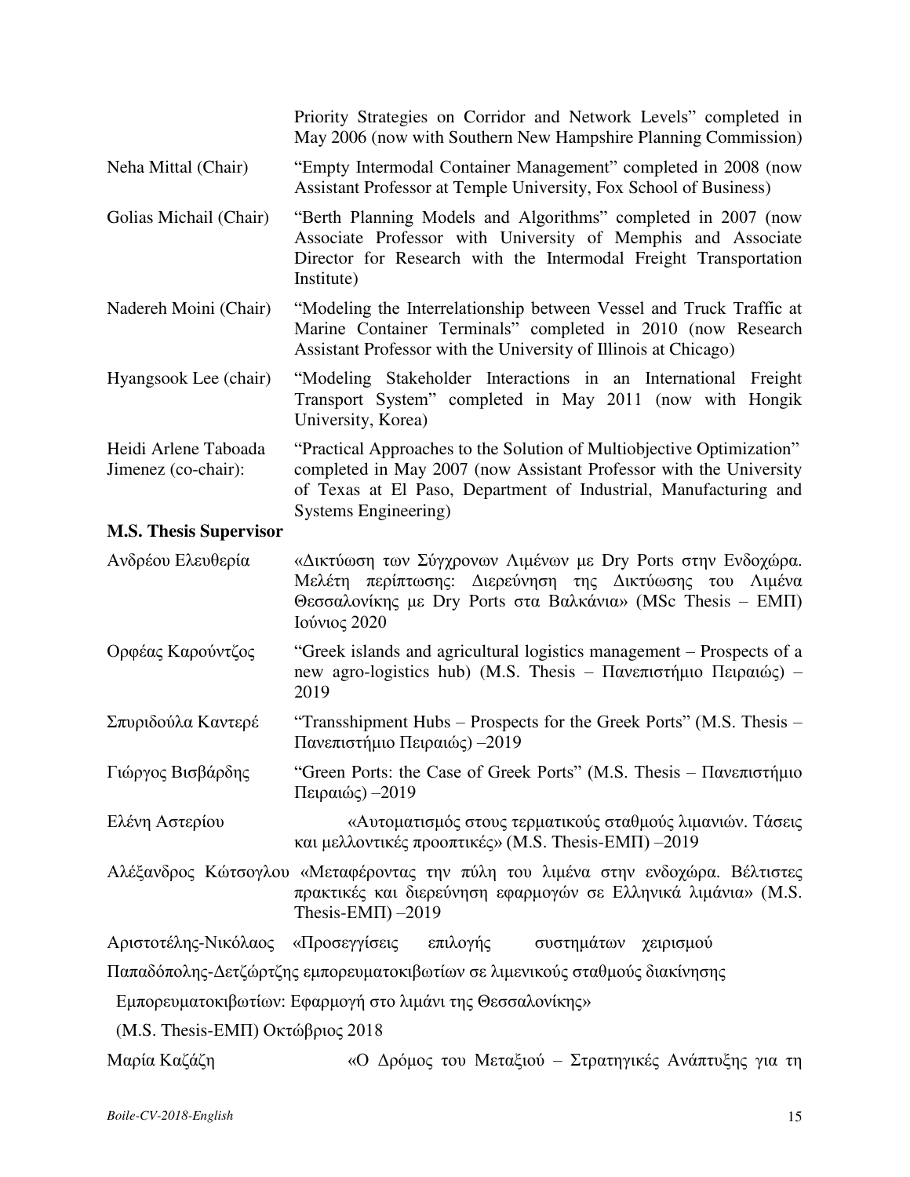Priority Strategies on Corridor and Network Levels" completed in May 2006 (now with Southern New Hampshire Planning Commission)

Neha Mittal (Chair) "Empty Intermodal Container Management" completed in 2008 (now Assistant Professor at Temple University, Fox School of Business)

Golias Michail (Chair) "Berth Planning Models and Algorithms" completed in 2007 (now Associate Professor with University of Memphis and Associate Director for Research with the Intermodal Freight Transportation Institute)

Nadereh Moini (Chair) "Modeling the Interrelationship between Vessel and Truck Traffic at Marine Container Terminals" completed in 2010 (now Research Assistant Professor with the University of Illinois at Chicago)

Hyangsook Lee (chair) "Modeling Stakeholder Interactions in an International Freight Transport System" completed in May 2011 (now with Hongik University, Korea)

Heidi Arlene Taboada Jimenez (co-chair): "Practical Approaches to the Solution of Multiobjective Optimization" completed in May 2007 (now Assistant Professor with the University of Texas at El Paso, Department of Industrial, Manufacturing and Systems Engineering)

**M.S. Thesis Supervisor**

Ανδρέου Ελευθερία «Δικτύωση των Σύγχρονων Λιμένων με Dry Ports στην Ενδοχώρα. Μελέτη περίπτωσης: Διερεύνηση της Δικτύωσης του Λιμένα Θεσσαλονίκης με Dry Ports στα Βαλκάνια» (MSc Thesis – ΕΜΠ) Ιούνιος 2020

Ορφέας Καρούντζος "Greek islands and agricultural logistics management – Prospects of a new agro-logistics hub) (M.S. Thesis – Πανεπιστήμιο Πειραιώς) – 2019

Σπυριδούλα Καντερέ "Transshipment Hubs – Prospects for the Greek Ports" (M.S. Thesis – Πανεπιστήμιο Πειραιώς) –2019

Γιώργος Βισβάρδης "Green Ports: the Case of Greek Ports" (M.S. Thesis – Πανεπιστήμιο Πειραιώς) –2019

Ελένη Αστερίου «Αυτοματισμός στους τερματικούς σταθμούς λιμανιών. Τάσεις και μελλοντικές προοπτικές» (M.S. Thesis-ΕΜΠ) –2019

Αλέξανδρος Κώτσογλου «Μεταφέροντας την πύλη του λιμένα στην ενδοχώρα. Βέλτιστες πρακτικές και διερεύνηση εφαρμογών σε Ελληνικά λιμάνια» (M.S. Thesis-ΕΜΠ) –2019

Αριστοτέλης-Νικόλαος Παπαδόπολης-Δετζώρτζης «Προσεγγίσεις επιλογής συστημάτων χειρισμού εμπορευματοκιβωτίων σε λιμενικούς σταθμούς διακίνησης Εμπορευματοκιβωτίων: Εφαρμογή στο λιμάνι της Θεσσαλονίκης» (M.S. Thesis-ΕΜΠ) Οκτώβριος 2018

Μαρία Καζάζη «Ο Δρόμος του Μεταξιού – Στρατηγικές Ανάπτυξης για τη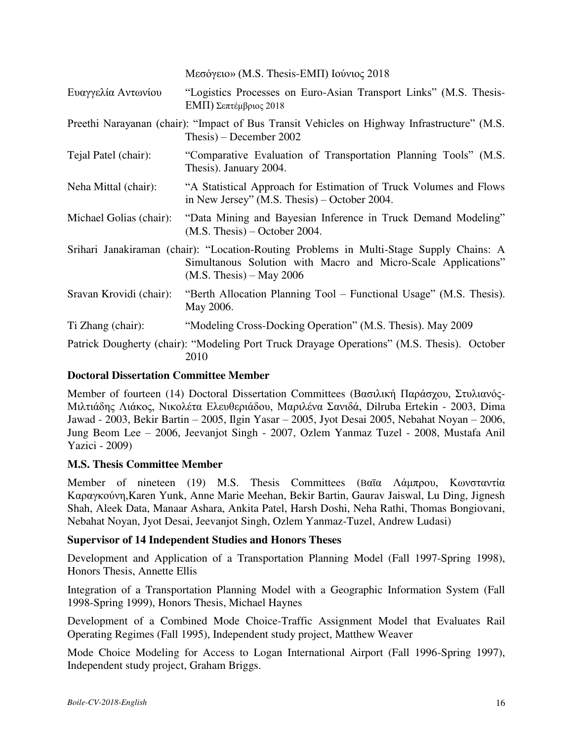Μεσόγειο» (M.S. Thesis-ΕΜΠ) Ιούνιος 2018

Ευαγγελία Αντωνίου — "Logistics Processes on Euro-Asian Transport Links" (M.S. Thesis-ΕΜΠ) Σεπτέμβριος 2018

Preethi Narayanan (chair): "Impact of Bus Transit Vehicles on Highway Infrastructure" (M.S. Thesis) – December 2002

Tejal Patel (chair): "Comparative Evaluation of Transportation Planning Tools" (M.S. Thesis). January 2004.

Neha Mittal (chair): "A Statistical Approach for Estimation of Truck Volumes and Flows in New Jersey" (M.S. Thesis) – October 2004.

Michael Golias (chair): "Data Mining and Bayesian Inference in Truck Demand Modeling" (M.S. Thesis) – October 2004.

Srihari Janakiraman (chair): "Location-Routing Problems in Multi-Stage Supply Chains: A Simultanous Solution with Macro and Micro-Scale Applications" (M.S. Thesis) – May 2006

Sravan Krovidi (chair): "Berth Allocation Planning Tool – Functional Usage" (M.S. Thesis). May 2006.

Ti Zhang (chair): "Modeling Cross-Docking Operation" (M.S. Thesis). May 2009

Patrick Dougherty (chair): "Modeling Port Truck Drayage Operations" (M.S. Thesis). October 2010

**Doctoral Dissertation Committee Member**

Member of fourteen (14) Doctoral Dissertation Committees (Βασιλική Παράσχου, Στυλιανός-Μιλτιάδης Λιάκος, Νικολέτα Ελευθεριάδου, Μαριλένα Σανιδά, Dilruba Ertekin - 2003, Dima Jawad - 2003, Bekir Bartin – 2005, Ilgin Yasar – 2005, Jyot Desai 2005, Nebahat Noyan – 2006, Jung Beom Lee – 2006, Jeevanjot Singh - 2007, Ozlem Yanmaz Tuzel - 2008, Mustafa Anil Yazici - 2009)

**M.S. Thesis Committee Member**

Member of nineteen (19) M.S. Thesis Committees (Βαϊα Λάμπρου, Κωνσταντία Καραγκούνη,Karen Yunk, Anne Marie Meehan, Bekir Bartin, Gaurav Jaiswal, Lu Ding, Jignesh Shah, Aleek Data, Manaar Ashara, Ankita Patel, Harsh Doshi, Neha Rathi, Thomas Bongiovani, Nebahat Noyan, Jyot Desai, Jeevanjot Singh, Ozlem Yanmaz-Tuzel, Andrew Ludasi)

**Supervisor of 14 Independent Studies and Honors Theses**

Development and Application of a Transportation Planning Model (Fall 1997-Spring 1998), Honors Thesis, Annette Ellis

Integration of a Transportation Planning Model with a Geographic Information System (Fall 1998-Spring 1999), Honors Thesis, Michael Haynes

Development of a Combined Mode Choice-Traffic Assignment Model that Evaluates Rail Operating Regimes (Fall 1995), Independent study project, Matthew Weaver

Mode Choice Modeling for Access to Logan International Airport (Fall 1996-Spring 1997), Independent study project, Graham Briggs.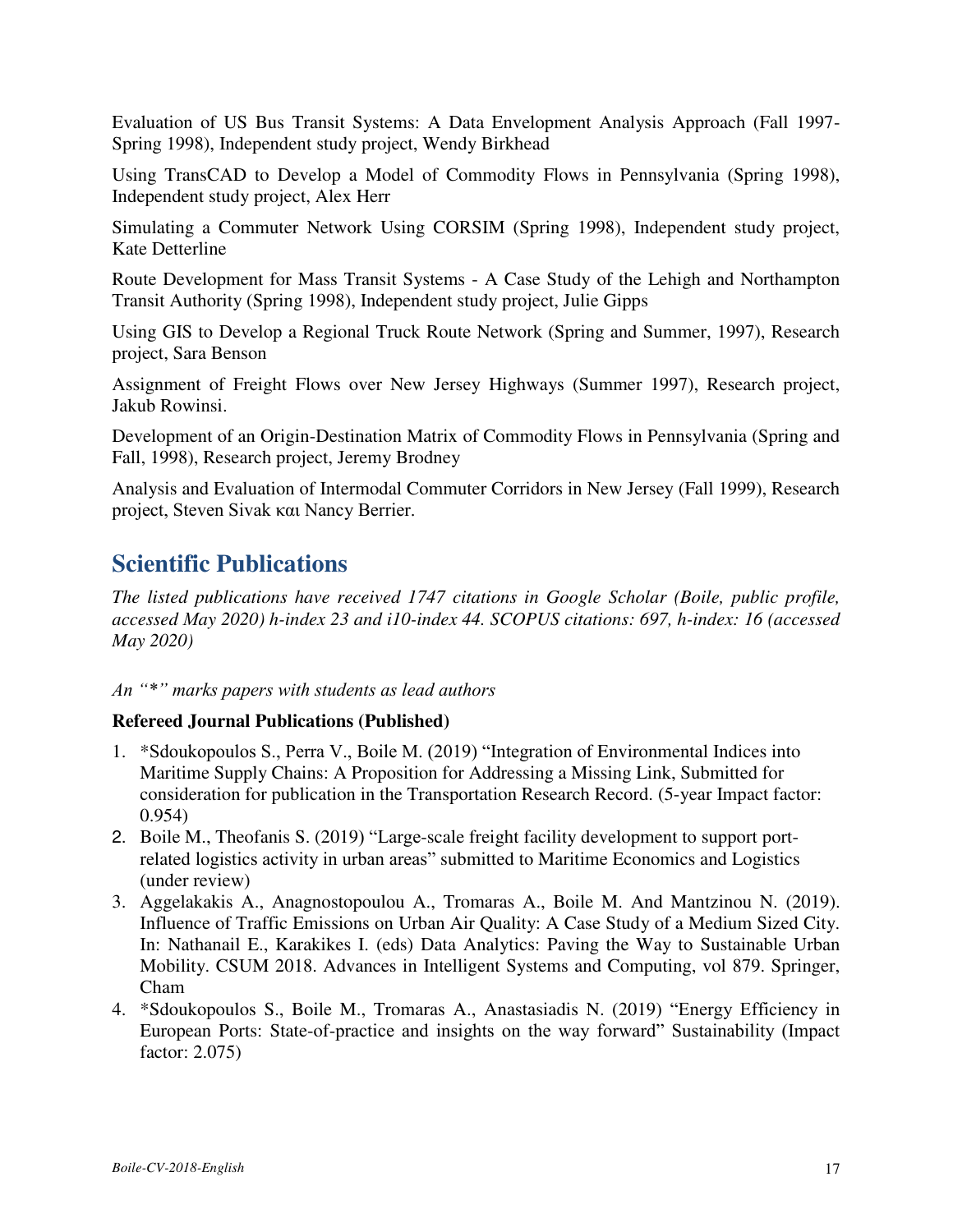Evaluation of US Bus Transit Systems: A Data Envelopment Analysis Approach (Fall 1997-Spring 1998), Independent study project, Wendy Birkhead

Using TransCAD to Develop a Model of Commodity Flows in Pennsylvania (Spring 1998), Independent study project, Alex Herr

Simulating a Commuter Network Using CORSIM (Spring 1998), Independent study project, Kate Detterline

Route Development for Mass Transit Systems - A Case Study of the Lehigh and Northampton Transit Authority (Spring 1998), Independent study project, Julie Gipps

Using GIS to Develop a Regional Truck Route Network (Spring and Summer, 1997), Research project, Sara Benson

Assignment of Freight Flows over New Jersey Highways (Summer 1997), Research project, Jakub Rowinsi.

Development of an Origin-Destination Matrix of Commodity Flows in Pennsylvania (Spring and Fall, 1998), Research project, Jeremy Brodney

Analysis and Evaluation of Intermodal Commuter Corridors in New Jersey (Fall 1999), Research project, Steven Sivak και Nancy Berrier.

## Scientific Publications

*The listed publications have received 1747 citations in Google Scholar (Boile, public profile, accessed May 2020) h-index 23 and i10-index 44. SCOPUS citations: 697, h-index: 16 (accessed May 2020)*

*An "*" marks papers with students as lead authors*

**Refereed Journal Publications (Published)**

1. *Sdoukopoulos S., Perra V., Boile M. (2019) "Integration of Environmental Indices into Maritime Supply Chains: A Proposition for Addressing a Missing Link, Submitted for consideration for publication in the Transportation Research Record. (5-year Impact factor: 0.954)
2. Boile M., Theofanis S. (2019) "Large-scale freight facility development to support port-related logistics activity in urban areas" submitted to Maritime Economics and Logistics (under review)
3. Aggelakakis A., Anagnostopoulou A., Tromaras A., Boile M. And Mantzinou N. (2019). Influence of Traffic Emissions on Urban Air Quality: A Case Study of a Medium Sized City. In: Nathanail E., Karakikes I. (eds) Data Analytics: Paving the Way to Sustainable Urban Mobility. CSUM 2018. Advances in Intelligent Systems and Computing, vol 879. Springer, Cham
4. *Sdoukopoulos S., Boile M., Tromaras A., Anastasiadis N. (2019) "Energy Efficiency in European Ports: State-of-practice and insights on the way forward" Sustainability (Impact factor: 2.075)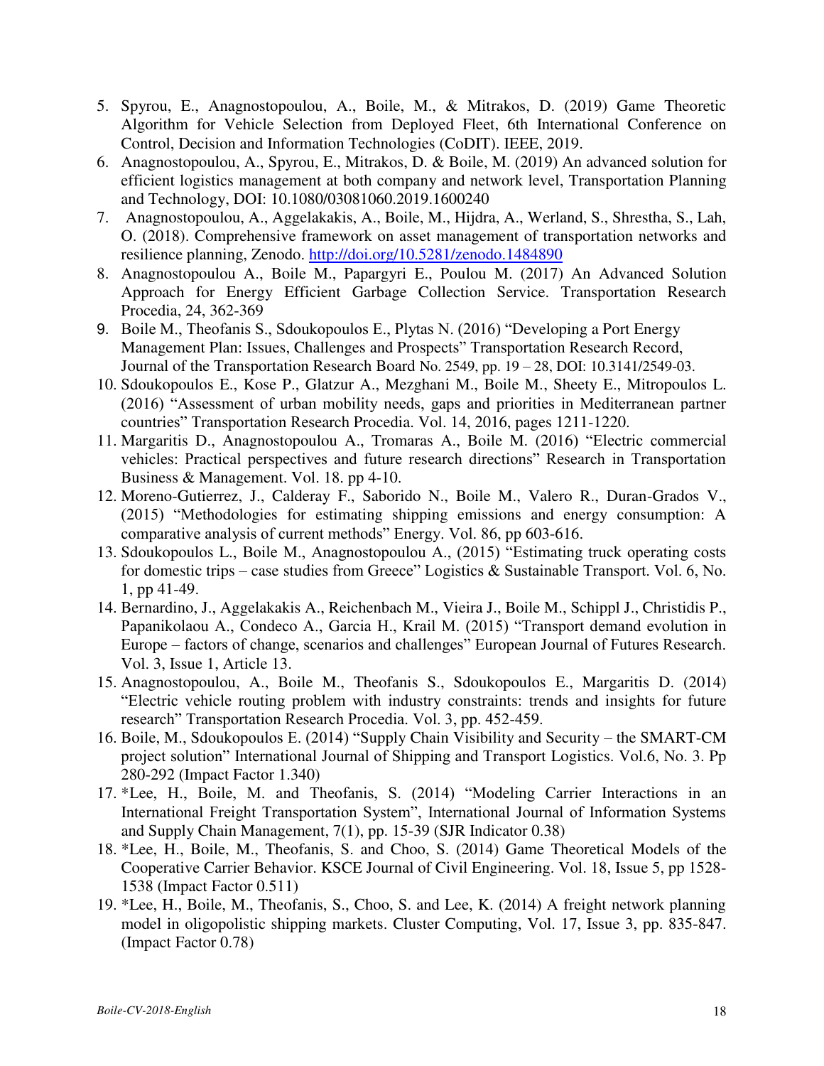5. Spyrou, E., Anagnostopoulou, A., Boile, M., & Mitrakos, D. (2019) Game Theoretic Algorithm for Vehicle Selection from Deployed Fleet, 6th International Conference on Control, Decision and Information Technologies (CoDIT). IEEE, 2019.
6. Anagnostopoulou, A., Spyrou, E., Mitrakos, D. & Boile, M. (2019) An advanced solution for efficient logistics management at both company and network level, Transportation Planning and Technology, DOI: 10.1080/03081060.2019.1600240
7. Anagnostopoulou, A., Aggelakakis, A., Boile, M., Hijdra, A., Werland, S., Shrestha, S., Lah, O. (2018). Comprehensive framework on asset management of transportation networks and resilience planning, Zenodo. [http://doi.org/10.5281/zenodo.1484890](http://doi.org/10.5281/zenodo.1484890)
8. Anagnostopoulou A., Boile M., Papargyri E., Poulou M. (2017) An Advanced Solution Approach for Energy Efficient Garbage Collection Service. Transportation Research Procedia, 24, 362-369
9. Boile M., Theofanis S., Sdoukopoulos E., Plytas N. (2016) "Developing a Port Energy Management Plan: Issues, Challenges and Prospects" Transportation Research Record, Journal of the Transportation Research Board No. 2549, pp. 19 – 28, DOI: 10.3141/2549-03.
10. Sdoukopoulos E., Kose P., Glatzur A., Mezghani M., Boile M., Sheety E., Mitropoulos L. (2016) "Assessment of urban mobility needs, gaps and priorities in Mediterranean partner countries" Transportation Research Procedia. Vol. 14, 2016, pages 1211-1220.
11. Margaritis D., Anagnostopoulou A., Tromaras A., Boile M. (2016) "Electric commercial vehicles: Practical perspectives and future research directions" Research in Transportation Business & Management. Vol. 18. pp 4-10.
12. Moreno-Gutierrez, J., Calderay F., Saborido N., Boile M., Valero R., Duran-Grados V., (2015) "Methodologies for estimating shipping emissions and energy consumption: A comparative analysis of current methods" Energy. Vol. 86, pp 603-616.
13. Sdoukopoulos L., Boile M., Anagnostopoulou A., (2015) "Estimating truck operating costs for domestic trips – case studies from Greece" Logistics & Sustainable Transport. Vol. 6, No. 1, pp 41-49.
14. Bernardino, J., Aggelakakis A., Reichenbach M., Vieira J., Boile M., Schippl J., Christidis P., Papanikolaou A., Condeco A., Garcia H., Krail M. (2015) "Transport demand evolution in Europe – factors of change, scenarios and challenges" European Journal of Futures Research. Vol. 3, Issue 1, Article 13.
15. Anagnostopoulou, A., Boile M., Theofanis S., Sdoukopoulos E., Margaritis D. (2014) "Electric vehicle routing problem with industry constraints: trends and insights for future research" Transportation Research Procedia. Vol. 3, pp. 452-459.
16. Boile, M., Sdoukopoulos E. (2014) "Supply Chain Visibility and Security – the SMART-CM project solution" International Journal of Shipping and Transport Logistics. Vol.6, No. 3. Pp 280-292 (Impact Factor 1.340)
17. *Lee, H., Boile, M. and Theofanis, S. (2014) "Modeling Carrier Interactions in an International Freight Transportation System", International Journal of Information Systems and Supply Chain Management, 7(1), pp. 15-39 (SJR Indicator 0.38)
18. *Lee, H., Boile, M., Theofanis, S. and Choo, S. (2014) Game Theoretical Models of the Cooperative Carrier Behavior. KSCE Journal of Civil Engineering. Vol. 18, Issue 5, pp 1528-1538 (Impact Factor 0.511)
19. *Lee, H., Boile, M., Theofanis, S., Choo, S. and Lee, K. (2014) A freight network planning model in oligopolistic shipping markets. Cluster Computing, Vol. 17, Issue 3, pp. 835-847. (Impact Factor 0.78)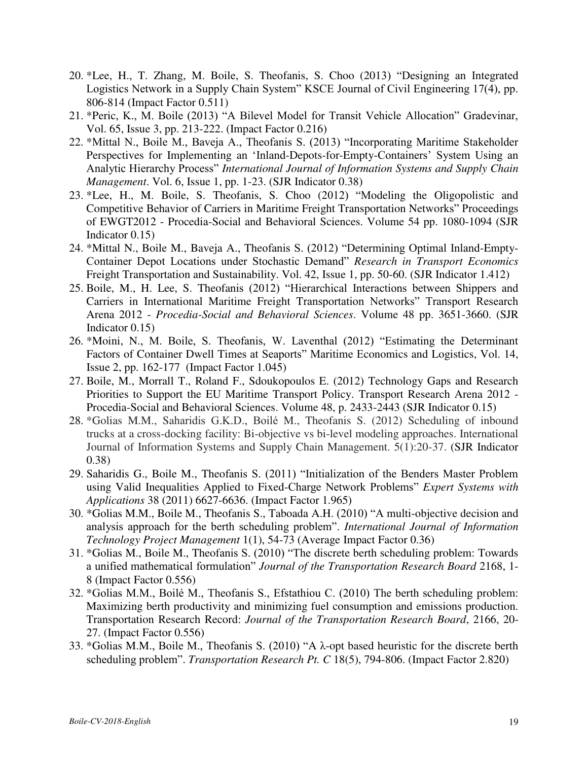20. *Lee, H., T. Zhang, M. Boile, S. Theofanis, S. Choo (2013) "Designing an Integrated Logistics Network in a Supply Chain System" KSCE Journal of Civil Engineering 17(4), pp. 806-814 (Impact Factor 0.511)
21. *Peric, K., M. Boile (2013) "A Bilevel Model for Transit Vehicle Allocation" Gradevinar, Vol. 65, Issue 3, pp. 213-222. (Impact Factor 0.216)
22. *Mittal N., Boile M., Baveja A., Theofanis S. (2013) "Incorporating Maritime Stakeholder Perspectives for Implementing an 'Inland-Depots-for-Empty-Containers' System Using an Analytic Hierarchy Process" *International Journal of Information Systems and Supply Chain Management*. Vol. 6, Issue 1, pp. 1-23. (SJR Indicator 0.38)
23. *Lee, H., M. Boile, S. Theofanis, S. Choo (2012) "Modeling the Oligopolistic and Competitive Behavior of Carriers in Maritime Freight Transportation Networks" Proceedings of EWGT2012 - Procedia-Social and Behavioral Sciences. Volume 54 pp. 1080-1094 (SJR Indicator 0.15)
24. *Mittal N., Boile M., Baveja A., Theofanis S. (2012) "Determining Optimal Inland-Empty-Container Depot Locations under Stochastic Demand" *Research in Transport Economics* Freight Transportation and Sustainability. Vol. 42, Issue 1, pp. 50-60. (SJR Indicator 1.412)
25. Boile, M., H. Lee, S. Theofanis (2012) "Hierarchical Interactions between Shippers and Carriers in International Maritime Freight Transportation Networks" Transport Research Arena 2012 - *Procedia-Social and Behavioral Sciences*. Volume 48 pp. 3651-3660. (SJR Indicator 0.15)
26. *Moini, N., M. Boile, S. Theofanis, W. Laventhal (2012) "Estimating the Determinant Factors of Container Dwell Times at Seaports" Maritime Economics and Logistics, Vol. 14, Issue 2, pp. 162-177 (Impact Factor 1.045)
27. Boile, M., Morrall T., Roland F., Sdoukopoulos E. (2012) Technology Gaps and Research Priorities to Support the EU Maritime Transport Policy. Transport Research Arena 2012 - Procedia-Social and Behavioral Sciences. Volume 48, p. 2433-2443 (SJR Indicator 0.15)
28. *Golias M.M., Saharidis G.K.D., Boilé M., Theofanis S. (2012) Scheduling of inbound trucks at a cross-docking facility: Bi-objective vs bi-level modeling approaches. International Journal of Information Systems and Supply Chain Management. 5(1):20-37. (SJR Indicator 0.38)
29. Saharidis G., Boile M., Theofanis S. (2011) "Initialization of the Benders Master Problem using Valid Inequalities Applied to Fixed-Charge Network Problems" *Expert Systems with Applications* 38 (2011) 6627-6636. (Impact Factor 1.965)
30. *Golias M.M., Boile M., Theofanis S., Taboada A.H. (2010) "A multi-objective decision and analysis approach for the berth scheduling problem". *International Journal of Information Technology Project Management* 1(1), 54-73 (Average Impact Factor 0.36)
31. *Golias M., Boile M., Theofanis S. (2010) "The discrete berth scheduling problem: Towards a unified mathematical formulation" *Journal of the Transportation Research Board* 2168, 1-8 (Impact Factor 0.556)
32. *Golias M.M., Boilé M., Theofanis S., Efstathiou C. (2010) The berth scheduling problem: Maximizing berth productivity and minimizing fuel consumption and emissions production. Transportation Research Record: *Journal of the Transportation Research Board*, 2166, 20-27. (Impact Factor 0.556)
33. *Golias M.M., Boile M., Theofanis S. (2010) "A $\lambda$-opt based heuristic for the discrete berth scheduling problem". *Transportation Research Pt. C* 18(5), 794-806. (Impact Factor 2.820)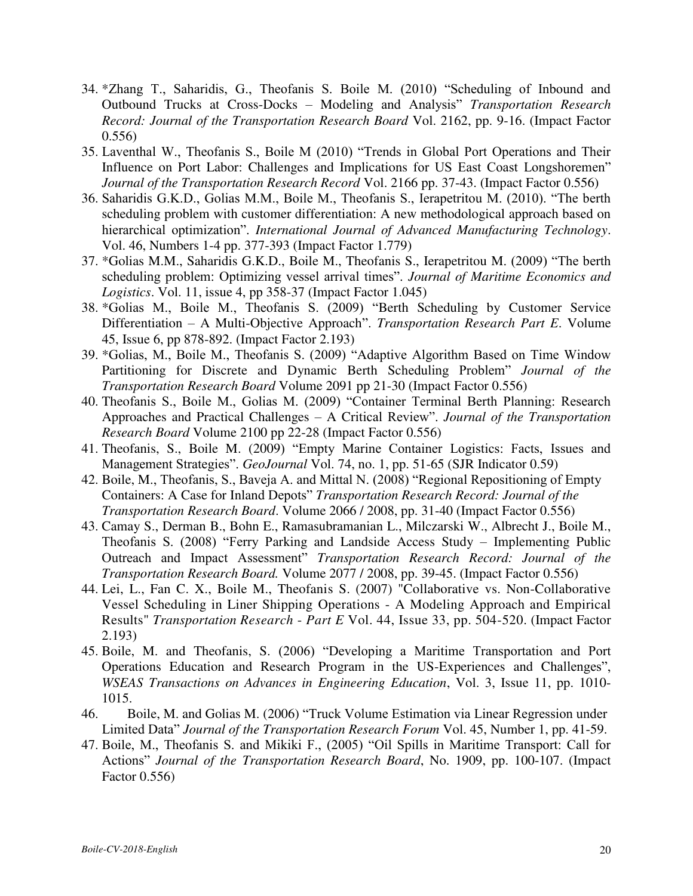34. *Zhang T., Saharidis, G., Theofanis S. Boile M. (2010) "Scheduling of Inbound and Outbound Trucks at Cross-Docks – Modeling and Analysis" *Transportation Research Record: Journal of the Transportation Research Board* Vol. 2162, pp. 9-16. (Impact Factor 0.556)
35. Laventhal W., Theofanis S., Boile M (2010) "Trends in Global Port Operations and Their Influence on Port Labor: Challenges and Implications for US East Coast Longshoremen" *Journal of the Transportation Research Record* Vol. 2166 pp. 37-43. (Impact Factor 0.556)
36. Saharidis G.K.D., Golias M.M., Boile M., Theofanis S., Ierapetritou M. (2010). "The berth scheduling problem with customer differentiation: A new methodological approach based on hierarchical optimization". *International Journal of Advanced Manufacturing Technology*. Vol. 46, Numbers 1-4 pp. 377-393 (Impact Factor 1.779)
37. *Golias M.M., Saharidis G.K.D., Boile M., Theofanis S., Ierapetritou M. (2009) "The berth scheduling problem: Optimizing vessel arrival times". *Journal of Maritime Economics and Logistics*. Vol. 11, issue 4, pp 358-37 (Impact Factor 1.045)
38. *Golias M., Boile M., Theofanis S. (2009) "Berth Scheduling by Customer Service Differentiation – A Multi-Objective Approach". *Transportation Research Part E*. Volume 45, Issue 6, pp 878-892. (Impact Factor 2.193)
39. *Golias, M., Boile M., Theofanis S. (2009) "Adaptive Algorithm Based on Time Window Partitioning for Discrete and Dynamic Berth Scheduling Problem" *Journal of the Transportation Research Board* Volume 2091 pp 21-30 (Impact Factor 0.556)
40. Theofanis S., Boile M., Golias M. (2009) "Container Terminal Berth Planning: Research Approaches and Practical Challenges – A Critical Review". *Journal of the Transportation Research Board* Volume 2100 pp 22-28 (Impact Factor 0.556)
41. Theofanis, S., Boile M. (2009) "Empty Marine Container Logistics: Facts, Issues and Management Strategies". *GeoJournal* Vol. 74, no. 1, pp. 51-65 (SJR Indicator 0.59)
42. Boile, M., Theofanis, S., Baveja A. and Mittal N. (2008) "Regional Repositioning of Empty Containers: A Case for Inland Depots" *Transportation Research Record: Journal of the Transportation Research Board*. Volume 2066 / 2008, pp. 31-40 (Impact Factor 0.556)
43. Camay S., Derman B., Bohn E., Ramasubramanian L., Milczarski W., Albrecht J., Boile M., Theofanis S. (2008) "Ferry Parking and Landside Access Study – Implementing Public Outreach and Impact Assessment" *Transportation Research Record: Journal of the Transportation Research Board.* Volume 2077 / 2008, pp. 39-45. (Impact Factor 0.556)
44. Lei, L., Fan C. X., Boile M., Theofanis S. (2007) "Collaborative vs. Non-Collaborative Vessel Scheduling in Liner Shipping Operations - A Modeling Approach and Empirical Results" *Transportation Research - Part E* Vol. 44, Issue 33, pp. 504-520. (Impact Factor 2.193)
45. Boile, M. and Theofanis, S. (2006) "Developing a Maritime Transportation and Port Operations Education and Research Program in the US-Experiences and Challenges", *WSEAS Transactions on Advances in Engineering Education*, Vol. 3, Issue 11, pp. 1010-1015.
46. Boile, M. and Golias M. (2006) "Truck Volume Estimation via Linear Regression under Limited Data" *Journal of the Transportation Research Forum* Vol. 45, Number 1, pp. 41-59.
47. Boile, M., Theofanis S. and Mikiki F., (2005) "Oil Spills in Maritime Transport: Call for Actions" *Journal of the Transportation Research Board*, No. 1909, pp. 100-107. (Impact Factor 0.556)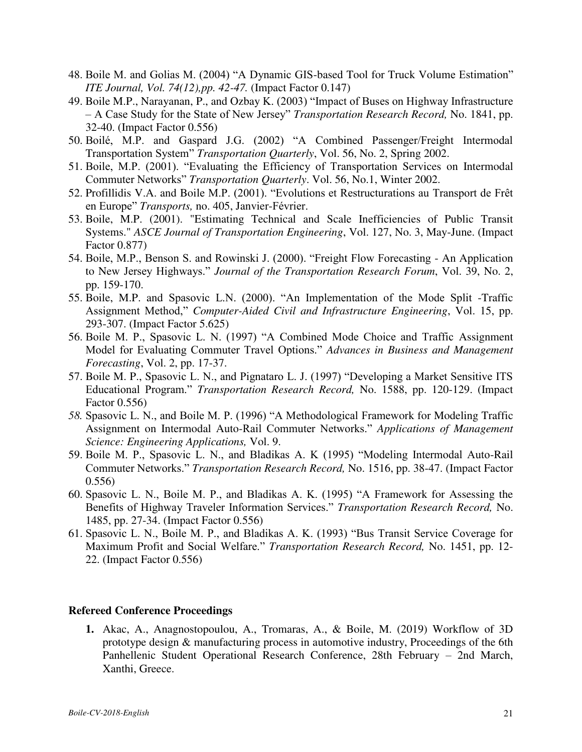48. Boile M. and Golias M. (2004) "A Dynamic GIS-based Tool for Truck Volume Estimation" *ITE Journal, Vol. 74(12),pp. 42-47.* (Impact Factor 0.147)
49. Boile M.P., Narayanan, P., and Ozbay K. (2003) "Impact of Buses on Highway Infrastructure – A Case Study for the State of New Jersey" *Transportation Research Record,* No. 1841, pp. 32-40. (Impact Factor 0.556)
50. Boilé, M.P. and Gaspard J.G. (2002) "A Combined Passenger/Freight Intermodal Transportation System" *Transportation Quarterly*, Vol. 56, No. 2, Spring 2002.
51. Boile, M.P. (2001). "Evaluating the Efficiency of Transportation Services on Intermodal Commuter Networks" *Transportation Quarterly*. Vol. 56, No.1, Winter 2002.
52. Profillidis V.A. and Boile M.P. (2001). "Evolutions et Restructurations au Transport de Frêt en Europe" *Transports,* no. 405, Janvier-Février.
53. Boile, M.P. (2001). "Estimating Technical and Scale Inefficiencies of Public Transit Systems." *ASCE Journal of Transportation Engineering*, Vol. 127, No. 3, May-June. (Impact Factor 0.877)
54. Boile, M.P., Benson S. and Rowinski J. (2000). "Freight Flow Forecasting - An Application to New Jersey Highways." *Journal of the Transportation Research Forum*, Vol. 39, No. 2, pp. 159-170.
55. Boile, M.P. and Spasovic L.N. (2000). "An Implementation of the Mode Split -Traffic Assignment Method," *Computer-Aided Civil and Infrastructure Engineering*, Vol. 15, pp. 293-307. (Impact Factor 5.625)
56. Boile M. P., Spasovic L. N. (1997) "A Combined Mode Choice and Traffic Assignment Model for Evaluating Commuter Travel Options." *Advances in Business and Management Forecasting*, Vol. 2, pp. 17-37.
57. Boile M. P., Spasovic L. N., and Pignataro L. J. (1997) "Developing a Market Sensitive ITS Educational Program." *Transportation Research Record,* No. 1588, pp. 120-129. (Impact Factor 0.556)
58. Spasovic L. N., and Boile M. P. (1996) "A Methodological Framework for Modeling Traffic Assignment on Intermodal Auto-Rail Commuter Networks." *Applications of Management Science: Engineering Applications,* Vol. 9.
59. Boile M. P., Spasovic L. N., and Bladikas A. K (1995) "Modeling Intermodal Auto-Rail Commuter Networks." *Transportation Research Record,* No. 1516, pp. 38-47. (Impact Factor 0.556)
60. Spasovic L. N., Boile M. P., and Bladikas A. K. (1995) "A Framework for Assessing the Benefits of Highway Traveler Information Services." *Transportation Research Record,* No. 1485, pp. 27-34. (Impact Factor 0.556)
61. Spasovic L. N., Boile M. P., and Bladikas A. K. (1993) "Bus Transit Service Coverage for Maximum Profit and Social Welfare." *Transportation Research Record,* No. 1451, pp. 12-22. (Impact Factor 0.556)

### Refereed Conference Proceedings

1. Akac, A., Anagnostopoulou, A., Tromaras, A., & Boile, M. (2019) Workflow of 3D prototype design & manufacturing process in automotive industry, Proceedings of the 6th Panhellenic Student Operational Research Conference, 28th February – 2nd March, Xanthi, Greece.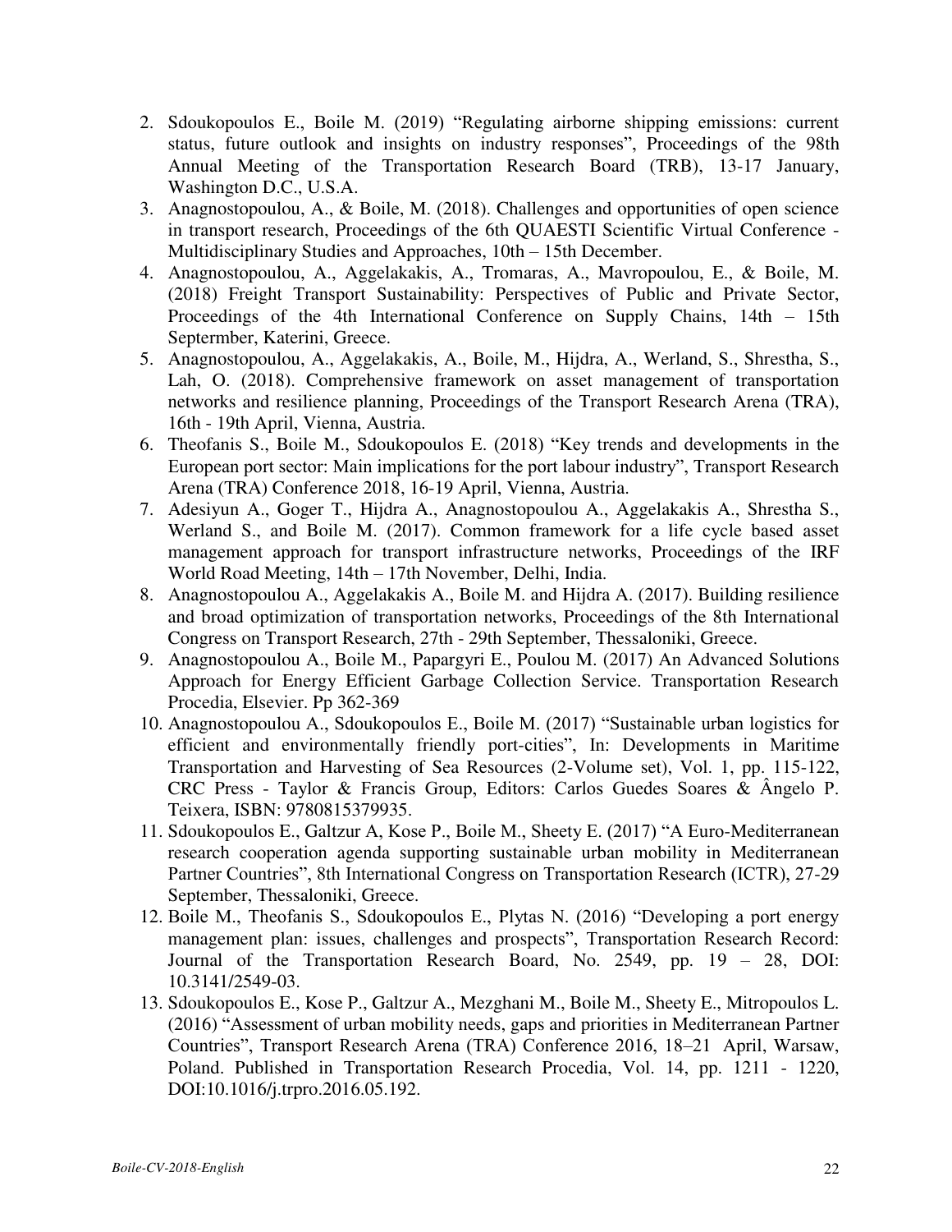2. Sdoukopoulos E., Boile M. (2019) “Regulating airborne shipping emissions: current status, future outlook and insights on industry responses”, Proceedings of the 98th Annual Meeting of the Transportation Research Board (TRB), 13-17 January, Washington D.C., U.S.A.
3. Anagnostopoulou, A., & Boile, M. (2018). Challenges and opportunities of open science in transport research, Proceedings of the 6th QUAESTI Scientific Virtual Conference - Multidisciplinary Studies and Approaches, 10th – 15th December.
4. Anagnostopoulou, A., Aggelakakis, A., Tromaras, A., Mavropoulou, E., & Boile, M. (2018) Freight Transport Sustainability: Perspectives of Public and Private Sector, Proceedings of the 4th International Conference on Supply Chains, 14th – 15th Septermber, Katerini, Greece.
5. Anagnostopoulou, A., Aggelakakis, A., Boile, M., Hijdra, A., Werland, S., Shrestha, S., Lah, O. (2018). Comprehensive framework on asset management of transportation networks and resilience planning, Proceedings of the Transport Research Arena (TRA), 16th - 19th April, Vienna, Austria.
6. Theofanis S., Boile M., Sdoukopoulos E. (2018) “Key trends and developments in the European port sector: Main implications for the port labour industry”, Transport Research Arena (TRA) Conference 2018, 16-19 April, Vienna, Austria.
7. Adesiyun A., Goger T., Hijdra A., Anagnostopoulou A., Aggelakakis A., Shrestha S., Werland S., and Boile M. (2017). Common framework for a life cycle based asset management approach for transport infrastructure networks, Proceedings of the IRF World Road Meeting, 14th – 17th November, Delhi, India.
8. Anagnostopoulou A., Aggelakakis A., Boile M. and Hijdra A. (2017). Building resilience and broad optimization of transportation networks, Proceedings of the 8th International Congress on Transport Research, 27th - 29th September, Thessaloniki, Greece.
9. Anagnostopoulou A., Boile M., Papargyri E., Poulou M. (2017) An Advanced Solutions Approach for Energy Efficient Garbage Collection Service. Transportation Research Procedia, Elsevier. Pp 362-369
10. Anagnostopoulou A., Sdoukopoulos E., Boile M. (2017) “Sustainable urban logistics for efficient and environmentally friendly port-cities”, In: Developments in Maritime Transportation and Harvesting of Sea Resources (2-Volume set), Vol. 1, pp. 115-122, CRC Press - Taylor & Francis Group, Editors: Carlos Guedes Soares & Ângelo P. Teixera, ISBN: 9780815379935.
11. Sdoukopoulos E., Galtzur A, Kose P., Boile M., Sheety E. (2017) “A Euro-Mediterranean research cooperation agenda supporting sustainable urban mobility in Mediterranean Partner Countries”, 8th International Congress on Transportation Research (ICTR), 27-29 September, Thessaloniki, Greece.
12. Boile M., Theofanis S., Sdoukopoulos E., Plytas N. (2016) “Developing a port energy management plan: issues, challenges and prospects”, Transportation Research Record: Journal of the Transportation Research Board, No. 2549, pp. 19 – 28, DOI: 10.3141/2549-03.
13. Sdoukopoulos E., Kose P., Galtzur A., Mezghani M., Boile M., Sheety E., Mitropoulos L. (2016) “Assessment of urban mobility needs, gaps and priorities in Mediterranean Partner Countries”, Transport Research Arena (TRA) Conference 2016, 18–21 April, Warsaw, Poland. Published in Transportation Research Procedia, Vol. 14, pp. 1211 - 1220, DOI:10.1016/j.trpro.2016.05.192.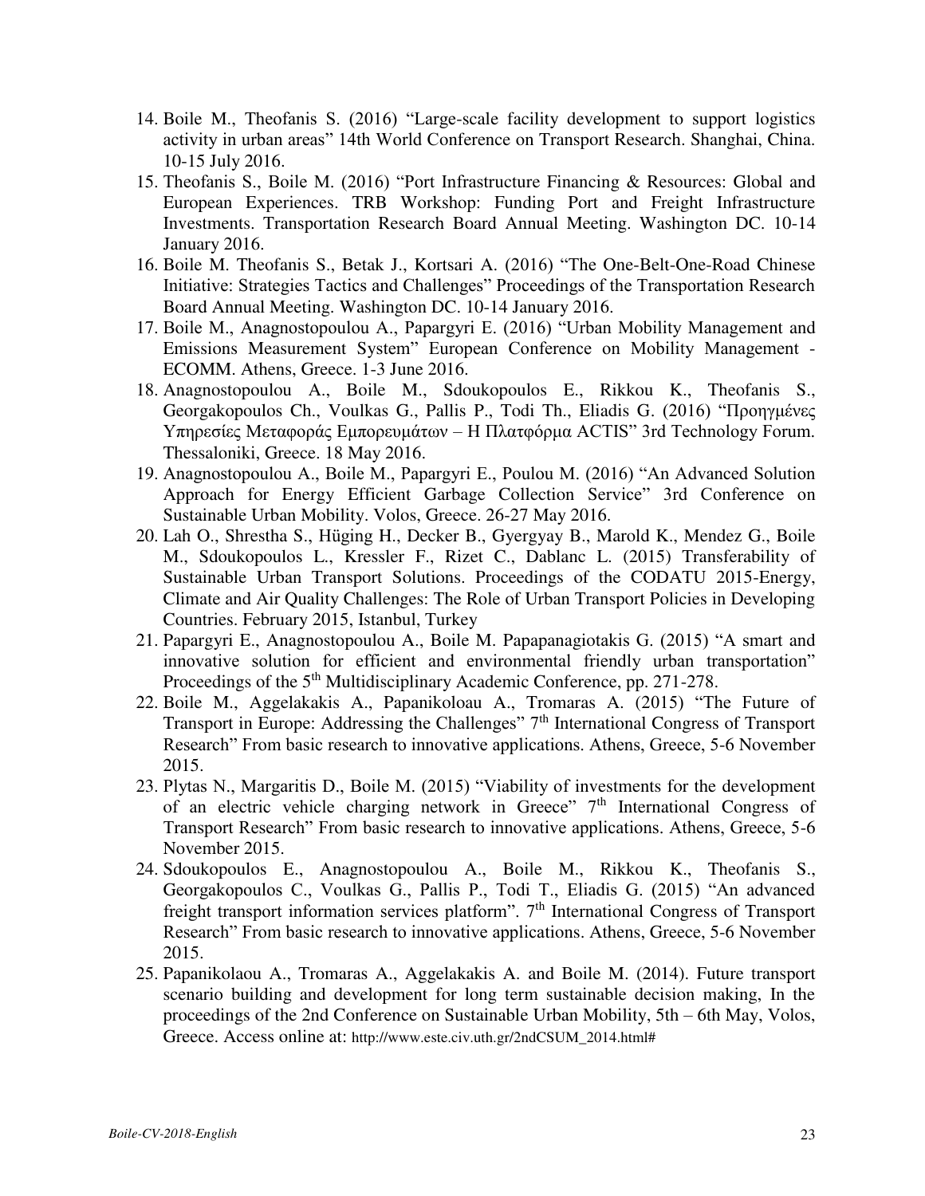14. Boile M., Theofanis S. (2016) "Large-scale facility development to support logistics activity in urban areas" 14th World Conference on Transport Research. Shanghai, China. 10-15 July 2016.
15. Theofanis S., Boile M. (2016) "Port Infrastructure Financing & Resources: Global and European Experiences. TRB Workshop: Funding Port and Freight Infrastructure Investments. Transportation Research Board Annual Meeting. Washington DC. 10-14 January 2016.
16. Boile M. Theofanis S., Betak J., Kortsari A. (2016) "The One-Belt-One-Road Chinese Initiative: Strategies Tactics and Challenges" Proceedings of the Transportation Research Board Annual Meeting. Washington DC. 10-14 January 2016.
17. Boile M., Anagnostopoulou A., Papargyri E. (2016) "Urban Mobility Management and Emissions Measurement System" European Conference on Mobility Management - ECOMM. Athens, Greece. 1-3 June 2016.
18. Anagnostopoulou A., Boile M., Sdoukopoulos E., Rikkou K., Theofanis S., Georgakopoulos Ch., Voulkas G., Pallis P., Todi Th., Eliadis G. (2016) "Προηγμένες Υπηρεσίες Μεταφοράς Εμπορευμάτων – Η Πλατφόρμα ACTIS" 3rd Technology Forum. Thessaloniki, Greece. 18 May 2016.
19. Anagnostopoulou A., Boile M., Papargyri E., Poulou M. (2016) "An Advanced Solution Approach for Energy Efficient Garbage Collection Service" 3rd Conference on Sustainable Urban Mobility. Volos, Greece. 26-27 May 2016.
20. Lah O., Shrestha S., Hüging H., Decker B., Gyergyay B., Marold K., Mendez G., Boile M., Sdoukopoulos L., Kressler F., Rizet C., Dablanc L. (2015) Transferability of Sustainable Urban Transport Solutions. Proceedings of the CODATU 2015-Energy, Climate and Air Quality Challenges: The Role of Urban Transport Policies in Developing Countries. February 2015, Istanbul, Turkey
21. Papargyri E., Anagnostopoulou A., Boile M. Papapanagiotakis G. (2015) "A smart and innovative solution for efficient and environmental friendly urban transportation" Proceedings of the 5th Multidisciplinary Academic Conference, pp. 271-278.
22. Boile M., Aggelakakis A., Papanikoloau A., Tromaras A. (2015) "The Future of Transport in Europe: Addressing the Challenges" 7th International Congress of Transport Research" From basic research to innovative applications. Athens, Greece, 5-6 November 2015.
23. Plytas N., Margaritis D., Boile M. (2015) "Viability of investments for the development of an electric vehicle charging network in Greece" 7th International Congress of Transport Research" From basic research to innovative applications. Athens, Greece, 5-6 November 2015.
24. Sdoukopoulos E., Anagnostopoulou A., Boile M., Rikkou K., Theofanis S., Georgakopoulos C., Voulkas G., Pallis P., Todi T., Eliadis G. (2015) "An advanced freight transport information services platform". 7th International Congress of Transport Research" From basic research to innovative applications. Athens, Greece, 5-6 November 2015.
25. Papanikolaou A., Tromaras A., Aggelakakis A. and Boile M. (2014). Future transport scenario building and development for long term sustainable decision making, In the proceedings of the 2nd Conference on Sustainable Urban Mobility, 5th – 6th May, Volos, Greece. Access online at: http://www.este.civ.uth.gr/2ndCSUM_2014.html#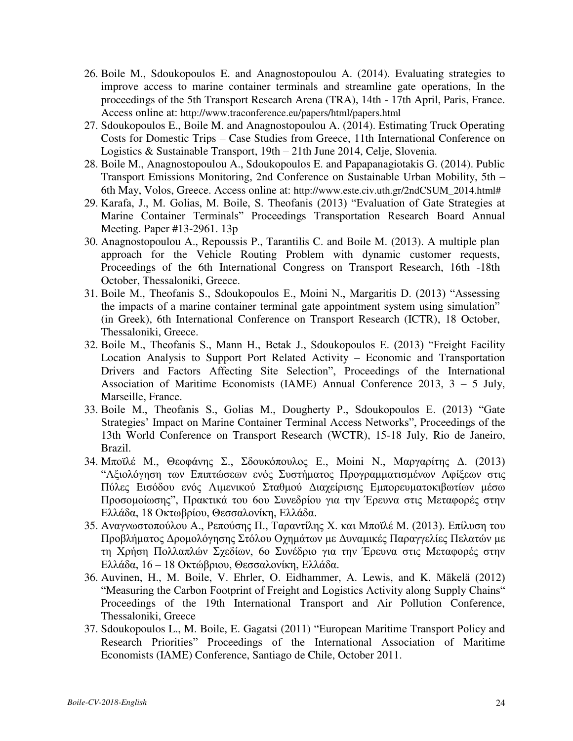26. Boile M., Sdoukopoulos E. and Anagnostopoulou A. (2014). Evaluating strategies to improve access to marine container terminals and streamline gate operations, In the proceedings of the 5th Transport Research Arena (TRA), 14th - 17th April, Paris, France. Access online at: http://www.traconference.eu/papers/html/papers.html
27. Sdoukopoulos E., Boile M. and Anagnostopoulou A. (2014). Estimating Truck Operating Costs for Domestic Trips – Case Studies from Greece, 11th International Conference on Logistics & Sustainable Transport, 19th – 21th June 2014, Celje, Slovenia.
28. Boile M., Anagnostopoulou A., Sdoukopoulos E. and Papapanagiotakis G. (2014). Public Transport Emissions Monitoring, 2nd Conference on Sustainable Urban Mobility, 5th – 6th May, Volos, Greece. Access online at: http://www.este.civ.uth.gr/2ndCSUM_2014.html#
29. Karafa, J., M. Golias, M. Boile, S. Theofanis (2013) "Evaluation of Gate Strategies at Marine Container Terminals" Proceedings Transportation Research Board Annual Meeting. Paper #13-2961. 13p
30. Anagnostopoulou A., Repoussis P., Tarantilis C. and Boile M. (2013). A multiple plan approach for the Vehicle Routing Problem with dynamic customer requests, Proceedings of the 6th International Congress on Transport Research, 16th -18th October, Thessaloniki, Greece.
31. Boile M., Theofanis S., Sdoukopoulos E., Moini N., Margaritis D. (2013) "Assessing the impacts of a marine container terminal gate appointment system using simulation" (in Greek), 6th International Conference on Transport Research (ICTR), 18 October, Thessaloniki, Greece.
32. Boile M., Theofanis S., Mann H., Betak J., Sdoukopoulos E. (2013) "Freight Facility Location Analysis to Support Port Related Activity – Economic and Transportation Drivers and Factors Affecting Site Selection", Proceedings of the International Association of Maritime Economists (IAME) Annual Conference 2013, 3 – 5 July, Marseille, France.
33. Boile M., Theofanis S., Golias M., Dougherty P., Sdoukopoulos E. (2013) "Gate Strategies' Impact on Marine Container Terminal Access Networks", Proceedings of the 13th World Conference on Transport Research (WCTR), 15-18 July, Rio de Janeiro, Brazil.
34. Μποϊλέ Μ., Θεοφάνης Σ., Σδουκόπουλος Ε., Moini N., Μαργαρίτης Δ. (2013) "Αξιολόγηση των Επιπτώσεων ενός Συστήματος Προγραμματισμένων Αφίξεων στις Πύλες Εισόδου ενός Λιμενικού Σταθμού Διαχείρισης Εμπορευματοκιβωτίων μέσω Προσομοίωσης", Πρακτικά του 6ου Συνεδρίου για την Έρευνα στις Μεταφορές στην Ελλάδα, 18 Οκτωβρίου, Θεσσαλονίκη, Ελλάδα.
35. Αναγνωστοπούλου Α., Ρεπούσης Π., Ταραντίλης Χ. και Μποϊλέ Μ. (2013). Επίλυση του Προβλήματος Δρομολόγησης Στόλου Οχημάτων με Δυναμικές Παραγγελίες Πελατών με τη Χρήση Πολλαπλών Σχεδίων, 6ο Συνέδριο για την Έρευνα στις Μεταφορές στην Ελλάδα, 16 – 18 Οκτώβριου, Θεσσαλονίκη, Ελλάδα.
36. Auvinen, H., M. Boile, V. Ehrler, O. Eidhammer, A. Lewis, and K. Mäkelä (2012) "Measuring the Carbon Footprint of Freight and Logistics Activity along Supply Chains" Proceedings of the 19th International Transport and Air Pollution Conference, Thessaloniki, Greece
37. Sdoukopoulos L., M. Boile, E. Gagatsi (2011) "European Maritime Transport Policy and Research Priorities" Proceedings of the International Association of Maritime Economists (IAME) Conference, Santiago de Chile, October 2011.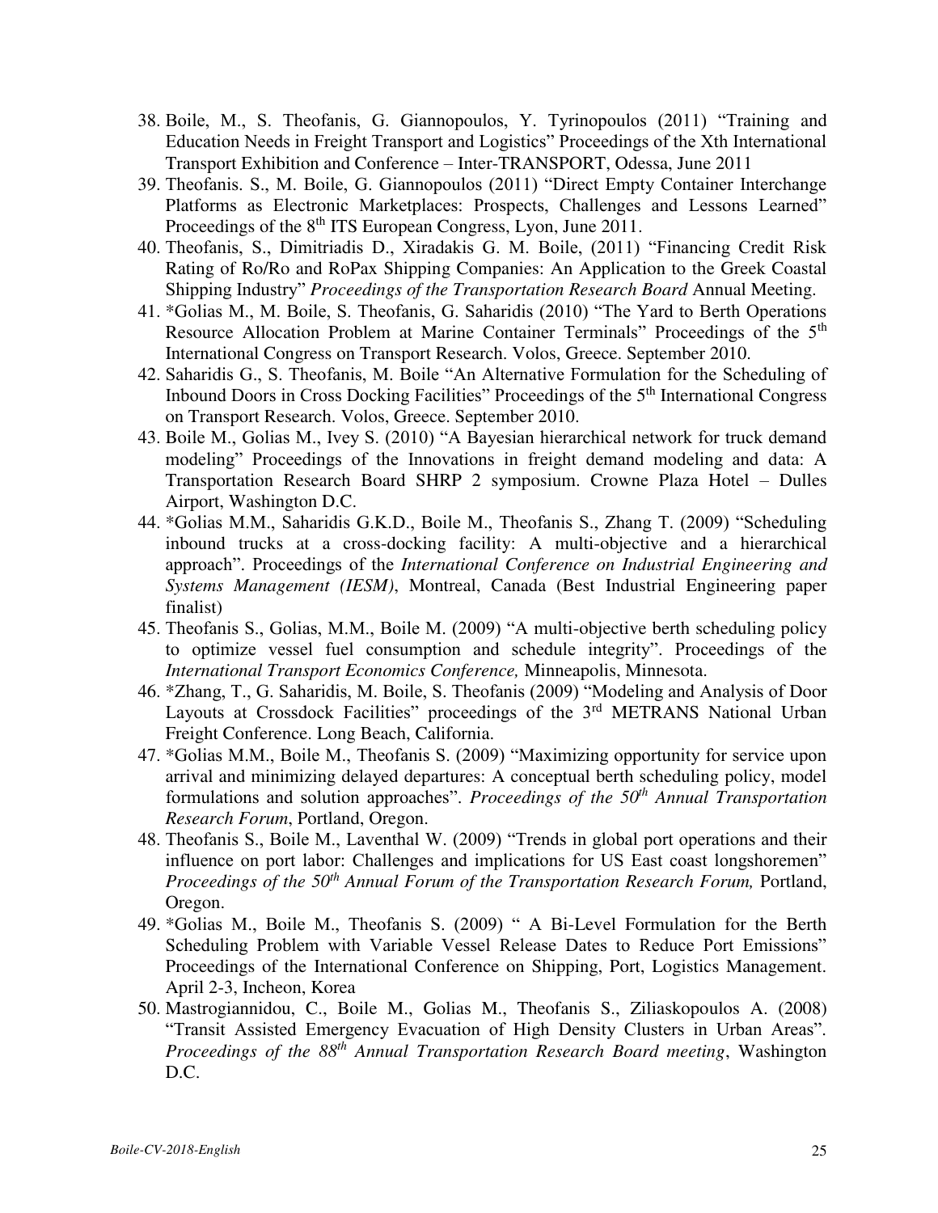38. Boile, M., S. Theofanis, G. Giannopoulos, Y. Tyrinopoulos (2011) "Training and Education Needs in Freight Transport and Logistics" Proceedings of the Xth International Transport Exhibition and Conference – Inter-TRANSPORT, Odessa, June 2011
39. Theofanis. S., M. Boile, G. Giannopoulos (2011) "Direct Empty Container Interchange Platforms as Electronic Marketplaces: Prospects, Challenges and Lessons Learned" Proceedings of the 8th ITS European Congress, Lyon, June 2011.
40. Theofanis, S., Dimitriadis D., Xiradakis G. M. Boile, (2011) "Financing Credit Risk Rating of Ro/Ro and RoPax Shipping Companies: An Application to the Greek Coastal Shipping Industry" *Proceedings of the Transportation Research Board* Annual Meeting.
41. *Golias M., M. Boile, S. Theofanis, G. Saharidis (2010) "The Yard to Berth Operations Resource Allocation Problem at Marine Container Terminals" Proceedings of the 5th International Congress on Transport Research. Volos, Greece. September 2010.
42. Saharidis G., S. Theofanis, M. Boile "An Alternative Formulation for the Scheduling of Inbound Doors in Cross Docking Facilities" Proceedings of the 5th International Congress on Transport Research. Volos, Greece. September 2010.
43. Boile M., Golias M., Ivey S. (2010) "A Bayesian hierarchical network for truck demand modeling" Proceedings of the Innovations in freight demand modeling and data: A Transportation Research Board SHRP 2 symposium. Crowne Plaza Hotel – Dulles Airport, Washington D.C.
44. *Golias M.M., Saharidis G.K.D., Boile M., Theofanis S., Zhang T. (2009) "Scheduling inbound trucks at a cross-docking facility: A multi-objective and a hierarchical approach". Proceedings of the *International Conference on Industrial Engineering and Systems Management (IESM)*, Montreal, Canada (Best Industrial Engineering paper finalist)
45. Theofanis S., Golias, M.M., Boile M. (2009) "A multi-objective berth scheduling policy to optimize vessel fuel consumption and schedule integrity". Proceedings of the *International Transport Economics Conference,* Minneapolis, Minnesota.
46. *Zhang, T., G. Saharidis, M. Boile, S. Theofanis (2009) "Modeling and Analysis of Door Layouts at Crossdock Facilities" proceedings of the 3rd METRANS National Urban Freight Conference. Long Beach, California.
47. *Golias M.M., Boile M., Theofanis S. (2009) "Maximizing opportunity for service upon arrival and minimizing delayed departures: A conceptual berth scheduling policy, model formulations and solution approaches". *Proceedings of the 50th Annual Transportation Research Forum*, Portland, Oregon.
48. Theofanis S., Boile M., Laventhal W. (2009) "Trends in global port operations and their influence on port labor: Challenges and implications for US East coast longshoremen" *Proceedings of the 50th Annual Forum of the Transportation Research Forum,* Portland, Oregon.
49. *Golias M., Boile M., Theofanis S. (2009) " A Bi-Level Formulation for the Berth Scheduling Problem with Variable Vessel Release Dates to Reduce Port Emissions" Proceedings of the International Conference on Shipping, Port, Logistics Management. April 2-3, Incheon, Korea
50. Mastrogiannidou, C., Boile M., Golias M., Theofanis S., Ziliaskopoulos A. (2008) "Transit Assisted Emergency Evacuation of High Density Clusters in Urban Areas". *Proceedings of the 88th Annual Transportation Research Board meeting*, Washington D.C.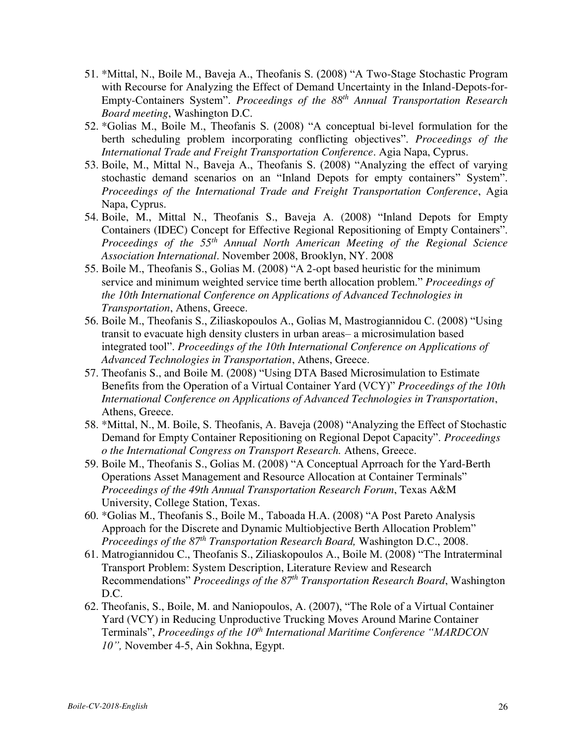51. *Mittal, N., Boile M., Baveja A., Theofanis S. (2008) "A Two-Stage Stochastic Program with Recourse for Analyzing the Effect of Demand Uncertainty in the Inland-Depots-for-Empty-Containers System". *Proceedings of the 88th Annual Transportation Research Board meeting*, Washington D.C.
52. *Golias M., Boile M., Theofanis S. (2008) "A conceptual bi-level formulation for the berth scheduling problem incorporating conflicting objectives". *Proceedings of the International Trade and Freight Transportation Conference*. Agia Napa, Cyprus.
53. Boile, M., Mittal N., Baveja A., Theofanis S. (2008) "Analyzing the effect of varying stochastic demand scenarios on an "Inland Depots for empty containers" System". *Proceedings of the International Trade and Freight Transportation Conference*, Agia Napa, Cyprus.
54. Boile, M., Mittal N., Theofanis S., Baveja A. (2008) "Inland Depots for Empty Containers (IDEC) Concept for Effective Regional Repositioning of Empty Containers". *Proceedings of the 55th Annual North American Meeting of the Regional Science Association International*. November 2008, Brooklyn, NY. 2008
55. Boile M., Theofanis S., Golias M. (2008) "A 2-opt based heuristic for the minimum service and minimum weighted service time berth allocation problem." *Proceedings of the 10th International Conference on Applications of Advanced Technologies in Transportation*, Athens, Greece.
56. Boile M., Theofanis S., Ziliaskopoulos A., Golias M, Mastrogiannidou C. (2008) "Using transit to evacuate high density clusters in urban areas– a microsimulation based integrated tool". *Proceedings of the 10th International Conference on Applications of Advanced Technologies in Transportation*, Athens, Greece.
57. Theofanis S., and Boile M. (2008) "Using DTA Based Microsimulation to Estimate Benefits from the Operation of a Virtual Container Yard (VCY)" *Proceedings of the 10th International Conference on Applications of Advanced Technologies in Transportation*, Athens, Greece.
58. *Mittal, N., M. Boile, S. Theofanis, A. Baveja (2008) "Analyzing the Effect of Stochastic Demand for Empty Container Repositioning on Regional Depot Capacity". *Proceedings o the International Congress on Transport Research.* Athens, Greece.
59. Boile M., Theofanis S., Golias M. (2008) "A Conceptual Aprroach for the Yard-Berth Operations Asset Management and Resource Allocation at Container Terminals" *Proceedings of the 49th Annual Transportation Research Forum*, Texas A&M University, College Station, Texas.
60. *Golias M., Theofanis S., Boile M., Taboada H.A. (2008) "A Post Pareto Analysis Approach for the Discrete and Dynamic Multiobjective Berth Allocation Problem" *Proceedings of the 87th Transportation Research Board,* Washington D.C., 2008.
61. Matrogiannidou C., Theofanis S., Ziliaskopoulos A., Boile M. (2008) "The Intraterminal Transport Problem: System Description, Literature Review and Research Recommendations" *Proceedings of the 87th Transportation Research Board*, Washington D.C.
62. Theofanis, S., Boile, M. and Naniopoulos, A. (2007), "The Role of a Virtual Container Yard (VCY) in Reducing Unproductive Trucking Moves Around Marine Container Terminals", *Proceedings of the 10th International Maritime Conference "MARDCON 10",* November 4-5, Ain Sokhna, Egypt.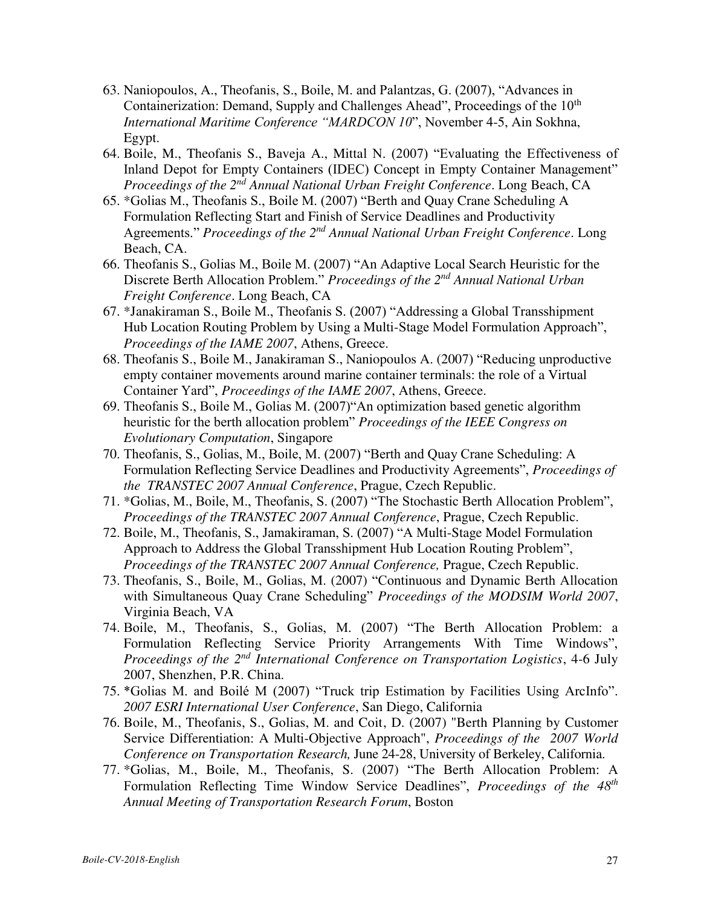63. Naniopoulos, A., Theofanis, S., Boile, M. and Palantzas, G. (2007), "Advances in Containerization: Demand, Supply and Challenges Ahead", Proceedings of the 10th *International Maritime Conference "MARDCON 10*", November 4-5, Ain Sokhna, Egypt.
64. Boile, M., Theofanis S., Baveja A., Mittal N. (2007) "Evaluating the Effectiveness of Inland Depot for Empty Containers (IDEC) Concept in Empty Container Management" *Proceedings of the 2nd Annual National Urban Freight Conference*. Long Beach, CA
65. *Golias M., Theofanis S., Boile M. (2007) "Berth and Quay Crane Scheduling A Formulation Reflecting Start and Finish of Service Deadlines and Productivity Agreements." *Proceedings of the 2nd Annual National Urban Freight Conference*. Long Beach, CA.
66. Theofanis S., Golias M., Boile M. (2007) "An Adaptive Local Search Heuristic for the Discrete Berth Allocation Problem." *Proceedings of the 2nd Annual National Urban Freight Conference*. Long Beach, CA
67. *Janakiraman S., Boile M., Theofanis S. (2007) "Addressing a Global Transshipment Hub Location Routing Problem by Using a Multi-Stage Model Formulation Approach", *Proceedings of the IAME 2007*, Athens, Greece.
68. Theofanis S., Boile M., Janakiraman S., Naniopoulos A. (2007) "Reducing unproductive empty container movements around marine container terminals: the role of a Virtual Container Yard", *Proceedings of the IAME 2007*, Athens, Greece.
69. Theofanis S., Boile M., Golias M. (2007)"An optimization based genetic algorithm heuristic for the berth allocation problem" *Proceedings of the IEEE Congress on Evolutionary Computation*, Singapore
70. Theofanis, S., Golias, M., Boile, M. (2007) "Berth and Quay Crane Scheduling: A Formulation Reflecting Service Deadlines and Productivity Agreements", *Proceedings of the TRANSTEC 2007 Annual Conference*, Prague, Czech Republic.
71. *Golias, M., Boile, M., Theofanis, S. (2007) "The Stochastic Berth Allocation Problem", *Proceedings of the TRANSTEC 2007 Annual Conference*, Prague, Czech Republic.
72. Boile, M., Theofanis, S., Jamakiraman, S. (2007) "A Multi-Stage Model Formulation Approach to Address the Global Transshipment Hub Location Routing Problem", *Proceedings of the TRANSTEC 2007 Annual Conference,* Prague, Czech Republic.
73. Theofanis, S., Boile, M., Golias, M. (2007) "Continuous and Dynamic Berth Allocation with Simultaneous Quay Crane Scheduling" *Proceedings of the MODSIM World 2007*, Virginia Beach, VA
74. Boile, M., Theofanis, S., Golias, M. (2007) "The Berth Allocation Problem: a Formulation Reflecting Service Priority Arrangements With Time Windows", *Proceedings of the 2nd International Conference on Transportation Logistics*, 4-6 July 2007, Shenzhen, P.R. China.
75. *Golias M. and Boilé M (2007) "Truck trip Estimation by Facilities Using ArcInfo". *2007 ESRI International User Conference*, San Diego, California
76. Boile, M., Theofanis, S., Golias, M. and Coit, D. (2007) "Berth Planning by Customer Service Differentiation: A Multi-Objective Approach", *Proceedings of the 2007 World Conference on Transportation Research,* June 24-28, University of Berkeley, California.
77. *Golias, M., Boile, M., Theofanis, S. (2007) "The Berth Allocation Problem: A Formulation Reflecting Time Window Service Deadlines", *Proceedings of the 48th Annual Meeting of Transportation Research Forum*, Boston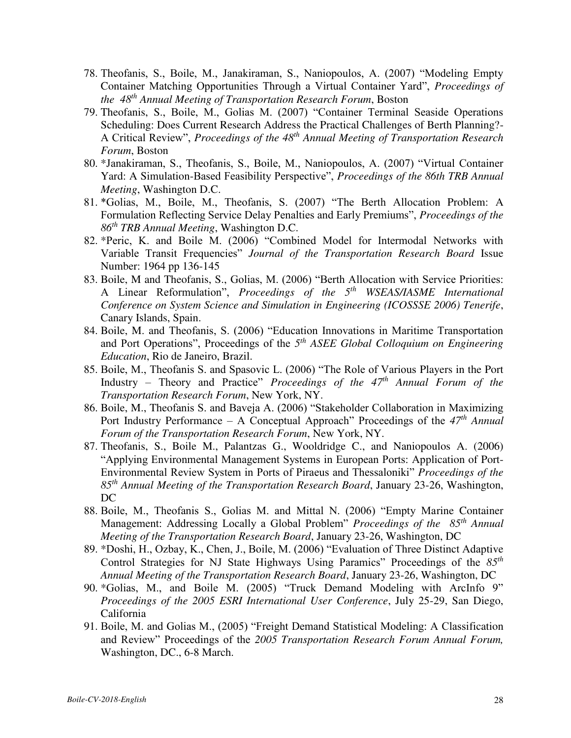78. Theofanis, S., Boile, M., Janakiraman, S., Naniopoulos, A. (2007) "Modeling Empty Container Matching Opportunities Through a Virtual Container Yard", *Proceedings of the 48th Annual Meeting of Transportation Research Forum*, Boston
79. Theofanis, S., Boile, M., Golias M. (2007) "Container Terminal Seaside Operations Scheduling: Does Current Research Address the Practical Challenges of Berth Planning?- A Critical Review", *Proceedings of the 48th Annual Meeting of Transportation Research Forum*, Boston
80. *Janakiraman, S., Theofanis, S., Boile, M., Naniopoulos, A. (2007) "Virtual Container Yard: A Simulation-Based Feasibility Perspective", *Proceedings of the 86th TRB Annual Meeting*, Washington D.C.
81. *Golias, M., Boile, M., Theofanis, S. (2007) "The Berth Allocation Problem: A Formulation Reflecting Service Delay Penalties and Early Premiums", *Proceedings of the 86th TRB Annual Meeting*, Washington D.C.
82. *Peric, K. and Boile M. (2006) "Combined Model for Intermodal Networks with Variable Transit Frequencies" *Journal of the Transportation Research Board* Issue Number: 1964 pp 136-145
83. Boile, M and Theofanis, S., Golias, M. (2006) "Berth Allocation with Service Priorities: A Linear Reformulation", *Proceedings of the 5th WSEAS/IASME International Conference on System Science and Simulation in Engineering (ICOSSSE 2006) Tenerife*, Canary Islands, Spain.
84. Boile, M. and Theofanis, S. (2006) "Education Innovations in Maritime Transportation and Port Operations", Proceedings of the *5th ASEE Global Colloquium on Engineering Education*, Rio de Janeiro, Brazil.
85. Boile, M., Theofanis S. and Spasovic L. (2006) "The Role of Various Players in the Port Industry – Theory and Practice" *Proceedings of the 47th Annual Forum of the Transportation Research Forum*, New York, NY.
86. Boile, M., Theofanis S. and Baveja A. (2006) "Stakeholder Collaboration in Maximizing Port Industry Performance – A Conceptual Approach" Proceedings of the *47th Annual Forum of the Transportation Research Forum*, New York, NY.
87. Theofanis, S., Boile M., Palantzas G., Wooldridge C., and Naniopoulos A. (2006) "Applying Environmental Management Systems in European Ports: Application of Port-Environmental Review System in Ports of Piraeus and Thessaloniki" *Proceedings of the 85th Annual Meeting of the Transportation Research Board*, January 23-26, Washington, DC
88. Boile, M., Theofanis S., Golias M. and Mittal N. (2006) "Empty Marine Container Management: Addressing Locally a Global Problem" *Proceedings of the 85th Annual Meeting of the Transportation Research Board*, January 23-26, Washington, DC
89. *Doshi, H., Ozbay, K., Chen, J., Boile, M. (2006) "Evaluation of Three Distinct Adaptive Control Strategies for NJ State Highways Using Paramics" Proceedings of the *85th Annual Meeting of the Transportation Research Board*, January 23-26, Washington, DC
90. *Golias, M., and Boile M. (2005) "Truck Demand Modeling with ArcInfo 9" *Proceedings of the 2005 ESRI International User Conference*, July 25-29, San Diego, California
91. Boile, M. and Golias M., (2005) "Freight Demand Statistical Modeling: A Classification and Review" Proceedings of the *2005 Transportation Research Forum Annual Forum,* Washington, DC., 6-8 March.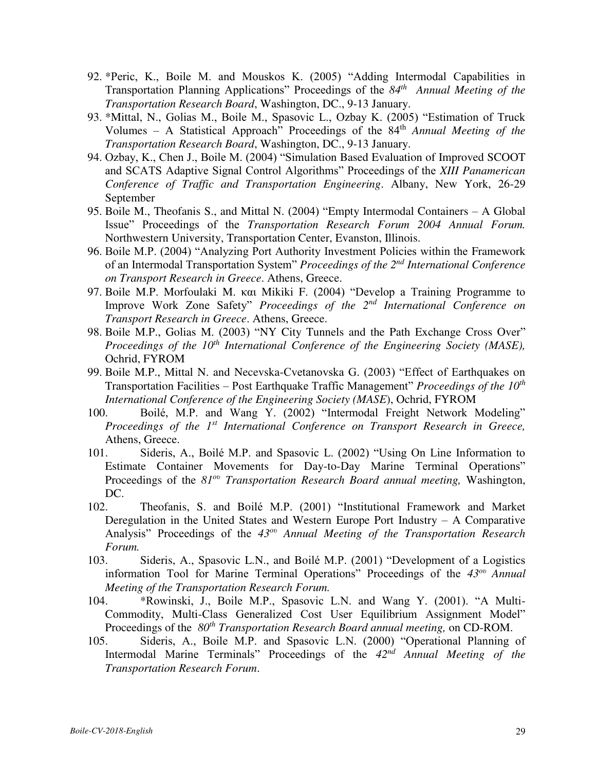92. *Peric, K., Boile M. and Mouskos K. (2005) "Adding Intermodal Capabilities in Transportation Planning Applications" Proceedings of the *84th Annual Meeting of the Transportation Research Board*, Washington, DC., 9-13 January.
93. *Mittal, N., Golias M., Boile M., Spasovic L., Ozbay K. (2005) "Estimation of Truck Volumes – A Statistical Approach" Proceedings of the 84th *Annual Meeting of the Transportation Research Board*, Washington, DC., 9-13 January.
94. Ozbay, K., Chen J., Boile M. (2004) "Simulation Based Evaluation of Improved SCOOT and SCATS Adaptive Signal Control Algorithms" Proceedings of the *XIII Panamerican Conference of Traffic and Transportation Engineering*. Albany, New York, 26-29 September
95. Boile M., Theofanis S., and Mittal N. (2004) "Empty Intermodal Containers – A Global Issue" Proceedings of the *Transportation Research Forum 2004 Annual Forum.* Northwestern University, Transportation Center, Evanston, Illinois.
96. Boile M.P. (2004) "Analyzing Port Authority Investment Policies within the Framework of an Intermodal Transportation System" *Proceedings of the 2nd International Conference on Transport Research in Greece*. Athens, Greece.
97. Boile M.P. Morfoulaki M. και Mikiki F. (2004) "Develop a Training Programme to Improve Work Zone Safety" *Proceedings of the 2nd International Conference on Transport Research in Greece*. Athens, Greece.
98. Boile M.P., Golias M. (2003) "NY City Tunnels and the Path Exchange Cross Over" *Proceedings of the 10th International Conference of the Engineering Society (MASE),* Ochrid, FYROM
99. Boile M.P., Mittal N. and Necevska-Cvetanovska G. (2003) "Effect of Earthquakes on Transportation Facilities – Post Earthquake Traffic Management" *Proceedings of the 10th International Conference of the Engineering Society (MASE*), Ochrid, FYROM
100. Boilé, M.P. and Wang Y. (2002) "Intermodal Freight Network Modeling" *Proceedings of the 1st International Conference on Transport Research in Greece,* Athens, Greece.
101. Sideris, A., Boilé M.P. and Spasovic L. (2002) "Using On Line Information to Estimate Container Movements for Day-to-Day Marine Terminal Operations" Proceedings of the *81ου Transportation Research Board annual meeting,* Washington, DC.
102. Theofanis, S. and Boilé M.P. (2001) "Institutional Framework and Market Deregulation in the United States and Western Europe Port Industry – A Comparative Analysis" Proceedings of the *43ου Annual Meeting of the Transportation Research Forum.*
103. Sideris, A., Spasovic L.N., and Boilé M.P. (2001) "Development of a Logistics information Tool for Marine Terminal Operations" Proceedings of the *43ου Annual Meeting of the Transportation Research Forum.*
104. *Rowinski, J., Boile M.P., Spasovic L.N. and Wang Y. (2001). "A Multi-Commodity, Multi-Class Generalized Cost User Equilibrium Assignment Model" Proceedings of the *80th Transportation Research Board annual meeting,* on CD-ROM.
105. Sideris, A., Boile M.P. and Spasovic L.N. (2000) "Operational Planning of Intermodal Marine Terminals" Proceedings of the *42nd Annual Meeting of the Transportation Research Forum*.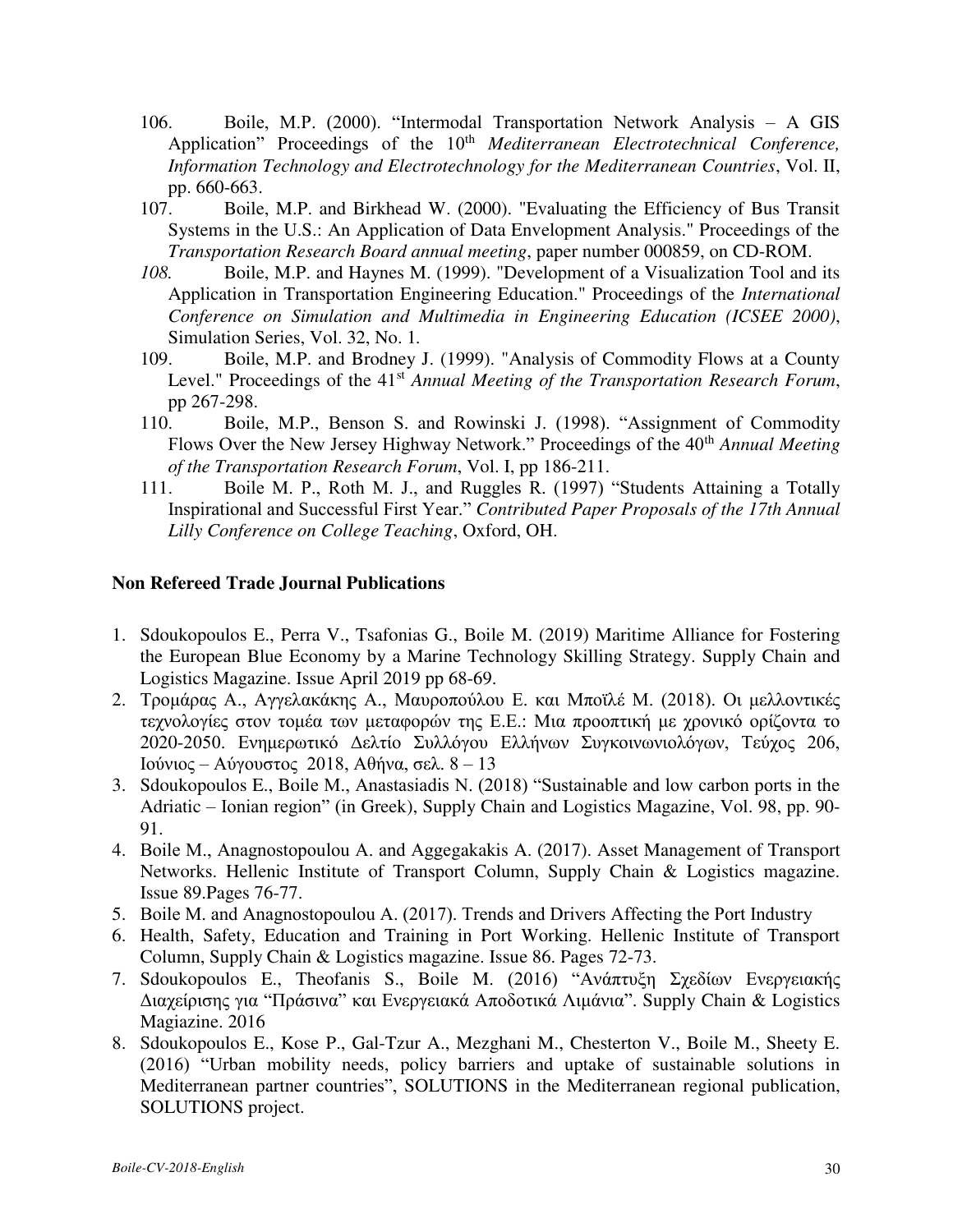106. Boile, M.P. (2000). “Intermodal Transportation Network Analysis – A GIS Application” Proceedings of the 10th *Mediterranean Electrotechnical Conference, Information Technology and Electrotechnology for the Mediterranean Countries*, Vol. II, pp. 660-663.
107. Boile, M.P. and Birkhead W. (2000). "Evaluating the Efficiency of Bus Transit Systems in the U.S.: An Application of Data Envelopment Analysis." Proceedings of the *Transportation Research Board annual meeting*, paper number 000859, on CD-ROM.
108. Boile, M.P. and Haynes M. (1999). "Development of a Visualization Tool and its Application in Transportation Engineering Education." Proceedings of the *International Conference on Simulation and Multimedia in Engineering Education (ICSEE 2000)*, Simulation Series, Vol. 32, No. 1.
109. Boile, M.P. and Brodney J. (1999). "Analysis of Commodity Flows at a County Level." Proceedings of the 41st *Annual Meeting of the Transportation Research Forum*, pp 267-298.
110. Boile, M.P., Benson S. and Rowinski J. (1998). “Assignment of Commodity Flows Over the New Jersey Highway Network.” Proceedings of the 40th *Annual Meeting of the Transportation Research Forum*, Vol. I, pp 186-211.
111. Boile M. P., Roth M. J., and Ruggles R. (1997) “Students Attaining a Totally Inspirational and Successful First Year.” *Contributed Paper Proposals of the 17th Annual Lilly Conference on College Teaching*, Oxford, OH.

### Non Refereed Trade Journal Publications

1. Sdoukopoulos E., Perra V., Tsafonias G., Boile M. (2019) Maritime Alliance for Fostering the European Blue Economy by a Marine Technology Skilling Strategy. Supply Chain and Logistics Magazine. Issue April 2019 pp 68-69.
2. Τρομάρας Α., Αγγελακάκης Α., Μαυροπούλου Ε. και Μποϊλέ Μ. (2018). Οι μελλοντικές τεχνολογίες στον τομέα των μεταφορών της Ε.Ε.: Μια προοπτική με χρονικό ορίζοντα το 2020-2050. Ενημερωτικό Δελτίο Συλλόγου Ελλήνων Συγκοινωνιολόγων, Τεύχος 206, Ιούνιος – Αύγουστος 2018, Αθήνα, σελ. 8 – 13
3. Sdoukopoulos E., Boile M., Anastasiadis N. (2018) “Sustainable and low carbon ports in the Adriatic – Ionian region” (in Greek), Supply Chain and Logistics Magazine, Vol. 98, pp. 90-91.
4. Boile M., Anagnostopoulou A. and Aggegakakis A. (2017). Asset Management of Transport Networks. Hellenic Institute of Transport Column, Supply Chain & Logistics magazine. Issue 89.Pages 76-77.
5. Boile M. and Anagnostopoulou A. (2017). Trends and Drivers Affecting the Port Industry
6. Health, Safety, Education and Training in Port Working. Hellenic Institute of Transport Column, Supply Chain & Logistics magazine. Issue 86. Pages 72-73.
7. Sdoukopoulos E., Theofanis S., Boile M. (2016) “Ανάπτυξη Σχεδίων Ενεργειακής Διαχείρισης για “Πράσινα” και Ενεργειακά Αποδοτικά Λιμάνια”. Supply Chain & Logistics Magiazine. 2016
8. Sdoukopoulos E., Kose P., Gal-Tzur A., Mezghani M., Chesterton V., Boile M., Sheety E. (2016) “Urban mobility needs, policy barriers and uptake of sustainable solutions in Mediterranean partner countries”, SOLUTIONS in the Mediterranean regional publication, SOLUTIONS project.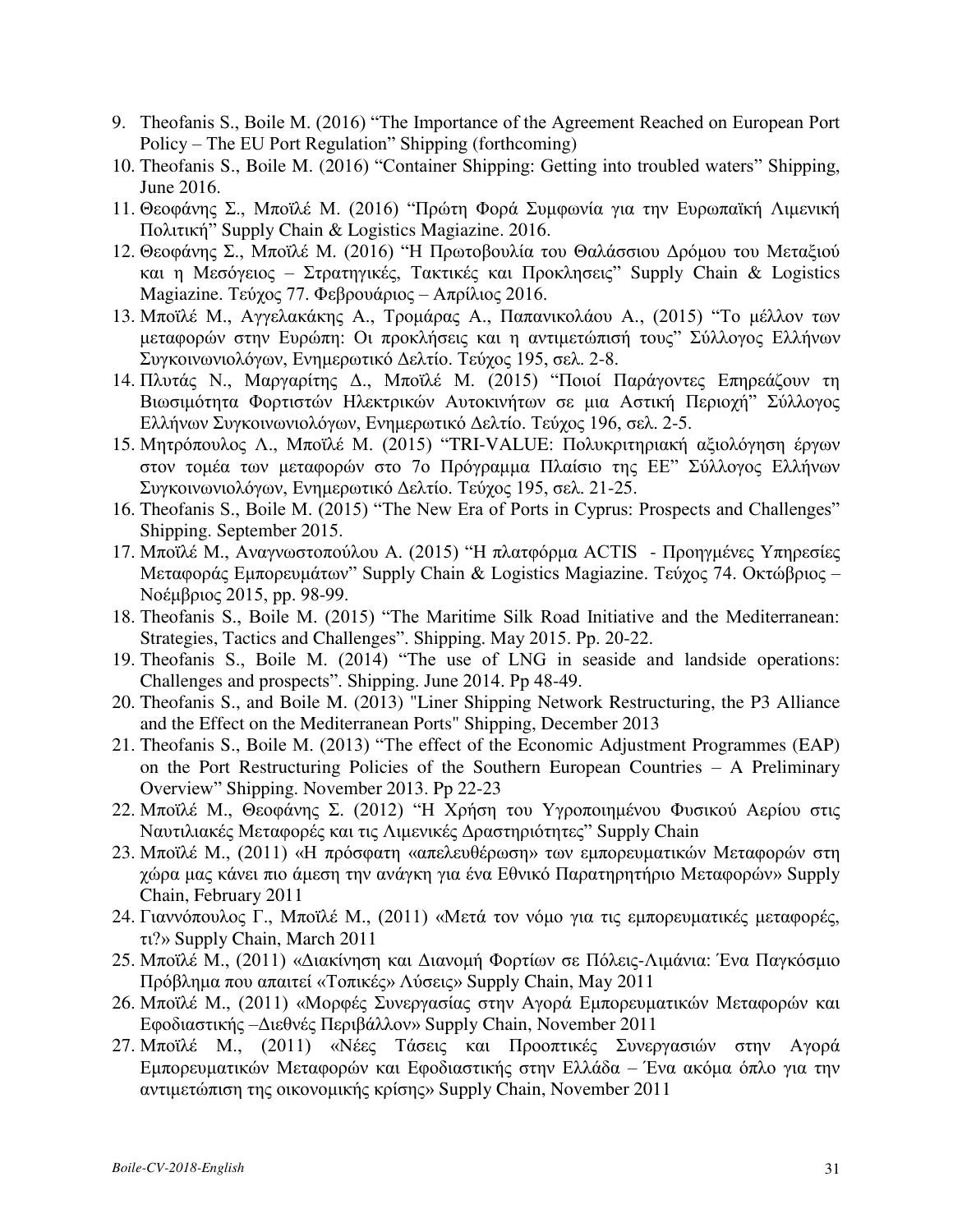9. Theofanis S., Boile M. (2016) “The Importance of the Agreement Reached on European Port Policy – The EU Port Regulation” Shipping (forthcoming)
10. Theofanis S., Boile M. (2016) “Container Shipping: Getting into troubled waters” Shipping, June 2016.
11. Θεοφάνης Σ., Μποϊλέ Μ. (2016) “Πρώτη Φορά Συμφωνία για την Ευρωπαϊκή Λιμενική Πολιτική” Supply Chain & Logistics Magiazine. 2016.
12. Θεοφάνης Σ., Μποϊλέ Μ. (2016) “Η Πρωτοβουλία του Θαλάσσιου Δρόμου του Μεταξιού και η Μεσόγειος – Στρατηγικές, Τακτικές και Προκλησεις” Supply Chain & Logistics Magiazine. Τεύχος 77. Φεβρουάριος – Απρίλιος 2016.
13. Μποϊλέ Μ., Αγγελακάκης Α., Τρομάρας Α., Παπανικολάου Α., (2015) “Το μέλλον των μεταφορών στην Ευρώπη: Οι προκλήσεις και η αντιμετώπισή τους” Σύλλογος Ελλήνων Συγκοινωνιολόγων, Ενημερωτικό Δελτίο. Τεύχος 195, σελ. 2-8.
14. Πλυτάς Ν., Μαργαρίτης Δ., Μποϊλέ Μ. (2015) “Ποιοί Παράγοντες Επηρεάζουν τη Βιωσιμότητα Φορτιστών Ηλεκτρικών Αυτοκινήτων σε μια Αστική Περιοχή” Σύλλογος Ελλήνων Συγκοινωνιολόγων, Ενημερωτικό Δελτίο. Τεύχος 196, σελ. 2-5.
15. Μητρόπουλος Λ., Μποϊλέ Μ. (2015) “TRI-VALUE: Πολυκριτηριακή αξιολόγηση έργων στον τομέα των μεταφορών στο 7ο Πρόγραμμα Πλαίσιο της ΕΕ” Σύλλογος Ελλήνων Συγκοινωνιολόγων, Ενημερωτικό Δελτίο. Τεύχος 195, σελ. 21-25.
16. Theofanis S., Boile M. (2015) “The New Era of Ports in Cyprus: Prospects and Challenges” Shipping. September 2015.
17. Μποϊλέ Μ., Αναγνωστοπούλου Α. (2015) “Η πλατφόρμα ACTIS - Προηγμένες Υπηρεσίες Μεταφοράς Εμπορευμάτων” Supply Chain & Logistics Magiazine. Τεύχος 74. Οκτώβριος – Νοέμβριος 2015, pp. 98-99.
18. Theofanis S., Boile M. (2015) “The Maritime Silk Road Initiative and the Mediterranean: Strategies, Tactics and Challenges”. Shipping. May 2015. Pp. 20-22.
19. Theofanis S., Boile M. (2014) “The use of LNG in seaside and landside operations: Challenges and prospects”. Shipping. June 2014. Pp 48-49.
20. Theofanis S., and Boile M. (2013) "Liner Shipping Network Restructuring, the P3 Alliance and the Effect on the Mediterranean Ports" Shipping, December 2013
21. Theofanis S., Boile M. (2013) “The effect of the Economic Adjustment Programmes (EAP) on the Port Restructuring Policies of the Southern European Countries – A Preliminary Overview” Shipping. November 2013. Pp 22-23
22. Μποϊλέ Μ., Θεοφάνης Σ. (2012) “Η Χρήση του Υγροποιημένου Φυσικού Αερίου στις Ναυτιλιακές Μεταφορές και τις Λιμενικές Δραστηριότητες” Supply Chain
23. Μποϊλέ Μ., (2011) «Η πρόσφατη «απελευθέρωση» των εμπορευματικών Μεταφορών στη χώρα μας κάνει πιο άμεση την ανάγκη για ένα Εθνικό Παρατηρητήριο Μεταφορών» Supply Chain, February 2011
24. Γιαννόπουλος Γ., Μποϊλέ Μ., (2011) «Μετά τον νόμο για τις εμπορευματικές μεταφορές, τι?» Supply Chain, March 2011
25. Μποϊλέ Μ., (2011) «Διακίνηση και Διανομή Φορτίων σε Πόλεις-Λιμάνια: Ένα Παγκόσμιο Πρόβλημα που απαιτεί «Τοπικές» Λύσεις» Supply Chain, May 2011
26. Μποϊλέ Μ., (2011) «Μορφές Συνεργασίας στην Αγορά Εμπορευματικών Μεταφορών και Εφοδιαστικής –Διεθνές Περιβάλλον» Supply Chain, November 2011
27. Μποϊλέ Μ., (2011) «Νέες Τάσεις και Προοπτικές Συνεργασιών στην Αγορά Εμπορευματικών Μεταφορών και Εφοδιαστικής στην Ελλάδα – Ένα ακόμα όπλο για την αντιμετώπιση της οικονομικής κρίσης» Supply Chain, November 2011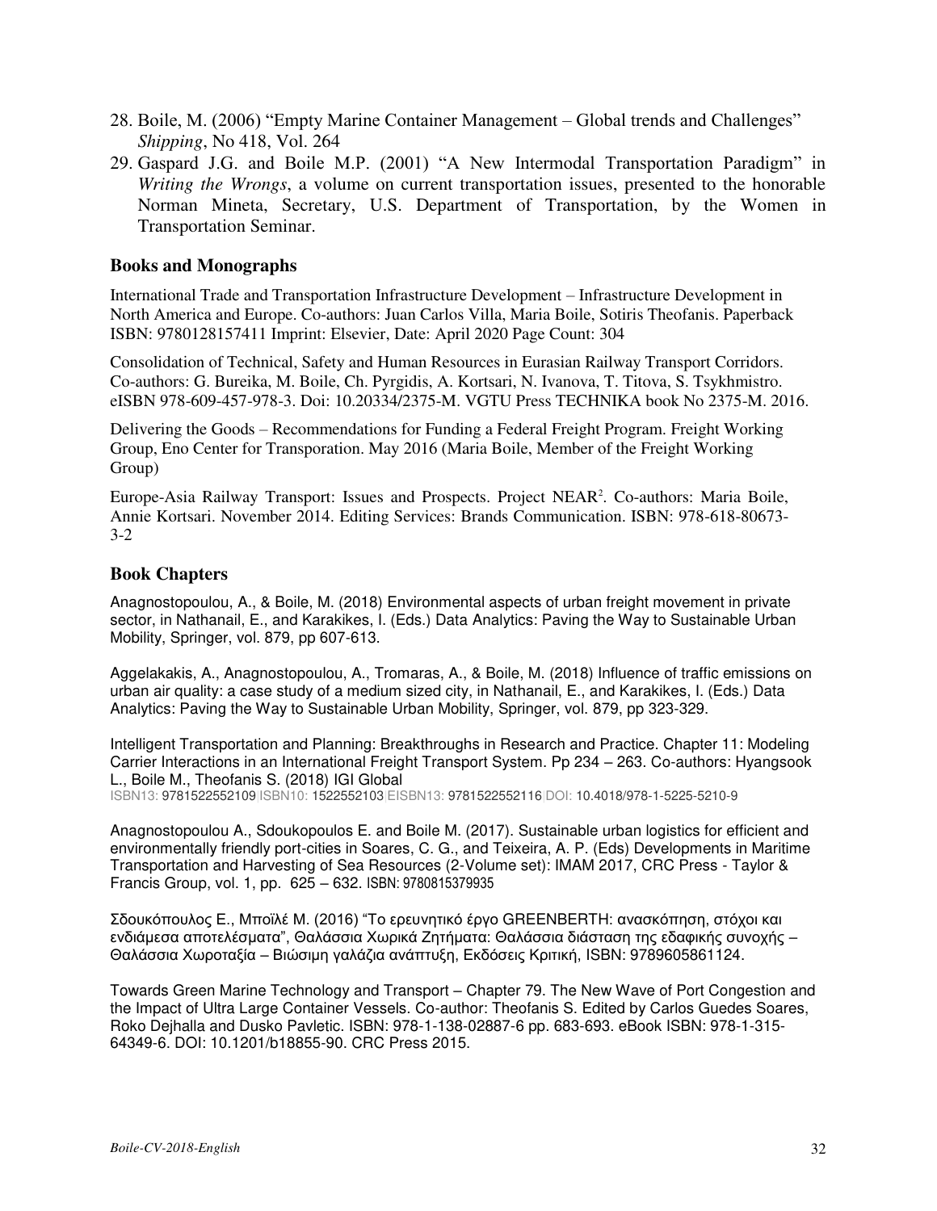28. Boile, M. (2006) "Empty Marine Container Management – Global trends and Challenges" *Shipping*, No 418, Vol. 264
29. Gaspard J.G. and Boile M.P. (2001) "A New Intermodal Transportation Paradigm" in *Writing the Wrongs*, a volume on current transportation issues, presented to the honorable Norman Mineta, Secretary, U.S. Department of Transportation, by the Women in Transportation Seminar.

### Books and Monographs

International Trade and Transportation Infrastructure Development – Infrastructure Development in North America and Europe. Co-authors: Juan Carlos Villa, Maria Boile, Sotiris Theofanis. Paperback ISBN: 9780128157411 Imprint: Elsevier, Date: April 2020 Page Count: 304

Consolidation of Technical, Safety and Human Resources in Eurasian Railway Transport Corridors. Co-authors: G. Bureika, M. Boile, Ch. Pyrgidis, A. Kortsari, N. Ivanova, T. Titova, S. Tsykhmistro. eISBN 978-609-457-978-3. Doi: 10.20334/2375-M. VGTU Press TECHNIKA book No 2375-M. 2016.

Delivering the Goods – Recommendations for Funding a Federal Freight Program. Freight Working Group, Eno Center for Transporation. May 2016 (Maria Boile, Member of the Freight Working Group)

Europe-Asia Railway Transport: Issues and Prospects. Project NEAR$^2$. Co-authors: Maria Boile, Annie Kortsari. November 2014. Editing Services: Brands Communication. ISBN: 978-618-80673-3-2

### Book Chapters

Anagnostopoulou, A., & Boile, M. (2018) Environmental aspects of urban freight movement in private sector, in Nathanail, E., and Karakikes, I. (Eds.) Data Analytics: Paving the Way to Sustainable Urban Mobility, Springer, vol. 879, pp 607-613.

Aggelakakis, A., Anagnostopoulou, A., Tromaras, A., & Boile, M. (2018) Influence of traffic emissions on urban air quality: a case study of a medium sized city, in Nathanail, E., and Karakikes, I. (Eds.) Data Analytics: Paving the Way to Sustainable Urban Mobility, Springer, vol. 879, pp 323-329.

Intelligent Transportation and Planning: Breakthroughs in Research and Practice. Chapter 11: Modeling Carrier Interactions in an International Freight Transport System. Pp 234 – 263. Co-authors: Hyangsook L., Boile M., Theofanis S. (2018) IGI Global
ISBN13: 9781522552109|ISBN10: 1522552103|EISBN13: 9781522552116|DOI: 10.4018/978-1-5225-5210-9

Anagnostopoulou A., Sdoukopoulos E. and Boile M. (2017). Sustainable urban logistics for efficient and environmentally friendly port-cities in Soares, C. G., and Teixeira, A. P. (Eds) Developments in Maritime Transportation and Harvesting of Sea Resources (2-Volume set): IMAM 2017, CRC Press - Taylor & Francis Group, vol. 1, pp. 625 – 632. ISBN: 9780815379935

Σδουκόπουλος Ε., Μποϊλέ Μ. (2016) "Το ερευνητικό έργο GREENBERTH: ανασκόπηση, στόχοι και ενδιάμεσα αποτελέσματα", Θαλάσσια Χωρικά Ζητήματα: Θαλάσσια διάσταση της εδαφικής συνοχής – Θαλάσσια Χωροταξία – Βιώσιμη γαλάζια ανάπτυξη, Εκδόσεις Κριτική, ISBN: 9789605861124.

Towards Green Marine Technology and Transport – Chapter 79. The New Wave of Port Congestion and the Impact of Ultra Large Container Vessels. Co-author: Theofanis S. Edited by Carlos Guedes Soares, Roko Dejhalla and Dusko Pavletic. ISBN: 978-1-138-02887-6 pp. 683-693. eBook ISBN: 978-1-315-64349-6. DOI: 10.1201/b18855-90. CRC Press 2015.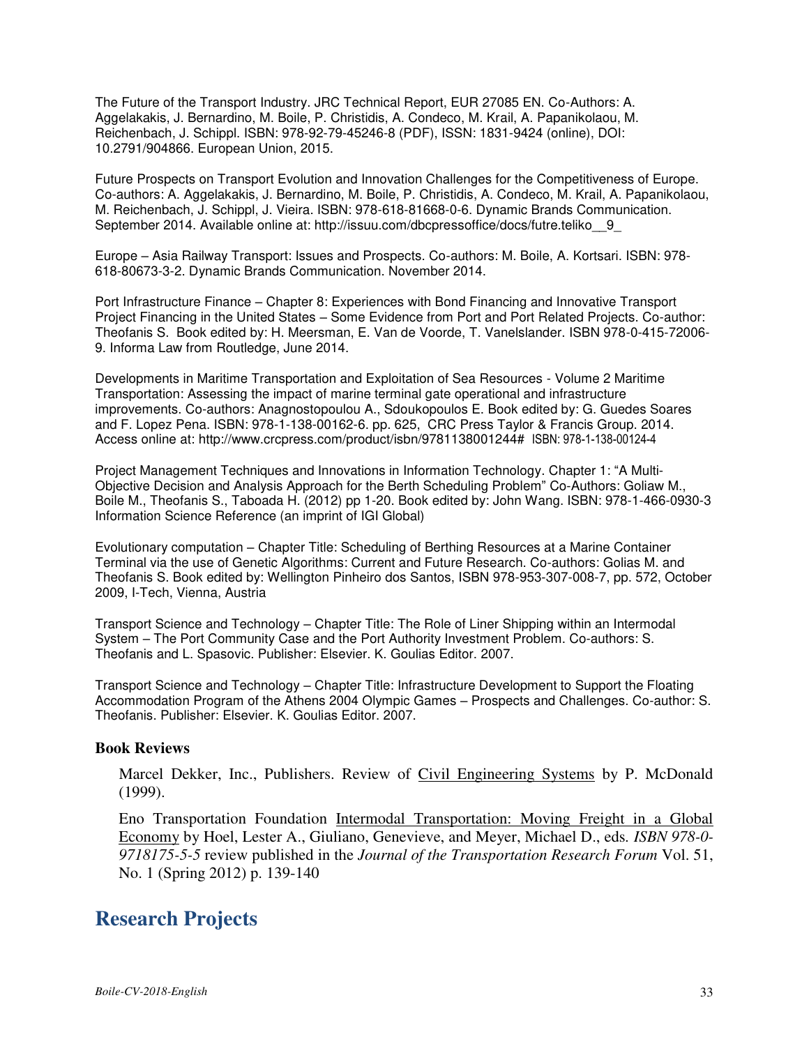The Future of the Transport Industry. JRC Technical Report, EUR 27085 EN. Co-Authors: A. Aggelakakis, J. Bernardino, M. Boile, P. Christidis, A. Condeco, M. Krail, A. Papanikolaou, M. Reichenbach, J. Schippl. ISBN: 978-92-79-45246-8 (PDF), ISSN: 1831-9424 (online), DOI: 10.2791/904866. European Union, 2015.

Future Prospects on Transport Evolution and Innovation Challenges for the Competitiveness of Europe. Co-authors: A. Aggelakakis, J. Bernardino, M. Boile, P. Christidis, A. Condeco, M. Krail, A. Papanikolaou, M. Reichenbach, J. Schippl, J. Vieira. ISBN: 978-618-81668-0-6. Dynamic Brands Communication. September 2014. Available online at: http://issuu.com/dbcpressoffice/docs/futre.teliko__9_

Europe – Asia Railway Transport: Issues and Prospects. Co-authors: M. Boile, A. Kortsari. ISBN: 978-618-80673-3-2. Dynamic Brands Communication. November 2014.

Port Infrastructure Finance – Chapter 8: Experiences with Bond Financing and Innovative Transport Project Financing in the United States – Some Evidence from Port and Port Related Projects. Co-author: Theofanis S. Book edited by: H. Meersman, E. Van de Voorde, T. Vanelslander. ISBN 978-0-415-72006-9. Informa Law from Routledge, June 2014.

Developments in Maritime Transportation and Exploitation of Sea Resources - Volume 2 Maritime Transportation: Assessing the impact of marine terminal gate operational and infrastructure improvements. Co-authors: Anagnostopoulou A., Sdoukopoulos E. Book edited by: G. Guedes Soares and F. Lopez Pena. ISBN: 978-1-138-00162-6. pp. 625, CRC Press Taylor & Francis Group. 2014. Access online at: http://www.crcpress.com/product/isbn/9781138001244# ISBN: 978-1-138-00124-4

Project Management Techniques and Innovations in Information Technology. Chapter 1: "A Multi-Objective Decision and Analysis Approach for the Berth Scheduling Problem" Co-Authors: Goliaw M., Boile M., Theofanis S., Taboada H. (2012) pp 1-20. Book edited by: John Wang. ISBN: 978-1-466-0930-3 Information Science Reference (an imprint of IGI Global)

Evolutionary computation – Chapter Title: Scheduling of Berthing Resources at a Marine Container Terminal via the use of Genetic Algorithms: Current and Future Research. Co-authors: Golias M. and Theofanis S. Book edited by: Wellington Pinheiro dos Santos, ISBN 978-953-307-008-7, pp. 572, October 2009, I-Tech, Vienna, Austria

Transport Science and Technology – Chapter Title: The Role of Liner Shipping within an Intermodal System – The Port Community Case and the Port Authority Investment Problem. Co-authors: S. Theofanis and L. Spasovic. Publisher: Elsevier. K. Goulias Editor. 2007.

Transport Science and Technology – Chapter Title: Infrastructure Development to Support the Floating Accommodation Program of the Athens 2004 Olympic Games – Prospects and Challenges. Co-author: S. Theofanis. Publisher: Elsevier. K. Goulias Editor. 2007.

### Book Reviews

Marcel Dekker, Inc., Publishers. Review of Civil Engineering Systems by P. McDonald (1999).

Eno Transportation Foundation Intermodal Transportation: Moving Freight in a Global Economy by Hoel, Lester A., Giuliano, Genevieve, and Meyer, Michael D., eds. *ISBN 978-0-9718175-5-5* review published in the *Journal of the Transportation Research Forum* Vol. 51, No. 1 (Spring 2012) p. 139-140

## Research Projects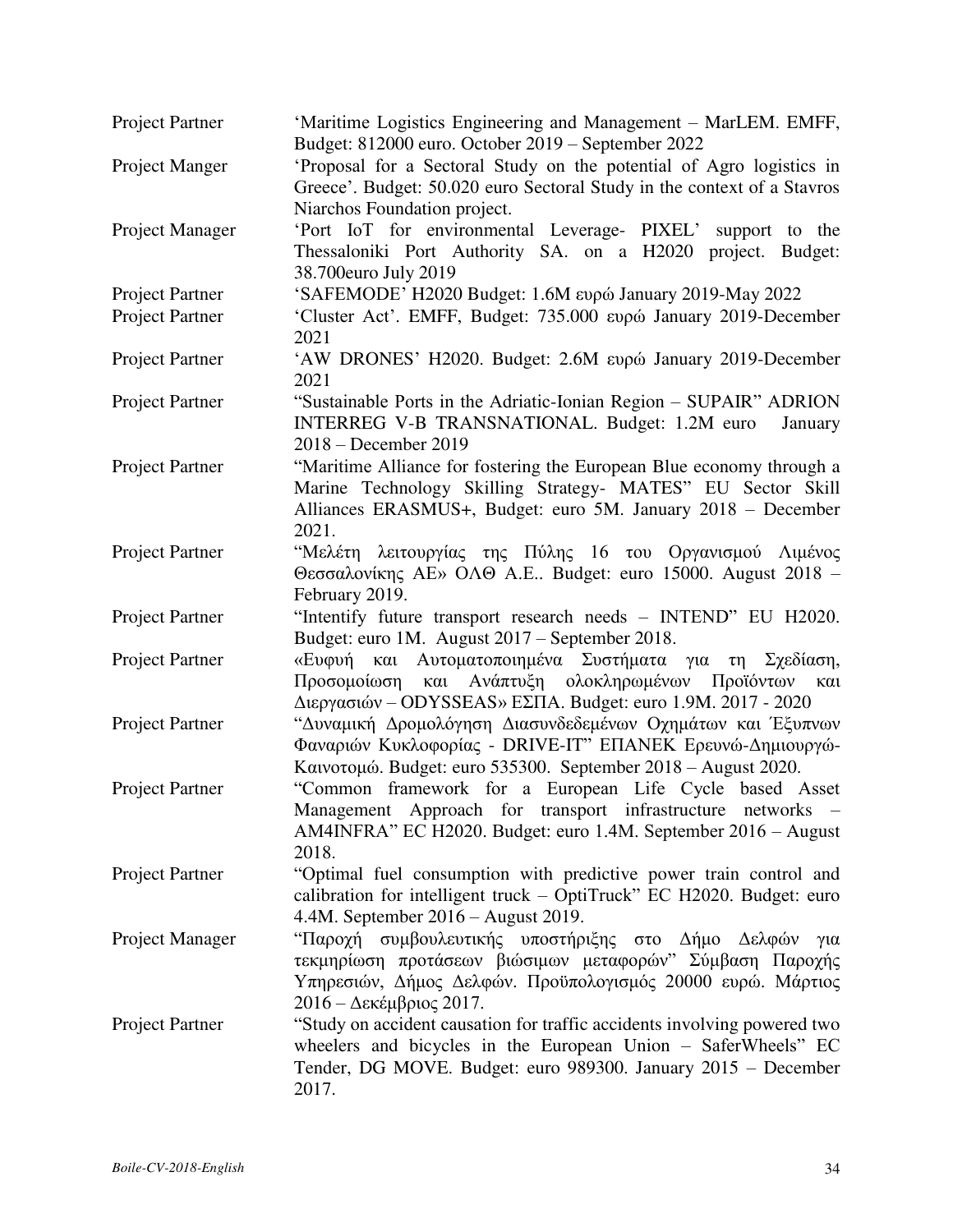| | |
|---|---|
| Project Partner | 'Maritime Logistics Engineering and Management – MarLEM. EMFF, Budget: 812000 euro. October 2019 – September 2022 |
| Project Manger | 'Proposal for a Sectoral Study on the potential of Agro logistics in Greece'. Budget: 50.020 euro Sectoral Study in the context of a Stavros Niarchos Foundation project. |
| Project Manager | 'Port IoT for environmental Leverage- PIXEL' support to the Thessaloniki Port Authority SA. on a H2020 project. Budget: 38.700euro July 2019 |
| Project Partner | 'SAFEMODE' H2020 Budget: 1.6M ευρώ January 2019-May 2022 |
| Project Partner | 'Cluster Act'. EMFF, Budget: 735.000 ευρώ January 2019-December 2021 |
| Project Partner | 'AW DRONES' H2020. Budget: 2.6M ευρώ January 2019-December 2021 |
| Project Partner | "Sustainable Ports in the Adriatic-Ionian Region – SUPAIR" ADRION INTERREG V-B TRANSNATIONAL. Budget: 1.2M euro January 2018 – December 2019 |
| Project Partner | "Maritime Alliance for fostering the European Blue economy through a Marine Technology Skilling Strategy- MATES" EU Sector Skill Alliances ERASMUS+, Budget: euro 5M. January 2018 – December 2021. |
| Project Partner | "Μελέτη λειτουργίας της Πύλης 16 του Οργανισμού Λιμένος Θεσσαλονίκης ΑΕ» ΟΛΘ Α.Ε.. Budget: euro 15000. August 2018 – February 2019. |
| Project Partner | "Intentify future transport research needs – INTEND" EU H2020. Budget: euro 1M. August 2017 – September 2018. |
| Project Partner | «Ευφυή και Αυτοματοποιημένα Συστήματα για τη Σχεδίαση, Προσομοίωση και Ανάπτυξη ολοκληρωμένων Προϊόντων και Διεργασιών – ODYSSEAS» ΕΣΠΑ. Budget: euro 1.9M. 2017 - 2020 |
| Project Partner | "Δυναμική Δρομολόγηση Διασυνδεδεμένων Οχημάτων και Έξυπνων Φαναριών Κυκλοφορίας - DRIVE-IT" ΕΠΑΝΕΚ Ερευνώ-Δημιουργώ-Καινοτομώ. Budget: euro 535300. September 2018 – August 2020. |
| Project Partner | "Common framework for a European Life Cycle based Asset Management Approach for transport infrastructure networks – AM4INFRA" EC H2020. Budget: euro 1.4M. September 2016 – August 2018. |
| Project Partner | "Optimal fuel consumption with predictive power train control and calibration for intelligent truck – OptiTruck" EC H2020. Budget: euro 4.4M. September 2016 – August 2019. |
| Project Manager | "Παροχή συμβουλευτικής υποστήριξης στο Δήμο Δελφών για τεκμηρίωση προτάσεων βιώσιμων μεταφορών" Σύμβαση Παροχής Υπηρεσιών, Δήμος Δελφών. Προϋπολογισμός 20000 ευρώ. Μάρτιος 2016 – Δεκέμβριος 2017. |
| Project Partner | "Study on accident causation for traffic accidents involving powered two wheelers and bicycles in the European Union – SaferWheels" EC Tender, DG MOVE. Budget: euro 989300. January 2015 – December 2017. |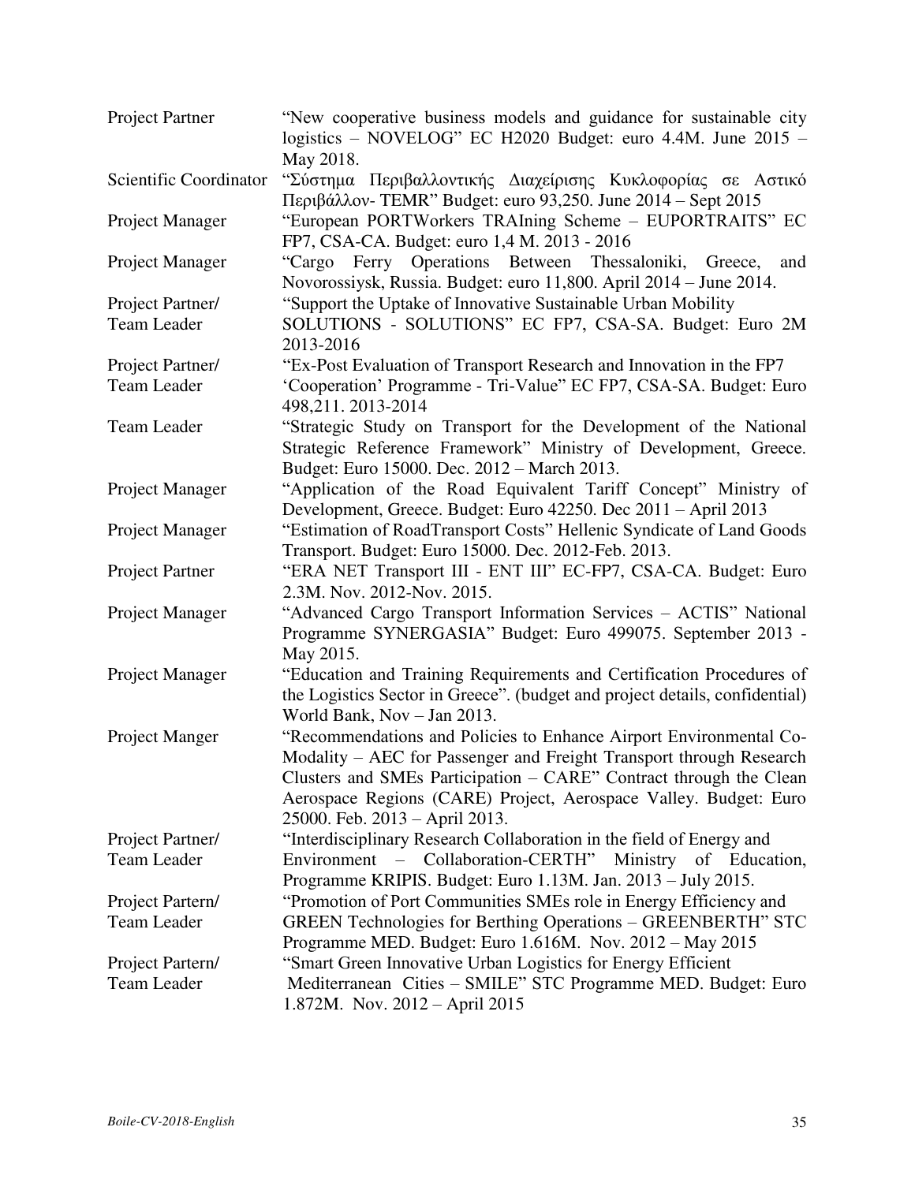| | |
|---|---|
| Project Partner | "New cooperative business models and guidance for sustainable city logistics – NOVELOG" EC H2020 Budget: euro 4.4M. June 2015 – May 2018. |
| Scientific Coordinator | "Σύστημα Περιβαλλοντικής Διαχείρισης Κυκλοφορίας σε Αστικό Περιβάλλον- TEMR" Budget: euro 93,250. June 2014 – Sept 2015 |
| Project Manager | "European PORTWorkers TRAIning Scheme – EUPORTRAITS" EC FP7, CSA-CA. Budget: euro 1,4 M. 2013 - 2016 |
| Project Manager | "Cargo Ferry Operations Between Thessaloniki, Greece, and Novorossiysk, Russia. Budget: euro 11,800. April 2014 – June 2014. |
| Project Partner/ Team Leader | "Support the Uptake of Innovative Sustainable Urban Mobility SOLUTIONS - SOLUTIONS" EC FP7, CSA-SA. Budget: Euro 2M 2013-2016 |
| Project Partner/ Team Leader | "Ex-Post Evaluation of Transport Research and Innovation in the FP7 'Cooperation' Programme - Tri-Value" EC FP7, CSA-SA. Budget: Euro 498,211. 2013-2014 |
| Team Leader | "Strategic Study on Transport for the Development of the National Strategic Reference Framework" Ministry of Development, Greece. Budget: Euro 15000. Dec. 2012 – March 2013. |
| Project Manager | "Application of the Road Equivalent Tariff Concept" Ministry of Development, Greece. Budget: Euro 42250. Dec 2011 – April 2013 |
| Project Manager | "Estimation of RoadTransport Costs" Hellenic Syndicate of Land Goods Transport. Budget: Euro 15000. Dec. 2012-Feb. 2013. |
| Project Partner | "ERA NET Transport III - ENT III" EC-FP7, CSA-CA. Budget: Euro 2.3M. Nov. 2012-Nov. 2015. |
| Project Manager | "Advanced Cargo Transport Information Services – ACTIS" National Programme SYNERGASIA" Budget: Euro 499075. September 2013 - May 2015. |
| Project Manager | "Education and Training Requirements and Certification Procedures of the Logistics Sector in Greece". (budget and project details, confidential) World Bank, Nov – Jan 2013. |
| Project Manger | "Recommendations and Policies to Enhance Airport Environmental Co-Modality – AEC for Passenger and Freight Transport through Research Clusters and SMEs Participation – CARE" Contract through the Clean Aerospace Regions (CARE) Project, Aerospace Valley. Budget: Euro 25000. Feb. 2013 – April 2013. |
| Project Partner/ Team Leader | "Interdisciplinary Research Collaboration in the field of Energy and Environment – Collaboration-CERTH" Ministry of Education, Programme KRIPIS. Budget: Euro 1.13M. Jan. 2013 – July 2015. |
| Project Partern/ Team Leader | "Promotion of Port Communities SMEs role in Energy Efficiency and GREEN Technologies for Berthing Operations – GREENBERTH" STC Programme MED. Budget: Euro 1.616M. Nov. 2012 – May 2015 |
| Project Partern/ Team Leader | "Smart Green Innovative Urban Logistics for Energy Efficient Mediterranean Cities – SMILE" STC Programme MED. Budget: Euro 1.872M. Nov. 2012 – April 2015 |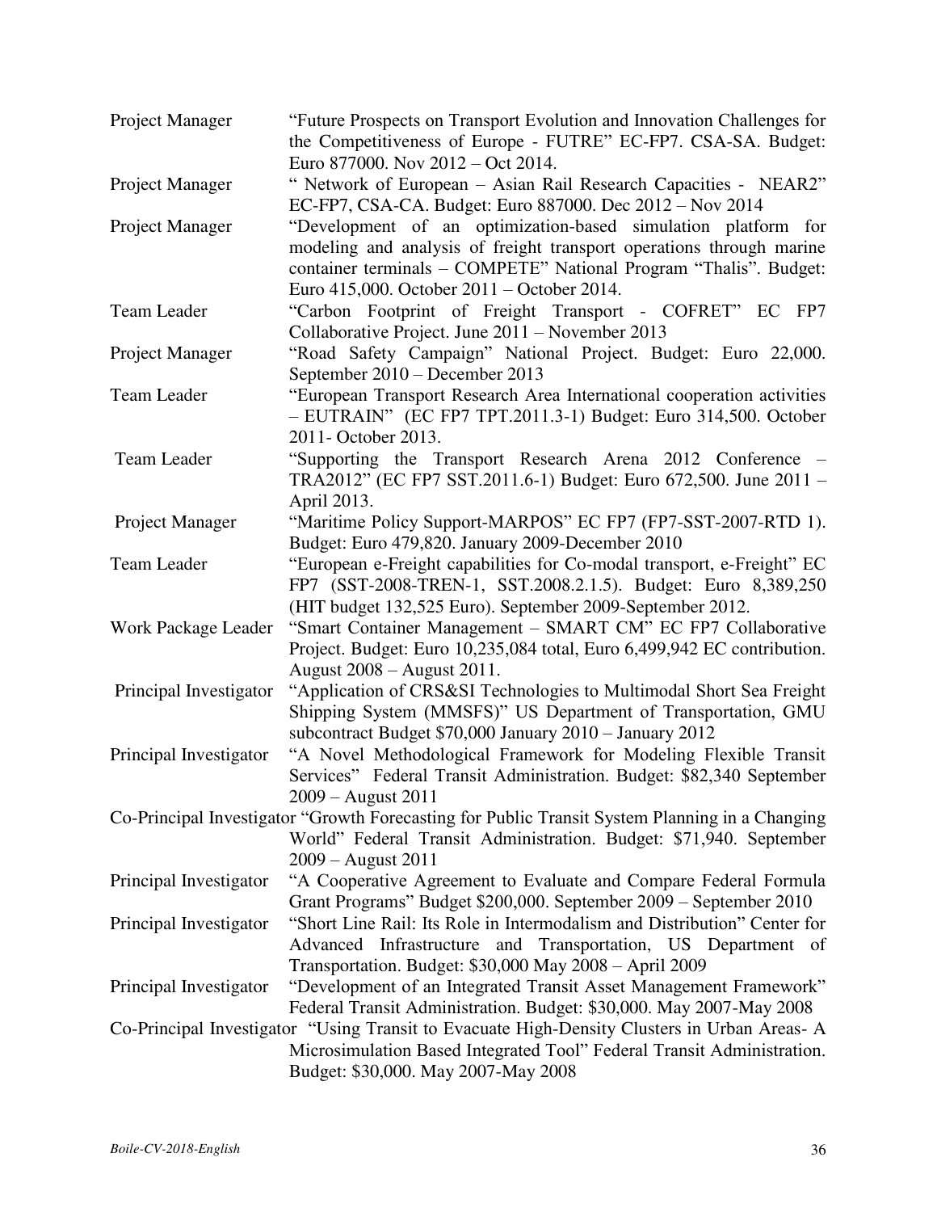| | |
|---|---|
| Project Manager | "Future Prospects on Transport Evolution and Innovation Challenges for the Competitiveness of Europe - FUTRE" EC-FP7. CSA-SA. Budget: Euro 877000. Nov 2012 – Oct 2014. |
| Project Manager | " Network of European – Asian Rail Research Capacities - NEAR2" EC-FP7, CSA-CA. Budget: Euro 887000. Dec 2012 – Nov 2014 |
| Project Manager | "Development of an optimization-based simulation platform for modeling and analysis of freight transport operations through marine container terminals – COMPETE" National Program "Thalis". Budget: Euro 415,000. October 2011 – October 2014. |
| Team Leader | "Carbon Footprint of Freight Transport - COFRET" EC FP7 Collaborative Project. June 2011 – November 2013 |
| Project Manager | "Road Safety Campaign" National Project. Budget: Euro 22,000. September 2010 – December 2013 |
| Team Leader | "European Transport Research Area International cooperation activities – EUTRAIN" (EC FP7 TPT.2011.3-1) Budget: Euro 314,500. October 2011- October 2013. |
| Team Leader | "Supporting the Transport Research Arena 2012 Conference – TRA2012" (EC FP7 SST.2011.6-1) Budget: Euro 672,500. June 2011 – April 2013. |
| Project Manager | "Maritime Policy Support-MARPOS" EC FP7 (FP7-SST-2007-RTD 1). Budget: Euro 479,820. January 2009-December 2010 |
| Team Leader | "European e-Freight capabilities for Co-modal transport, e-Freight" EC FP7 (SST-2008-TREN-1, SST.2008.2.1.5). Budget: Euro 8,389,250 (HIT budget 132,525 Euro). September 2009-September 2012. |
| Work Package Leader | "Smart Container Management – SMART CM" EC FP7 Collaborative Project. Budget: Euro 10,235,084 total, Euro 6,499,942 EC contribution. August 2008 – August 2011. |
| Principal Investigator | "Application of CRS&SI Technologies to Multimodal Short Sea Freight Shipping System (MMSFS)" US Department of Transportation, GMU subcontract Budget $70,000 January 2010 – January 2012 |
| Principal Investigator | "A Novel Methodological Framework for Modeling Flexible Transit Services" Federal Transit Administration. Budget: $82,340 September 2009 – August 2011 |
| Co-Principal Investigator | "Growth Forecasting for Public Transit System Planning in a Changing World" Federal Transit Administration. Budget: $71,940. September 2009 – August 2011 |
| Principal Investigator | "A Cooperative Agreement to Evaluate and Compare Federal Formula Grant Programs" Budget $200,000. September 2009 – September 2010 |
| Principal Investigator | "Short Line Rail: Its Role in Intermodalism and Distribution" Center for Advanced Infrastructure and Transportation, US Department of Transportation. Budget: $30,000 May 2008 – April 2009 |
| Principal Investigator | "Development of an Integrated Transit Asset Management Framework" Federal Transit Administration. Budget: $30,000. May 2007-May 2008 |
| Co-Principal Investigator | "Using Transit to Evacuate High-Density Clusters in Urban Areas- A Microsimulation Based Integrated Tool" Federal Transit Administration. Budget: $30,000. May 2007-May 2008 |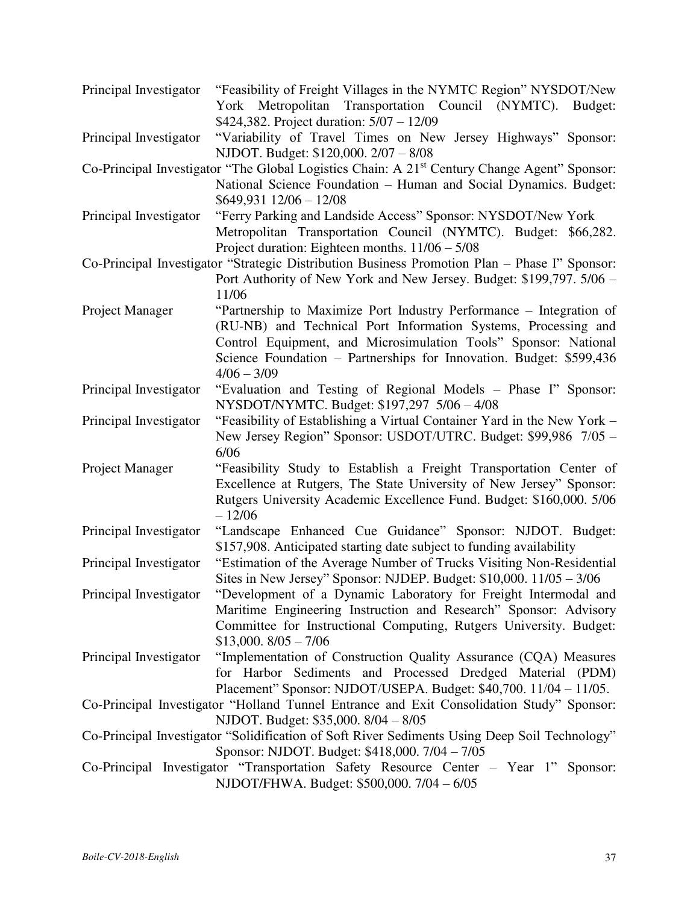Principal Investigator "Feasibility of Freight Villages in the NYMTC Region" NYSDOT/New York Metropolitan Transportation Council (NYMTC). Budget: $424,382. Project duration: 5/07 – 12/09

Principal Investigator "Variability of Travel Times on New Jersey Highways" Sponsor: NJDOT. Budget: $120,000. 2/07 – 8/08

Co-Principal Investigator "The Global Logistics Chain: A 21st Century Change Agent" Sponsor: National Science Foundation – Human and Social Dynamics. Budget: $649,931 12/06 – 12/08

Principal Investigator "Ferry Parking and Landside Access" Sponsor: NYSDOT/New York Metropolitan Transportation Council (NYMTC). Budget: $66,282. Project duration: Eighteen months. 11/06 – 5/08

Co-Principal Investigator "Strategic Distribution Business Promotion Plan – Phase I" Sponsor: Port Authority of New York and New Jersey. Budget: $199,797. 5/06 – 11/06

Project Manager "Partnership to Maximize Port Industry Performance – Integration of (RU-NB) and Technical Port Information Systems, Processing and Control Equipment, and Microsimulation Tools" Sponsor: National Science Foundation – Partnerships for Innovation. Budget: $599,436 4/06 – 3/09

Principal Investigator "Evaluation and Testing of Regional Models – Phase I" Sponsor: NYSDOT/NYMTC. Budget: $197,297 5/06 – 4/08

Principal Investigator "Feasibility of Establishing a Virtual Container Yard in the New York – New Jersey Region" Sponsor: USDOT/UTRC. Budget: $99,986 7/05 – 6/06

Project Manager "Feasibility Study to Establish a Freight Transportation Center of Excellence at Rutgers, The State University of New Jersey" Sponsor: Rutgers University Academic Excellence Fund. Budget: $160,000. 5/06 – 12/06

Principal Investigator "Landscape Enhanced Cue Guidance" Sponsor: NJDOT. Budget: $157,908. Anticipated starting date subject to funding availability

Principal Investigator "Estimation of the Average Number of Trucks Visiting Non-Residential Sites in New Jersey" Sponsor: NJDEP. Budget: $10,000. 11/05 – 3/06

Principal Investigator "Development of a Dynamic Laboratory for Freight Intermodal and Maritime Engineering Instruction and Research" Sponsor: Advisory Committee for Instructional Computing, Rutgers University. Budget: $13,000. 8/05 – 7/06

Principal Investigator "Implementation of Construction Quality Assurance (CQA) Measures for Harbor Sediments and Processed Dredged Material (PDM) Placement" Sponsor: NJDOT/USEPA. Budget: $40,700. 11/04 – 11/05.

Co-Principal Investigator "Holland Tunnel Entrance and Exit Consolidation Study" Sponsor: NJDOT. Budget: $35,000. 8/04 – 8/05

Co-Principal Investigator "Solidification of Soft River Sediments Using Deep Soil Technology" Sponsor: NJDOT. Budget: $418,000. 7/04 – 7/05

Co-Principal Investigator "Transportation Safety Resource Center – Year 1" Sponsor: NJDOT/FHWA. Budget: $500,000. 7/04 – 6/05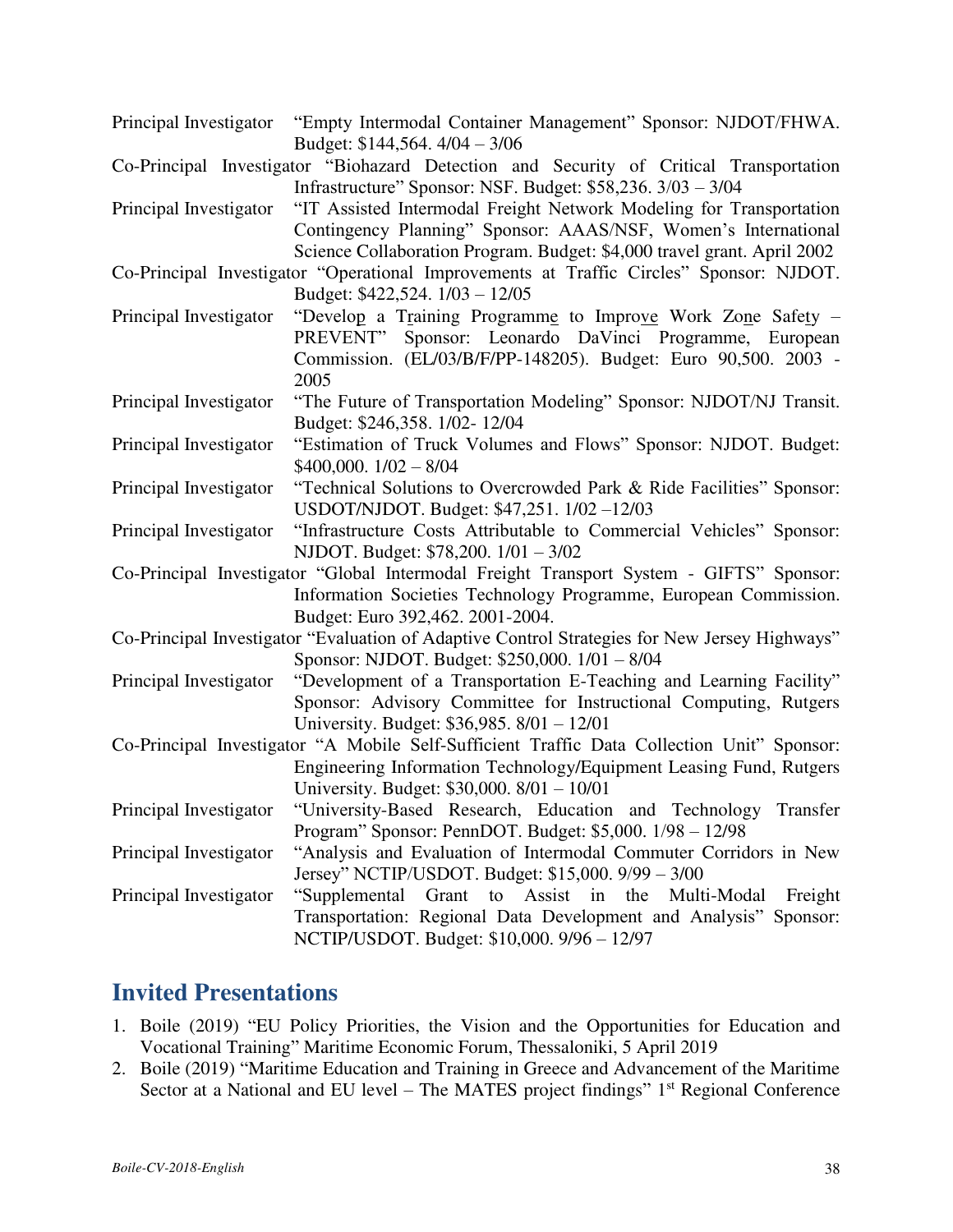Principal Investigator "Empty Intermodal Container Management" Sponsor: NJDOT/FHWA. Budget: $144,564. 4/04 – 3/06

Co-Principal Investigator "Biohazard Detection and Security of Critical Transportation Infrastructure" Sponsor: NSF. Budget: $58,236. 3/03 – 3/04

Principal Investigator "IT Assisted Intermodal Freight Network Modeling for Transportation Contingency Planning" Sponsor: AAAS/NSF, Women's International Science Collaboration Program. Budget: $4,000 travel grant. April 2002

Co-Principal Investigator "Operational Improvements at Traffic Circles" Sponsor: NJDOT. Budget: $422,524. 1/03 – 12/05

Principal Investigator "Develop a Training Programme to Improve Work Zone Safety – PREVENT" Sponsor: Leonardo DaVinci Programme, European Commission. (EL/03/B/F/PP-148205). Budget: Euro 90,500. 2003 - 2005

Principal Investigator "The Future of Transportation Modeling" Sponsor: NJDOT/NJ Transit. Budget: $246,358. 1/02- 12/04

Principal Investigator "Estimation of Truck Volumes and Flows" Sponsor: NJDOT. Budget: $400,000. 1/02 – 8/04

Principal Investigator "Technical Solutions to Overcrowded Park & Ride Facilities" Sponsor: USDOT/NJDOT. Budget: $47,251. 1/02 –12/03

Principal Investigator "Infrastructure Costs Attributable to Commercial Vehicles" Sponsor: NJDOT. Budget: $78,200. 1/01 – 3/02

Co-Principal Investigator "Global Intermodal Freight Transport System - GIFTS" Sponsor: Information Societies Technology Programme, European Commission. Budget: Euro 392,462. 2001-2004.

Co-Principal Investigator "Evaluation of Adaptive Control Strategies for New Jersey Highways" Sponsor: NJDOT. Budget: $250,000. 1/01 – 8/04

Principal Investigator "Development of a Transportation E-Teaching and Learning Facility" Sponsor: Advisory Committee for Instructional Computing, Rutgers University. Budget: $36,985. 8/01 – 12/01

Co-Principal Investigator "A Mobile Self-Sufficient Traffic Data Collection Unit" Sponsor: Engineering Information Technology/Equipment Leasing Fund, Rutgers University. Budget: $30,000. 8/01 – 10/01

Principal Investigator "University-Based Research, Education and Technology Transfer Program" Sponsor: PennDOT. Budget: $5,000. 1/98 – 12/98

Principal Investigator "Analysis and Evaluation of Intermodal Commuter Corridors in New Jersey" NCTIP/USDOT. Budget: $15,000. 9/99 – 3/00

Principal Investigator "Supplemental Grant to Assist in the Multi-Modal Freight Transportation: Regional Data Development and Analysis" Sponsor: NCTIP/USDOT. Budget: $10,000. 9/96 – 12/97

## Invited Presentations

1. Boile (2019) "EU Policy Priorities, the Vision and the Opportunities for Education and Vocational Training" Maritime Economic Forum, Thessaloniki, 5 April 2019
2. Boile (2019) "Maritime Education and Training in Greece and Advancement of the Maritime Sector at a National and EU level – The MATES project findings" 1st Regional Conference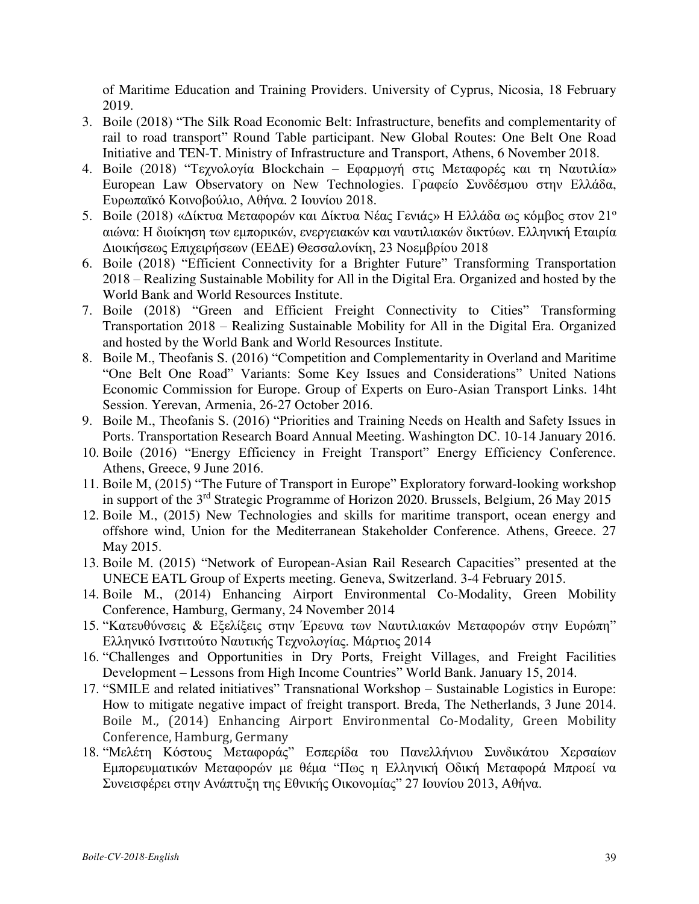of Maritime Education and Training Providers. University of Cyprus, Nicosia, 18 February 2019.

3. Boile (2018) "The Silk Road Economic Belt: Infrastructure, benefits and complementarity of rail to road transport" Round Table participant. New Global Routes: One Belt One Road Initiative and TEN-T. Ministry of Infrastructure and Transport, Athens, 6 November 2018.
4. Boile (2018) "Τεχνολογία Blockchain – Εφαρμογή στις Μεταφορές και τη Ναυτιλία» European Law Observatory on New Technologies. Γραφείο Συνδέσμου στην Ελλάδα, Ευρωπαϊκό Κοινοβούλιο, Αθήνα. 2 Ιουνίου 2018.
5. Boile (2018) «Δίκτυα Μεταφορών και Δίκτυα Νέας Γενιάς» Η Ελλάδα ως κόμβος στον 21ο αιώνα: Η διοίκηση των εμπορικών, ενεργειακών και ναυτιλιακών δικτύων. Ελληνική Εταιρία Διοικήσεως Επιχειρήσεων (ΕΕΔΕ) Θεσσαλονίκη, 23 Νοεμβρίου 2018
6. Boile (2018) "Efficient Connectivity for a Brighter Future" Transforming Transportation 2018 – Realizing Sustainable Mobility for All in the Digital Era. Organized and hosted by the World Bank and World Resources Institute.
7. Boile (2018) "Green and Efficient Freight Connectivity to Cities" Transforming Transportation 2018 – Realizing Sustainable Mobility for All in the Digital Era. Organized and hosted by the World Bank and World Resources Institute.
8. Boile M., Theofanis S. (2016) "Competition and Complementarity in Overland and Maritime "One Belt One Road" Variants: Some Key Issues and Considerations" United Nations Economic Commission for Europe. Group of Experts on Euro-Asian Transport Links. 14ht Session. Yerevan, Armenia, 26-27 October 2016.
9. Boile M., Theofanis S. (2016) "Priorities and Training Needs on Health and Safety Issues in Ports. Transportation Research Board Annual Meeting. Washington DC. 10-14 January 2016.
10. Boile (2016) "Energy Efficiency in Freight Transport" Energy Efficiency Conference. Athens, Greece, 9 June 2016.
11. Boile M, (2015) "The Future of Transport in Europe" Exploratory forward-looking workshop in support of the 3rd Strategic Programme of Horizon 2020. Brussels, Belgium, 26 May 2015
12. Boile M., (2015) New Technologies and skills for maritime transport, ocean energy and offshore wind, Union for the Mediterranean Stakeholder Conference. Athens, Greece. 27 May 2015.
13. Boile M. (2015) "Network of European-Asian Rail Research Capacities" presented at the UNECE EATL Group of Experts meeting. Geneva, Switzerland. 3-4 February 2015.
14. Boile M., (2014) Enhancing Airport Environmental Co-Modality, Green Mobility Conference, Hamburg, Germany, 24 November 2014
15. "Κατευθύνσεις & Εξελίξεις στην Έρευνα των Ναυτιλιακών Μεταφορών στην Ευρώπη" Ελληνικό Ινστιτούτο Ναυτικής Τεχνολογίας. Μάρτιος 2014
16. "Challenges and Opportunities in Dry Ports, Freight Villages, and Freight Facilities Development – Lessons from High Income Countries" World Bank. January 15, 2014.
17. "SMILE and related initiatives" Transnational Workshop – Sustainable Logistics in Europe: How to mitigate negative impact of freight transport. Breda, The Netherlands, 3 June 2014. Boile M., (2014) Enhancing Airport Environmental Co-Modality, Green Mobility Conference, Hamburg, Germany
18. "Μελέτη Κόστους Μεταφοράς" Εσπερίδα του Πανελλήνιου Συνδικάτου Χερσαίων Εμπορευματικών Μεταφορών με θέμα "Πως η Ελληνική Οδική Μεταφορά Μπροεί να Συνεισφέρει στην Ανάπτυξη της Εθνικής Οικονομίας" 27 Ιουνίου 2013, Αθήνα.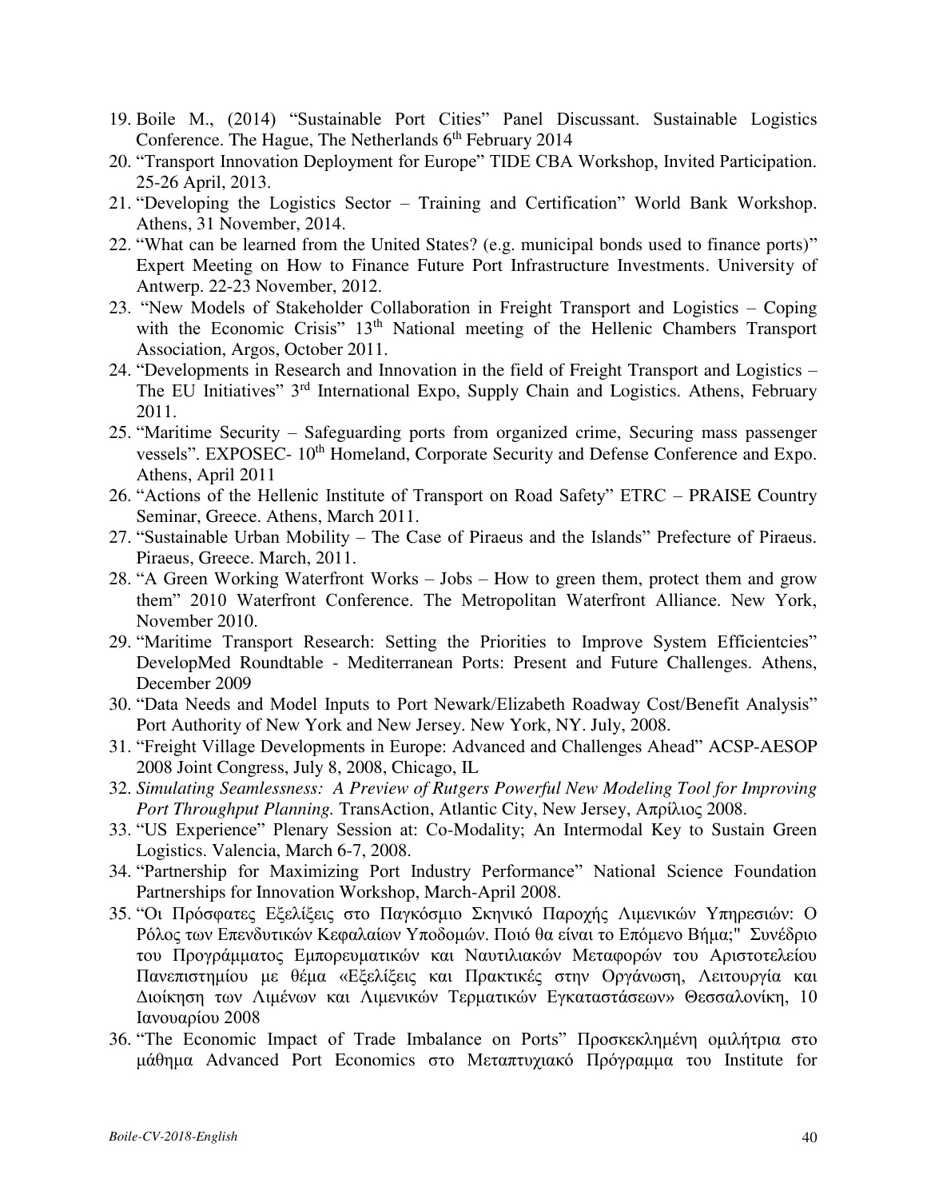19. Boile M., (2014) "Sustainable Port Cities" Panel Discussant. Sustainable Logistics Conference. The Hague, The Netherlands 6th February 2014
20. "Transport Innovation Deployment for Europe" TIDE CBA Workshop, Invited Participation. 25-26 April, 2013.
21. "Developing the Logistics Sector – Training and Certification" World Bank Workshop. Athens, 31 November, 2014.
22. "What can be learned from the United States? (e.g. municipal bonds used to finance ports)" Expert Meeting on How to Finance Future Port Infrastructure Investments. University of Antwerp. 22-23 November, 2012.
23. "New Models of Stakeholder Collaboration in Freight Transport and Logistics – Coping with the Economic Crisis" 13th National meeting of the Hellenic Chambers Transport Association, Argos, October 2011.
24. "Developments in Research and Innovation in the field of Freight Transport and Logistics – The EU Initiatives" 3rd International Expo, Supply Chain and Logistics. Athens, February 2011.
25. "Maritime Security – Safeguarding ports from organized crime, Securing mass passenger vessels". EXPOSEC- 10th Homeland, Corporate Security and Defense Conference and Expo. Athens, April 2011
26. "Actions of the Hellenic Institute of Transport on Road Safety" ETRC – PRAISE Country Seminar, Greece. Athens, March 2011.
27. "Sustainable Urban Mobility – The Case of Piraeus and the Islands" Prefecture of Piraeus. Piraeus, Greece. March, 2011.
28. "A Green Working Waterfront Works – Jobs – How to green them, protect them and grow them" 2010 Waterfront Conference. The Metropolitan Waterfront Alliance. New York, November 2010.
29. "Maritime Transport Research: Setting the Priorities to Improve System Efficientcies" DevelopMed Roundtable - Mediterranean Ports: Present and Future Challenges. Athens, December 2009
30. "Data Needs and Model Inputs to Port Newark/Elizabeth Roadway Cost/Benefit Analysis" Port Authority of New York and New Jersey. New York, NY. July, 2008.
31. "Freight Village Developments in Europe: Advanced and Challenges Ahead" ACSP-AESOP 2008 Joint Congress, July 8, 2008, Chicago, IL
32. *Simulating Seamlessness: A Preview of Rutgers Powerful New Modeling Tool for Improving Port Throughput Planning.* TransAction, Atlantic City, New Jersey, Απρίλιος 2008.
33. "US Experience" Plenary Session at: Co-Modality; An Intermodal Key to Sustain Green Logistics. Valencia, March 6-7, 2008.
34. "Partnership for Maximizing Port Industry Performance" National Science Foundation Partnerships for Innovation Workshop, March-April 2008.
35. "Οι Πρόσφατες Εξελίξεις στο Παγκόσμιο Σκηνικό Παροχής Λιμενικών Υπηρεσιών: Ο Ρόλος των Επενδυτικών Κεφαλαίων Υποδομών. Ποιό θα είναι το Επόμενο Βήμα;" Συνέδριο του Προγράμματος Εμπορευματικών και Ναυτιλιακών Μεταφορών του Αριστοτελείου Πανεπιστημίου με θέμα «Εξελίξεις και Πρακτικές στην Οργάνωση, Λειτουργία και Διοίκηση των Λιμένων και Λιμενικών Τερματικών Εγκαταστάσεων» Θεσσαλονίκη, 10 Ιανουαρίου 2008
36. "The Economic Impact of Trade Imbalance on Ports" Προσκεκλημένη ομιλήτρια στο μάθημα Advanced Port Economics στο Μεταπτυχιακό Πρόγραμμα του Institute for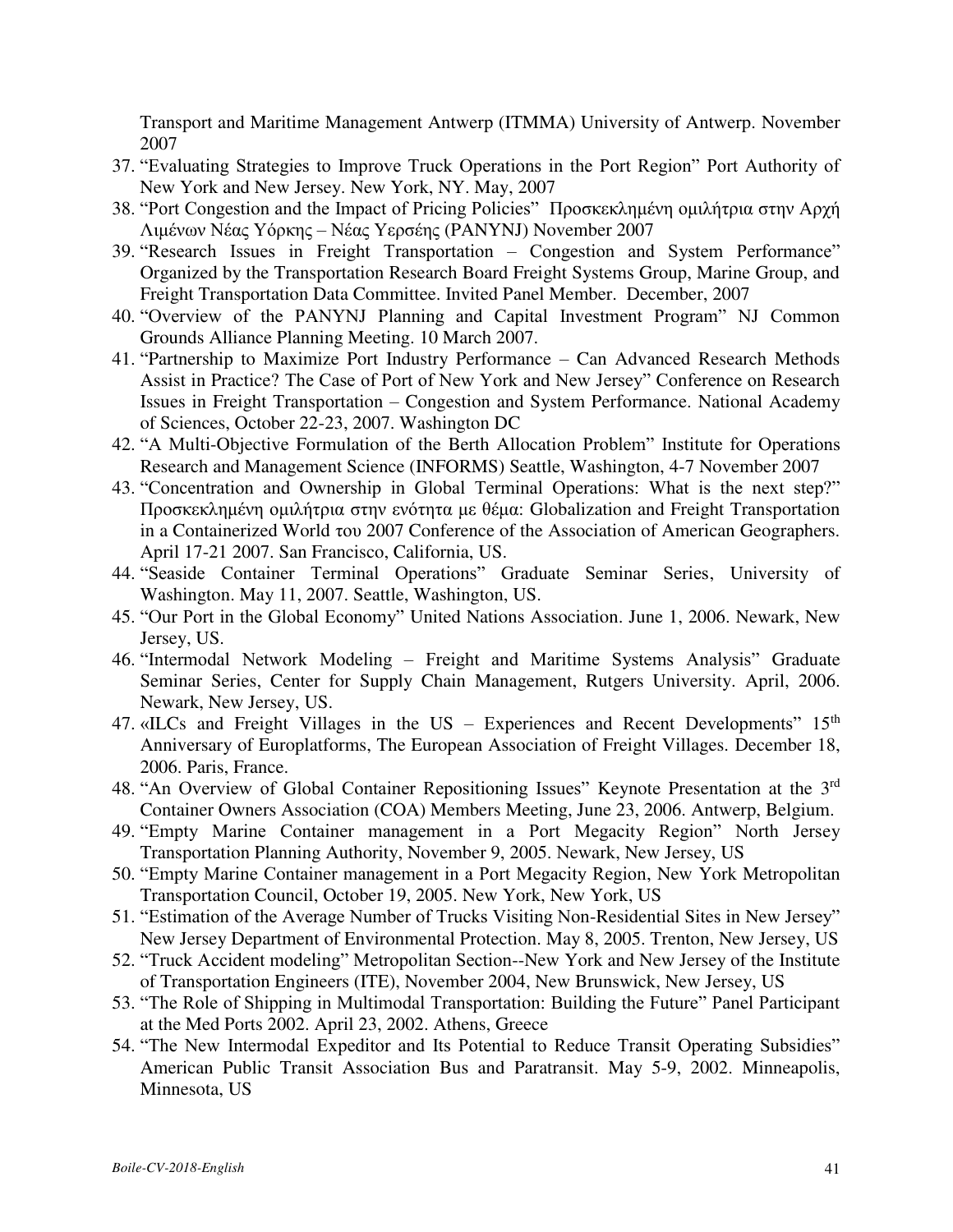Transport and Maritime Management Antwerp (ITMMA) University of Antwerp. November 2007

37. "Evaluating Strategies to Improve Truck Operations in the Port Region" Port Authority of New York and New Jersey. New York, NY. May, 2007
38. "Port Congestion and the Impact of Pricing Policies" Προσκεκλημένη ομιλήτρια στην Αρχή Λιμένων Νέας Υόρκης – Νέας Υερσέης (PANYNJ) November 2007
39. "Research Issues in Freight Transportation – Congestion and System Performance" Organized by the Transportation Research Board Freight Systems Group, Marine Group, and Freight Transportation Data Committee. Invited Panel Member. December, 2007
40. "Overview of the PANYNJ Planning and Capital Investment Program" NJ Common Grounds Alliance Planning Meeting. 10 March 2007.
41. "Partnership to Maximize Port Industry Performance – Can Advanced Research Methods Assist in Practice? The Case of Port of New York and New Jersey" Conference on Research Issues in Freight Transportation – Congestion and System Performance. National Academy of Sciences, October 22-23, 2007. Washington DC
42. "A Multi-Objective Formulation of the Berth Allocation Problem" Institute for Operations Research and Management Science (INFORMS) Seattle, Washington, 4-7 November 2007
43. "Concentration and Ownership in Global Terminal Operations: What is the next step?" Προσκεκλημένη ομιλήτρια στην ενότητα με θέμα: Globalization and Freight Transportation in a Containerized World του 2007 Conference of the Association of American Geographers. April 17-21 2007. San Francisco, California, US.
44. "Seaside Container Terminal Operations" Graduate Seminar Series, University of Washington. May 11, 2007. Seattle, Washington, US.
45. "Our Port in the Global Economy" United Nations Association. June 1, 2006. Newark, New Jersey, US.
46. "Intermodal Network Modeling – Freight and Maritime Systems Analysis" Graduate Seminar Series, Center for Supply Chain Management, Rutgers University. April, 2006. Newark, New Jersey, US.
47. «ILCs and Freight Villages in the US – Experiences and Recent Developments" 15th Anniversary of Europlatforms, The European Association of Freight Villages. December 18, 2006. Paris, France.
48. "An Overview of Global Container Repositioning Issues" Keynote Presentation at the 3rd Container Owners Association (COA) Members Meeting, June 23, 2006. Antwerp, Belgium.
49. "Empty Marine Container management in a Port Megacity Region" North Jersey Transportation Planning Authority, November 9, 2005. Newark, New Jersey, US
50. "Empty Marine Container management in a Port Megacity Region, New York Metropolitan Transportation Council, October 19, 2005. New York, New York, US
51. "Estimation of the Average Number of Trucks Visiting Non-Residential Sites in New Jersey" New Jersey Department of Environmental Protection. May 8, 2005. Trenton, New Jersey, US
52. "Truck Accident modeling" Metropolitan Section--New York and New Jersey of the Institute of Transportation Engineers (ITE), November 2004, New Brunswick, New Jersey, US
53. "The Role of Shipping in Multimodal Transportation: Building the Future" Panel Participant at the Med Ports 2002. April 23, 2002. Athens, Greece
54. "The New Intermodal Expeditor and Its Potential to Reduce Transit Operating Subsidies" American Public Transit Association Bus and Paratransit. May 5-9, 2002. Minneapolis, Minnesota, US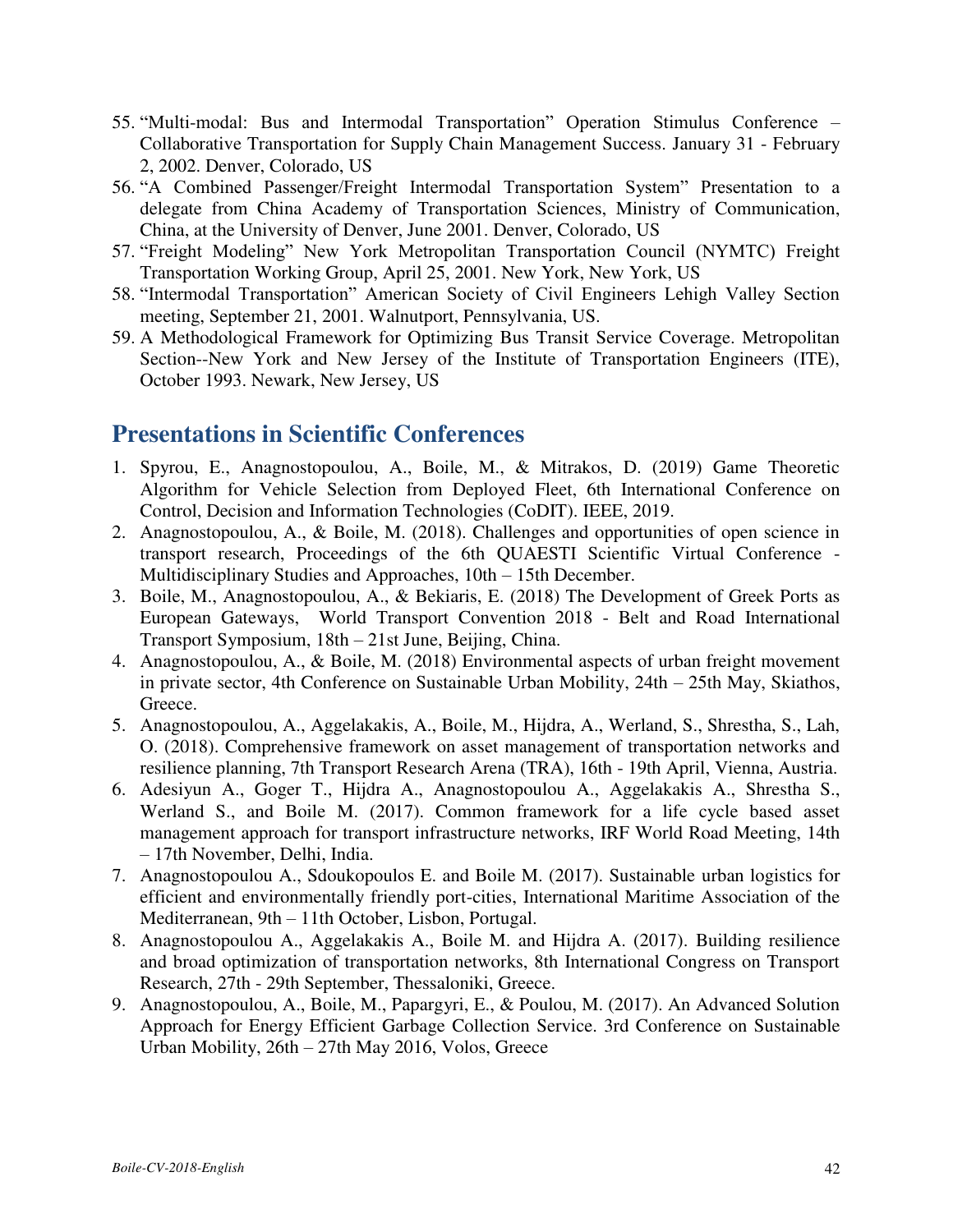55. "Multi-modal: Bus and Intermodal Transportation" Operation Stimulus Conference – Collaborative Transportation for Supply Chain Management Success. January 31 - February 2, 2002. Denver, Colorado, US
56. "A Combined Passenger/Freight Intermodal Transportation System" Presentation to a delegate from China Academy of Transportation Sciences, Ministry of Communication, China, at the University of Denver, June 2001. Denver, Colorado, US
57. "Freight Modeling" New York Metropolitan Transportation Council (NYMTC) Freight Transportation Working Group, April 25, 2001. New York, New York, US
58. "Intermodal Transportation" American Society of Civil Engineers Lehigh Valley Section meeting, September 21, 2001. Walnutport, Pennsylvania, US.
59. A Methodological Framework for Optimizing Bus Transit Service Coverage. Metropolitan Section--New York and New Jersey of the Institute of Transportation Engineers (ITE), October 1993. Newark, New Jersey, US

## Presentations in Scientific Conferences

1. Spyrou, E., Anagnostopoulou, A., Boile, M., & Mitrakos, D. (2019) Game Theoretic Algorithm for Vehicle Selection from Deployed Fleet, 6th International Conference on Control, Decision and Information Technologies (CoDIT). IEEE, 2019.
2. Anagnostopoulou, A., & Boile, M. (2018). Challenges and opportunities of open science in transport research, Proceedings of the 6th QUAESTI Scientific Virtual Conference - Multidisciplinary Studies and Approaches, 10th – 15th December.
3. Boile, M., Anagnostopoulou, A., & Bekiaris, E. (2018) The Development of Greek Ports as European Gateways, World Transport Convention 2018 - Belt and Road International Transport Symposium, 18th – 21st June, Beijing, China.
4. Anagnostopoulou, A., & Boile, M. (2018) Environmental aspects of urban freight movement in private sector, 4th Conference on Sustainable Urban Mobility, 24th – 25th May, Skiathos, Greece.
5. Anagnostopoulou, A., Aggelakakis, A., Boile, M., Hijdra, A., Werland, S., Shrestha, S., Lah, O. (2018). Comprehensive framework on asset management of transportation networks and resilience planning, 7th Transport Research Arena (TRA), 16th - 19th April, Vienna, Austria.
6. Adesiyun A., Goger T., Hijdra A., Anagnostopoulou A., Aggelakakis A., Shrestha S., Werland S., and Boile M. (2017). Common framework for a life cycle based asset management approach for transport infrastructure networks, IRF World Road Meeting, 14th – 17th November, Delhi, India.
7. Anagnostopoulou A., Sdoukopoulos E. and Boile M. (2017). Sustainable urban logistics for efficient and environmentally friendly port-cities, International Maritime Association of the Mediterranean, 9th – 11th October, Lisbon, Portugal.
8. Anagnostopoulou A., Aggelakakis A., Boile M. and Hijdra A. (2017). Building resilience and broad optimization of transportation networks, 8th International Congress on Transport Research, 27th - 29th September, Thessaloniki, Greece.
9. Anagnostopoulou, A., Boile, M., Papargyri, E., & Poulou, M. (2017). An Advanced Solution Approach for Energy Efficient Garbage Collection Service. 3rd Conference on Sustainable Urban Mobility, 26th – 27th May 2016, Volos, Greece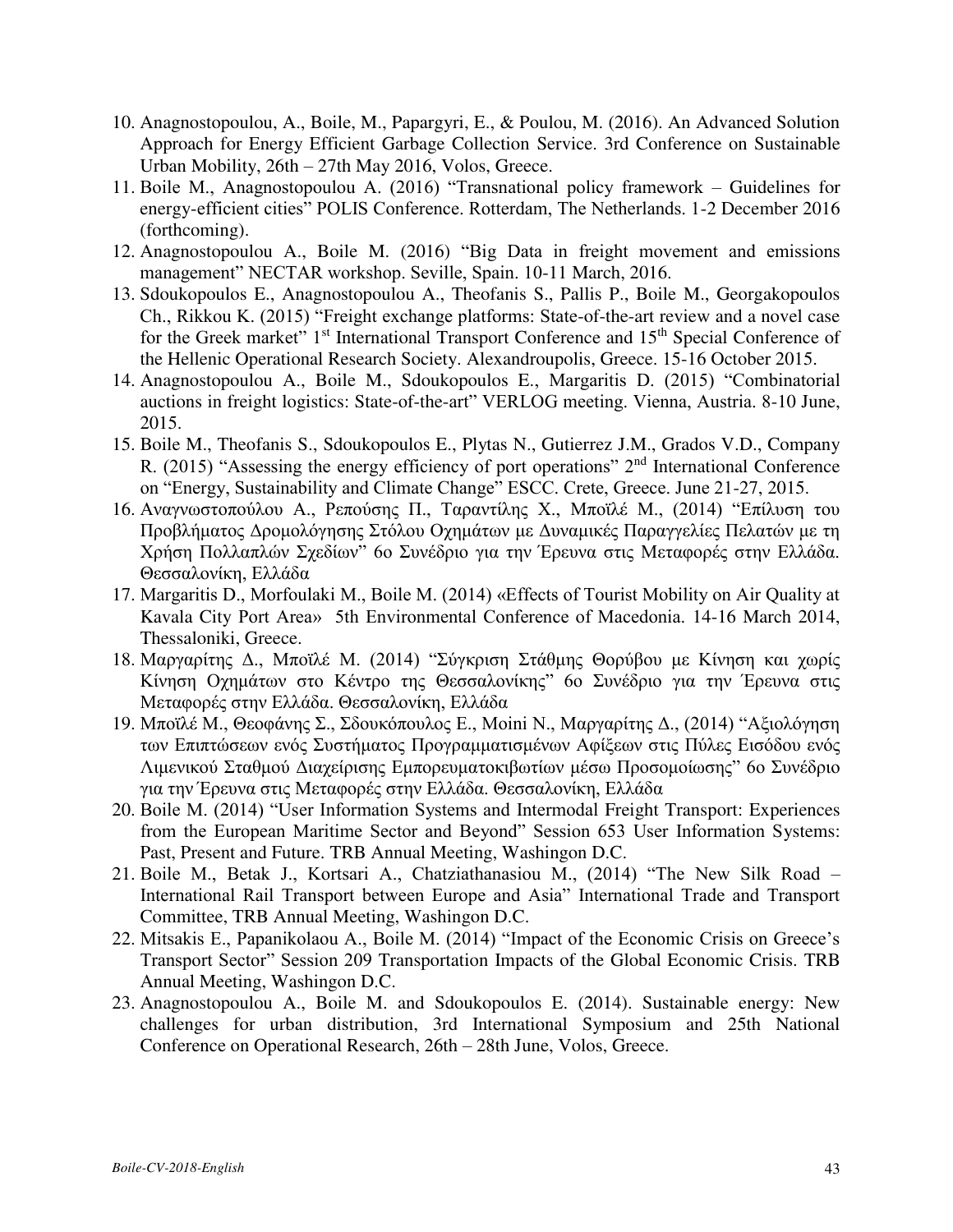10. Anagnostopoulou, A., Boile, M., Papargyri, E., & Poulou, M. (2016). An Advanced Solution Approach for Energy Efficient Garbage Collection Service. 3rd Conference on Sustainable Urban Mobility, 26th – 27th May 2016, Volos, Greece.
11. Boile M., Anagnostopoulou A. (2016) "Transnational policy framework – Guidelines for energy-efficient cities" POLIS Conference. Rotterdam, The Netherlands. 1-2 December 2016 (forthcoming).
12. Anagnostopoulou A., Boile M. (2016) "Big Data in freight movement and emissions management" NECTAR workshop. Seville, Spain. 10-11 March, 2016.
13. Sdoukopoulos E., Anagnostopoulou A., Theofanis S., Pallis P., Boile M., Georgakopoulos Ch., Rikkou K. (2015) "Freight exchange platforms: State-of-the-art review and a novel case for the Greek market" 1st International Transport Conference and 15th Special Conference of the Hellenic Operational Research Society. Alexandroupolis, Greece. 15-16 October 2015.
14. Anagnostopoulou A., Boile M., Sdoukopoulos E., Margaritis D. (2015) "Combinatorial auctions in freight logistics: State-of-the-art" VERLOG meeting. Vienna, Austria. 8-10 June, 2015.
15. Boile M., Theofanis S., Sdoukopoulos E., Plytas N., Gutierrez J.M., Grados V.D., Company R. (2015) "Assessing the energy efficiency of port operations" 2nd International Conference on "Energy, Sustainability and Climate Change" ESCC. Crete, Greece. June 21-27, 2015.
16. Αναγνωστοπούλου Α., Ρεπούσης Π., Ταραντίλης Χ., Μποϊλέ Μ., (2014) "Επίλυση του Προβλήματος Δρομολόγησης Στόλου Οχημάτων με Δυναμικές Παραγγελίες Πελατών με τη Χρήση Πολλαπλών Σχεδίων" 6ο Συνέδριο για την Έρευνα στις Μεταφορές στην Ελλάδα. Θεσσαλονίκη, Ελλάδα
17. Margaritis D., Morfoulaki M., Boile M. (2014) «Effects of Tourist Mobility on Air Quality at Kavala City Port Area» 5th Environmental Conference of Macedonia. 14-16 March 2014, Thessaloniki, Greece.
18. Μαργαρίτης Δ., Μποϊλέ Μ. (2014) "Σύγκριση Στάθμης Θορύβου με Κίνηση και χωρίς Κίνηση Οχημάτων στο Κέντρο της Θεσσαλονίκης" 6ο Συνέδριο για την Έρευνα στις Μεταφορές στην Ελλάδα. Θεσσαλονίκη, Ελλάδα
19. Μποϊλέ Μ., Θεοφάνης Σ., Σδουκόπουλος Ε., Moini N., Μαργαρίτης Δ., (2014) "Αξιολόγηση των Επιπτώσεων ενός Συστήματος Προγραμματισμένων Αφίξεων στις Πύλες Εισόδου ενός Λιμενικού Σταθμού Διαχείρισης Εμπορευματοκιβωτίων μέσω Προσομοίωσης" 6ο Συνέδριο για την Έρευνα στις Μεταφορές στην Ελλάδα. Θεσσαλονίκη, Ελλάδα
20. Boile M. (2014) "User Information Systems and Intermodal Freight Transport: Experiences from the European Maritime Sector and Beyond" Session 653 User Information Systems: Past, Present and Future. TRB Annual Meeting, Washingon D.C.
21. Boile M., Betak J., Kortsari A., Chatziathanasiou M., (2014) "The New Silk Road – International Rail Transport between Europe and Asia" International Trade and Transport Committee, TRB Annual Meeting, Washingon D.C.
22. Mitsakis E., Papanikolaou A., Boile M. (2014) "Impact of the Economic Crisis on Greece's Transport Sector" Session 209 Transportation Impacts of the Global Economic Crisis. TRB Annual Meeting, Washingon D.C.
23. Anagnostopoulou A., Boile M. and Sdoukopoulos E. (2014). Sustainable energy: New challenges for urban distribution, 3rd International Symposium and 25th National Conference on Operational Research, 26th – 28th June, Volos, Greece.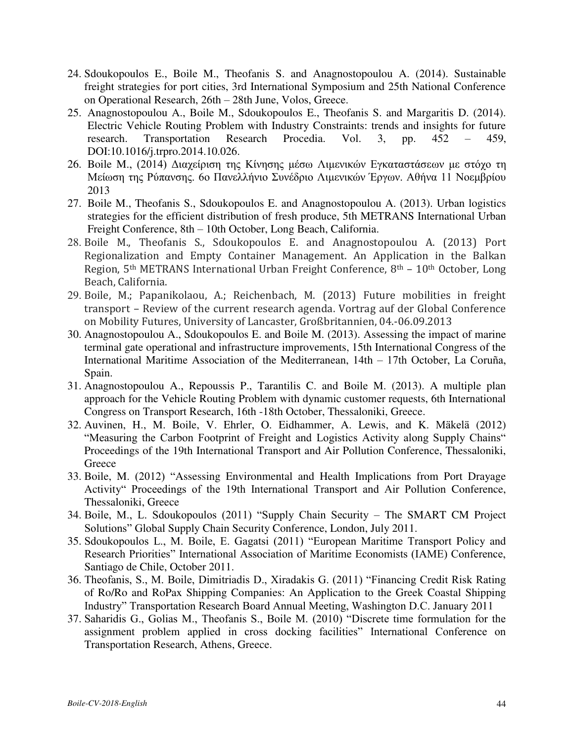24. Sdoukopoulos E., Boile M., Theofanis S. and Anagnostopoulou A. (2014). Sustainable freight strategies for port cities, 3rd International Symposium and 25th National Conference on Operational Research, 26th – 28th June, Volos, Greece.
25. Anagnostopoulou A., Boile M., Sdoukopoulos E., Theofanis S. and Margaritis D. (2014). Electric Vehicle Routing Problem with Industry Constraints: trends and insights for future research. Transportation Research Procedia. Vol. 3, pp. 452 – 459, DOI:10.1016/j.trpro.2014.10.026.
26. Boile M., (2014) Διαχείριση της Κίνησης μέσω Λιμενικών Εγκαταστάσεων με στόχο τη Μείωση της Ρύπανσης. 6ο Πανελλήνιο Συνέδριο Λιμενικών Έργων. Αθήνα 11 Νοεμβρίου 2013
27. Boile M., Theofanis S., Sdoukopoulos E. and Anagnostopoulou A. (2013). Urban logistics strategies for the efficient distribution of fresh produce, 5th METRANS International Urban Freight Conference, 8th – 10th October, Long Beach, California.
28. Boile M., Theofanis S., Sdoukopoulos E. and Anagnostopoulou A. (2013) Port Regionalization and Empty Container Management. An Application in the Balkan Region, 5th METRANS International Urban Freight Conference, 8th – 10th October, Long Beach, California.
29. Boile, M.; Papanikolaou, A.; Reichenbach, M. (2013) Future mobilities in freight transport – Review of the current research agenda. Vortrag auf der Global Conference on Mobility Futures, University of Lancaster, Großbritannien, 04.-06.09.2013
30. Anagnostopoulou A., Sdoukopoulos E. and Boile M. (2013). Assessing the impact of marine terminal gate operational and infrastructure improvements, 15th International Congress of the International Maritime Association of the Mediterranean, 14th – 17th October, La Coruña, Spain.
31. Anagnostopoulou A., Repoussis P., Tarantilis C. and Boile M. (2013). A multiple plan approach for the Vehicle Routing Problem with dynamic customer requests, 6th International Congress on Transport Research, 16th -18th October, Thessaloniki, Greece.
32. Auvinen, H., M. Boile, V. Ehrler, O. Eidhammer, A. Lewis, and K. Mäkelä (2012) "Measuring the Carbon Footprint of Freight and Logistics Activity along Supply Chains" Proceedings of the 19th International Transport and Air Pollution Conference, Thessaloniki, Greece
33. Boile, M. (2012) "Assessing Environmental and Health Implications from Port Drayage Activity" Proceedings of the 19th International Transport and Air Pollution Conference, Thessaloniki, Greece
34. Boile, M., L. Sdoukopoulos (2011) "Supply Chain Security – The SMART CM Project Solutions" Global Supply Chain Security Conference, London, July 2011.
35. Sdoukopoulos L., M. Boile, E. Gagatsi (2011) "European Maritime Transport Policy and Research Priorities" International Association of Maritime Economists (IAME) Conference, Santiago de Chile, October 2011.
36. Theofanis, S., M. Boile, Dimitriadis D., Xiradakis G. (2011) "Financing Credit Risk Rating of Ro/Ro and RoPax Shipping Companies: An Application to the Greek Coastal Shipping Industry" Transportation Research Board Annual Meeting, Washington D.C. January 2011
37. Saharidis G., Golias M., Theofanis S., Boile M. (2010) "Discrete time formulation for the assignment problem applied in cross docking facilities" International Conference on Transportation Research, Athens, Greece.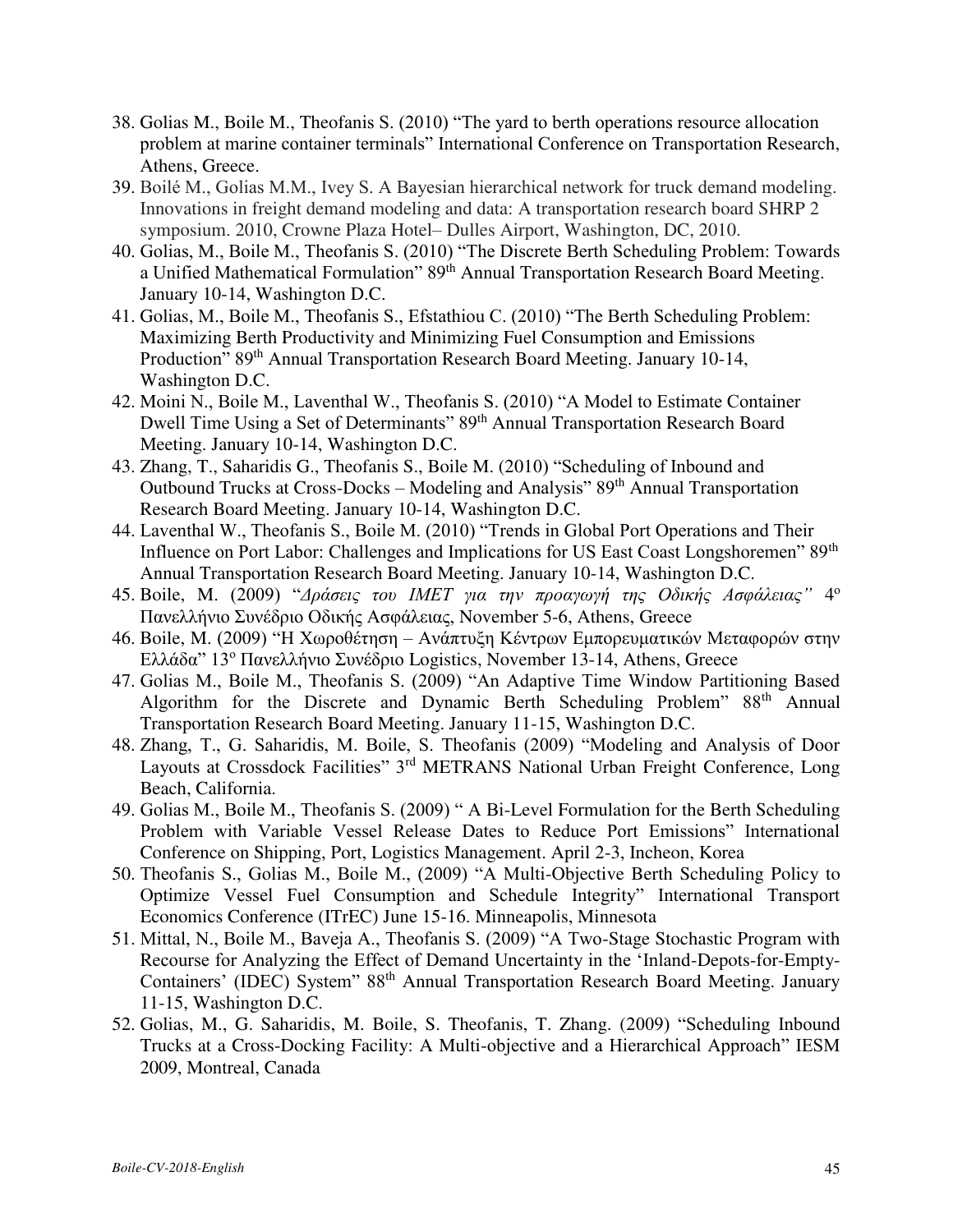38. Golias M., Boile M., Theofanis S. (2010) "The yard to berth operations resource allocation problem at marine container terminals" International Conference on Transportation Research, Athens, Greece.
39. Boilé M., Golias M.M., Ivey S. A Bayesian hierarchical network for truck demand modeling. Innovations in freight demand modeling and data: A transportation research board SHRP 2 symposium. 2010, Crowne Plaza Hotel– Dulles Airport, Washington, DC, 2010.
40. Golias, M., Boile M., Theofanis S. (2010) "The Discrete Berth Scheduling Problem: Towards a Unified Mathematical Formulation" 89th Annual Transportation Research Board Meeting. January 10-14, Washington D.C.
41. Golias, M., Boile M., Theofanis S., Efstathiou C. (2010) "The Berth Scheduling Problem: Maximizing Berth Productivity and Minimizing Fuel Consumption and Emissions Production" 89th Annual Transportation Research Board Meeting. January 10-14, Washington D.C.
42. Moini N., Boile M., Laventhal W., Theofanis S. (2010) "A Model to Estimate Container Dwell Time Using a Set of Determinants" 89th Annual Transportation Research Board Meeting. January 10-14, Washington D.C.
43. Zhang, T., Saharidis G., Theofanis S., Boile M. (2010) "Scheduling of Inbound and Outbound Trucks at Cross-Docks – Modeling and Analysis" 89th Annual Transportation Research Board Meeting. January 10-14, Washington D.C.
44. Laventhal W., Theofanis S., Boile M. (2010) "Trends in Global Port Operations and Their Influence on Port Labor: Challenges and Implications for US East Coast Longshoremen" 89th Annual Transportation Research Board Meeting. January 10-14, Washington D.C.
45. Boile, M. (2009) "*Δράσεις του ΙΜΕΤ για την προαγωγή της Οδικής Ασφάλειας*" 4ο Πανελλήνιο Συνέδριο Οδικής Ασφάλειας, November 5-6, Athens, Greece
46. Boile, M. (2009) "Η Χωροθέτηση – Ανάπτυξη Κέντρων Εμπορευματικών Μεταφορών στην Ελλάδα" 13ο Πανελλήνιο Συνέδριο Logistics, November 13-14, Athens, Greece
47. Golias M., Boile M., Theofanis S. (2009) "An Adaptive Time Window Partitioning Based Algorithm for the Discrete and Dynamic Berth Scheduling Problem" 88th Annual Transportation Research Board Meeting. January 11-15, Washington D.C.
48. Zhang, T., G. Saharidis, M. Boile, S. Theofanis (2009) "Modeling and Analysis of Door Layouts at Crossdock Facilities" 3rd METRANS National Urban Freight Conference, Long Beach, California.
49. Golias M., Boile M., Theofanis S. (2009) " A Bi-Level Formulation for the Berth Scheduling Problem with Variable Vessel Release Dates to Reduce Port Emissions" International Conference on Shipping, Port, Logistics Management. April 2-3, Incheon, Korea
50. Theofanis S., Golias M., Boile M., (2009) "A Multi-Objective Berth Scheduling Policy to Optimize Vessel Fuel Consumption and Schedule Integrity" International Transport Economics Conference (ITrEC) June 15-16. Minneapolis, Minnesota
51. Mittal, N., Boile M., Baveja A., Theofanis S. (2009) "A Two-Stage Stochastic Program with Recourse for Analyzing the Effect of Demand Uncertainty in the 'Inland-Depots-for-Empty-Containers' (IDEC) System" 88th Annual Transportation Research Board Meeting. January 11-15, Washington D.C.
52. Golias, M., G. Saharidis, M. Boile, S. Theofanis, T. Zhang. (2009) "Scheduling Inbound Trucks at a Cross-Docking Facility: A Multi-objective and a Hierarchical Approach" IESM 2009, Montreal, Canada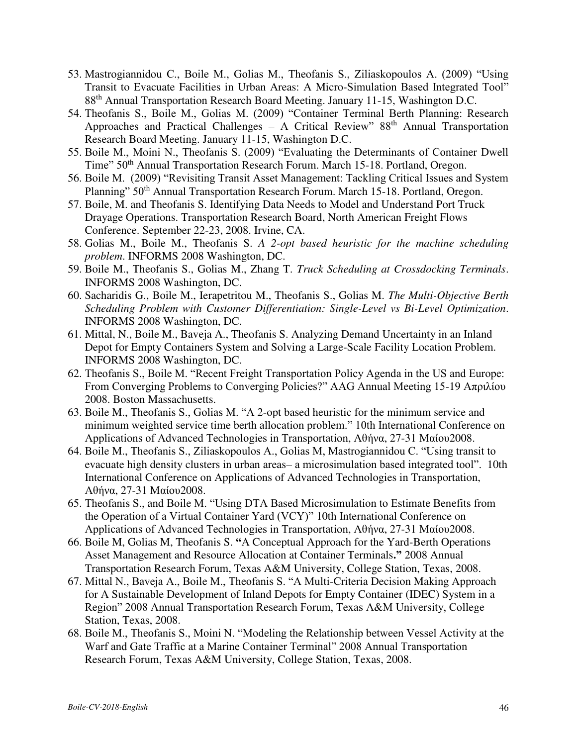53. Mastrogiannidou C., Boile M., Golias M., Theofanis S., Ziliaskopoulos A. (2009) "Using Transit to Evacuate Facilities in Urban Areas: A Micro-Simulation Based Integrated Tool" 88th Annual Transportation Research Board Meeting. January 11-15, Washington D.C.
54. Theofanis S., Boile M., Golias M. (2009) "Container Terminal Berth Planning: Research Approaches and Practical Challenges – A Critical Review" 88th Annual Transportation Research Board Meeting. January 11-15, Washington D.C.
55. Boile M., Moini N., Theofanis S. (2009) "Evaluating the Determinants of Container Dwell Time" 50th Annual Transportation Research Forum. March 15-18. Portland, Oregon.
56. Boile M. (2009) "Revisiting Transit Asset Management: Tackling Critical Issues and System Planning" 50th Annual Transportation Research Forum. March 15-18. Portland, Oregon.
57. Boile, M. and Theofanis S. Identifying Data Needs to Model and Understand Port Truck Drayage Operations. Transportation Research Board, North American Freight Flows Conference. September 22-23, 2008. Irvine, CA.
58. Golias M., Boile M., Theofanis S. *A 2-opt based heuristic for the machine scheduling problem*. INFORMS 2008 Washington, DC.
59. Boile M., Theofanis S., Golias M., Zhang T. *Truck Scheduling at Crossdocking Terminals*. INFORMS 2008 Washington, DC.
60. Sacharidis G., Boile M., Ierapetritou M., Theofanis S., Golias M. *The Multi-Objective Berth Scheduling Problem with Customer Differentiation: Single-Level vs Bi-Level Optimization*. INFORMS 2008 Washington, DC.
61. Mittal, N., Boile M., Baveja A., Theofanis S. Analyzing Demand Uncertainty in an Inland Depot for Empty Containers System and Solving a Large-Scale Facility Location Problem. INFORMS 2008 Washington, DC.
62. Theofanis S., Boile M. "Recent Freight Transportation Policy Agenda in the US and Europe: From Converging Problems to Converging Policies?" AAG Annual Meeting 15-19 Απριλίου 2008. Boston Massachusetts.
63. Boile M., Theofanis S., Golias M. "A 2-opt based heuristic for the minimum service and minimum weighted service time berth allocation problem." 10th International Conference on Applications of Advanced Technologies in Transportation, Αθήνα, 27-31 Μαίου2008.
64. Boile M., Theofanis S., Ziliaskopoulos A., Golias M, Mastrogiannidou C. "Using transit to evacuate high density clusters in urban areas– a microsimulation based integrated tool". 10th International Conference on Applications of Advanced Technologies in Transportation, Αθήνα, 27-31 Μαίου2008.
65. Theofanis S., and Boile M. "Using DTA Based Microsimulation to Estimate Benefits from the Operation of a Virtual Container Yard (VCY)" 10th International Conference on Applications of Advanced Technologies in Transportation, Αθήνα, 27-31 Μαίου2008.
66. Boile M, Golias M, Theofanis S. **"**A Conceptual Approach for the Yard-Berth Operations Asset Management and Resource Allocation at Container Terminals**."** 2008 Annual Transportation Research Forum, Texas A&M University, College Station, Texas, 2008.
67. Mittal N., Baveja A., Boile M., Theofanis S. "A Multi-Criteria Decision Making Approach for A Sustainable Development of Inland Depots for Empty Container (IDEC) System in a Region" 2008 Annual Transportation Research Forum, Texas A&M University, College Station, Texas, 2008.
68. Boile M., Theofanis S., Moini N. "Modeling the Relationship between Vessel Activity at the Warf and Gate Traffic at a Marine Container Terminal" 2008 Annual Transportation Research Forum, Texas A&M University, College Station, Texas, 2008.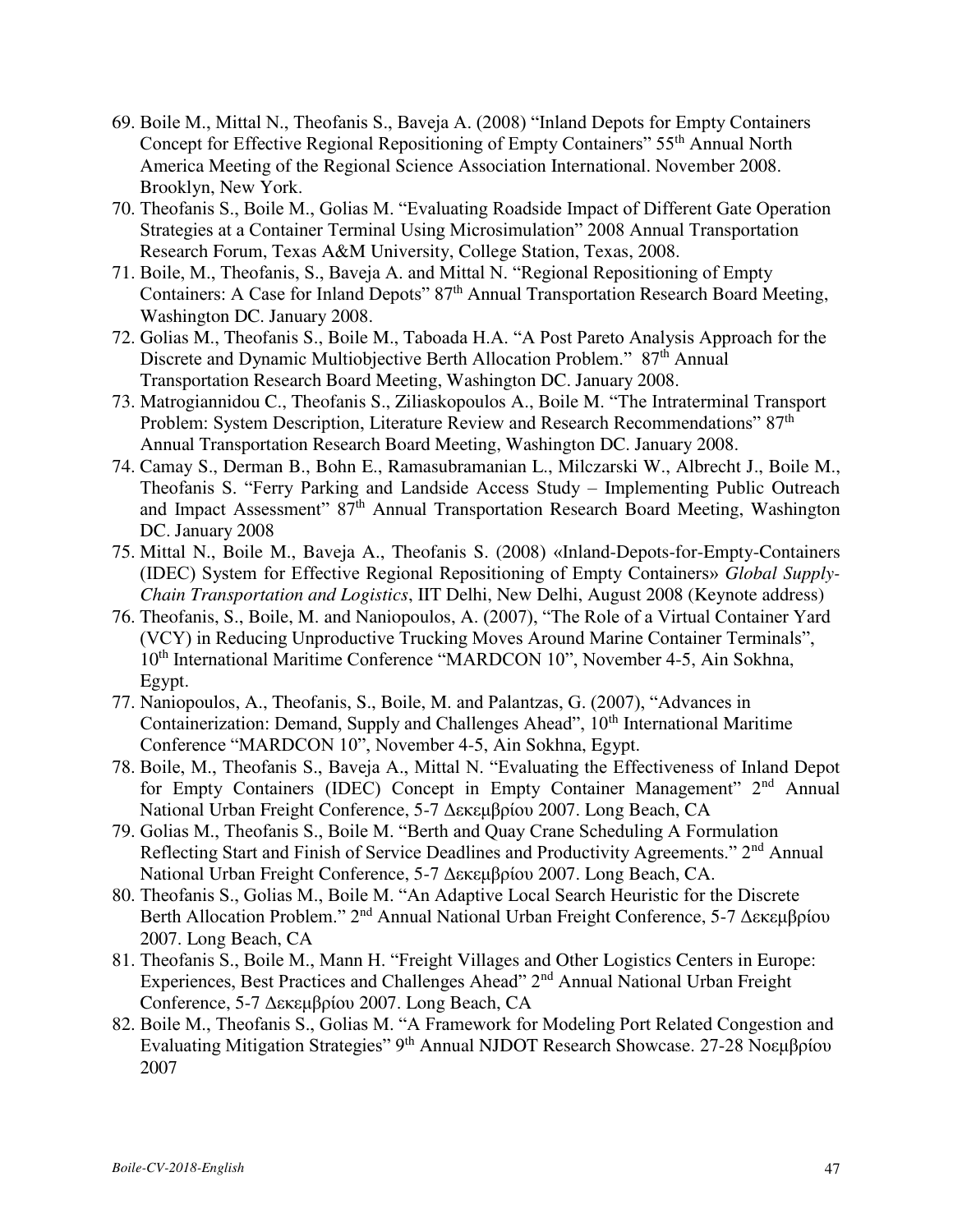69. Boile M., Mittal N., Theofanis S., Baveja A. (2008) "Inland Depots for Empty Containers Concept for Effective Regional Repositioning of Empty Containers" 55th Annual North America Meeting of the Regional Science Association International. November 2008. Brooklyn, New York.
70. Theofanis S., Boile M., Golias M. "Evaluating Roadside Impact of Different Gate Operation Strategies at a Container Terminal Using Microsimulation" 2008 Annual Transportation Research Forum, Texas A&M University, College Station, Texas, 2008.
71. Boile, M., Theofanis, S., Baveja A. and Mittal N. "Regional Repositioning of Empty Containers: A Case for Inland Depots" 87th Annual Transportation Research Board Meeting, Washington DC. January 2008.
72. Golias M., Theofanis S., Boile M., Taboada H.A. "A Post Pareto Analysis Approach for the Discrete and Dynamic Multiobjective Berth Allocation Problem." 87th Annual Transportation Research Board Meeting, Washington DC. January 2008.
73. Matrogiannidou C., Theofanis S., Ziliaskopoulos A., Boile M. "The Intraterminal Transport Problem: System Description, Literature Review and Research Recommendations" 87th Annual Transportation Research Board Meeting, Washington DC. January 2008.
74. Camay S., Derman B., Bohn E., Ramasubramanian L., Milczarski W., Albrecht J., Boile M., Theofanis S. "Ferry Parking and Landside Access Study – Implementing Public Outreach and Impact Assessment" 87th Annual Transportation Research Board Meeting, Washington DC. January 2008
75. Mittal N., Boile M., Baveja A., Theofanis S. (2008) «Inland-Depots-for-Empty-Containers (IDEC) System for Effective Regional Repositioning of Empty Containers» *Global Supply-Chain Transportation and Logistics*, IIT Delhi, New Delhi, August 2008 (Keynote address)
76. Theofanis, S., Boile, M. and Naniopoulos, A. (2007), "The Role of a Virtual Container Yard (VCY) in Reducing Unproductive Trucking Moves Around Marine Container Terminals", 10th International Maritime Conference "MARDCON 10", November 4-5, Ain Sokhna, Egypt.
77. Naniopoulos, A., Theofanis, S., Boile, M. and Palantzas, G. (2007), "Advances in Containerization: Demand, Supply and Challenges Ahead", 10th International Maritime Conference "MARDCON 10", November 4-5, Ain Sokhna, Egypt.
78. Boile, M., Theofanis S., Baveja A., Mittal N. "Evaluating the Effectiveness of Inland Depot for Empty Containers (IDEC) Concept in Empty Container Management" 2nd Annual National Urban Freight Conference, 5-7 Δεκεμβρίου 2007. Long Beach, CA
79. Golias M., Theofanis S., Boile M. "Berth and Quay Crane Scheduling A Formulation Reflecting Start and Finish of Service Deadlines and Productivity Agreements." 2nd Annual National Urban Freight Conference, 5-7 Δεκεμβρίου 2007. Long Beach, CA.
80. Theofanis S., Golias M., Boile M. "An Adaptive Local Search Heuristic for the Discrete Berth Allocation Problem." 2nd Annual National Urban Freight Conference, 5-7 Δεκεμβρίου 2007. Long Beach, CA
81. Theofanis S., Boile M., Mann H. "Freight Villages and Other Logistics Centers in Europe: Experiences, Best Practices and Challenges Ahead" 2nd Annual National Urban Freight Conference, 5-7 Δεκεμβρίου 2007. Long Beach, CA
82. Boile M., Theofanis S., Golias M. "A Framework for Modeling Port Related Congestion and Evaluating Mitigation Strategies" 9th Annual NJDOT Research Showcase. 27-28 Νοεμβρίου 2007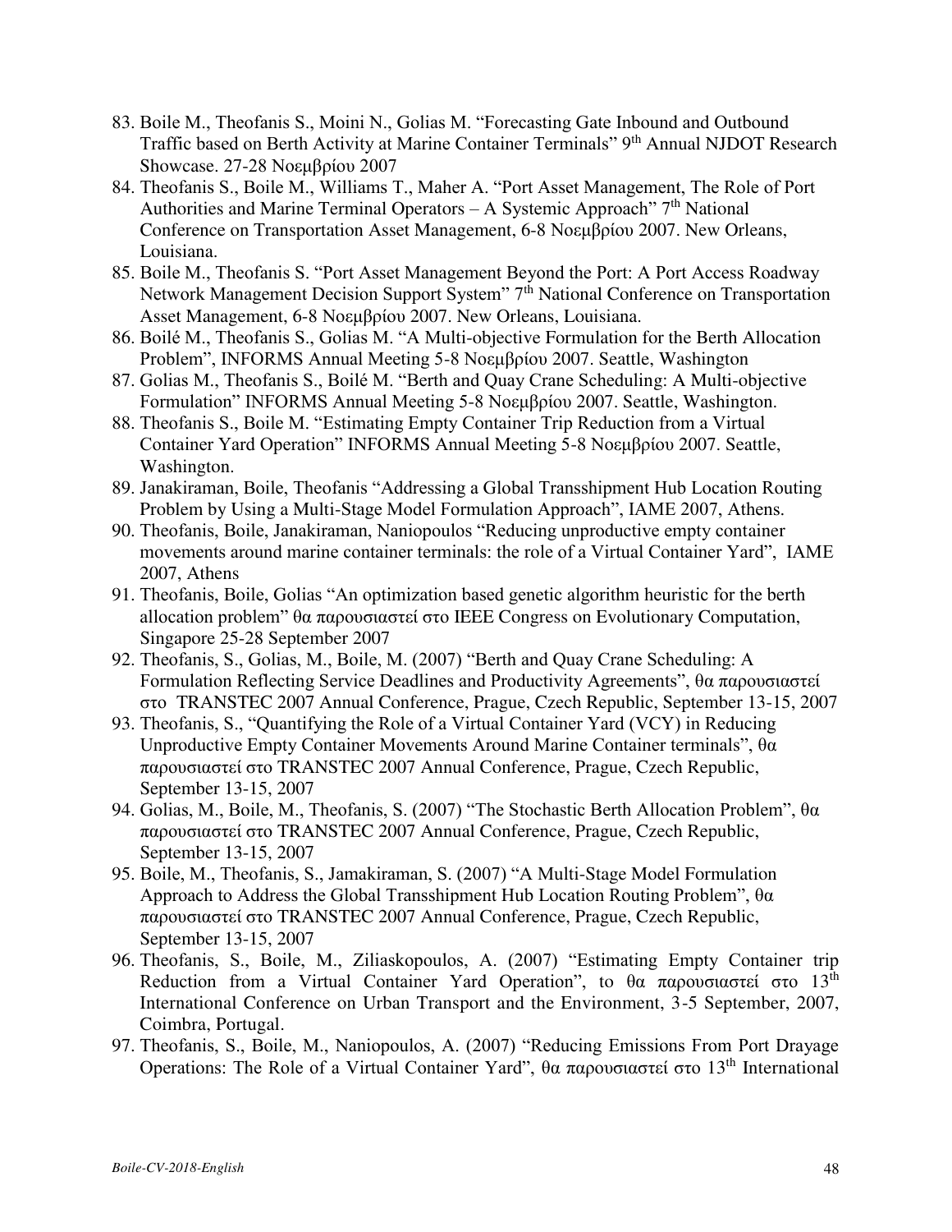83. Boile M., Theofanis S., Moini N., Golias M. "Forecasting Gate Inbound and Outbound Traffic based on Berth Activity at Marine Container Terminals" 9th Annual NJDOT Research Showcase. 27-28 Νοεμβρίου 2007
84. Theofanis S., Boile M., Williams T., Maher A. "Port Asset Management, The Role of Port Authorities and Marine Terminal Operators – A Systemic Approach" 7th National Conference on Transportation Asset Management, 6-8 Νοεμβρίου 2007. New Orleans, Louisiana.
85. Boile M., Theofanis S. "Port Asset Management Beyond the Port: A Port Access Roadway Network Management Decision Support System" 7th National Conference on Transportation Asset Management, 6-8 Νοεμβρίου 2007. New Orleans, Louisiana.
86. Boilé M., Theofanis S., Golias M. "A Multi-objective Formulation for the Berth Allocation Problem", INFORMS Annual Meeting 5-8 Νοεμβρίου 2007. Seattle, Washington
87. Golias M., Theofanis S., Boilé M. "Berth and Quay Crane Scheduling: A Multi-objective Formulation" INFORMS Annual Meeting 5-8 Νοεμβρίου 2007. Seattle, Washington.
88. Theofanis S., Boile M. "Estimating Empty Container Trip Reduction from a Virtual Container Yard Operation" INFORMS Annual Meeting 5-8 Νοεμβρίου 2007. Seattle, Washington.
89. Janakiraman, Boile, Theofanis "Addressing a Global Transshipment Hub Location Routing Problem by Using a Multi-Stage Model Formulation Approach", IAME 2007, Athens.
90. Theofanis, Boile, Janakiraman, Naniopoulos "Reducing unproductive empty container movements around marine container terminals: the role of a Virtual Container Yard", IAME 2007, Athens
91. Theofanis, Boile, Golias "An optimization based genetic algorithm heuristic for the berth allocation problem" θα παρουσιαστεί στο IEEE Congress on Evolutionary Computation, Singapore 25-28 September 2007
92. Theofanis, S., Golias, M., Boile, M. (2007) "Berth and Quay Crane Scheduling: A Formulation Reflecting Service Deadlines and Productivity Agreements", θα παρουσιαστεί στο TRANSTEC 2007 Annual Conference, Prague, Czech Republic, September 13-15, 2007
93. Theofanis, S., "Quantifying the Role of a Virtual Container Yard (VCY) in Reducing Unproductive Empty Container Movements Around Marine Container terminals", θα παρουσιαστεί στο TRANSTEC 2007 Annual Conference, Prague, Czech Republic, September 13-15, 2007
94. Golias, M., Boile, M., Theofanis, S. (2007) "The Stochastic Berth Allocation Problem", θα παρουσιαστεί στο TRANSTEC 2007 Annual Conference, Prague, Czech Republic, September 13-15, 2007
95. Boile, M., Theofanis, S., Jamakiraman, S. (2007) "A Multi-Stage Model Formulation Approach to Address the Global Transshipment Hub Location Routing Problem", θα παρουσιαστεί στο TRANSTEC 2007 Annual Conference, Prague, Czech Republic, September 13-15, 2007
96. Theofanis, S., Boile, M., Ziliaskopoulos, A. (2007) "Estimating Empty Container trip Reduction from a Virtual Container Yard Operation", to θα παρουσιαστεί στο 13th International Conference on Urban Transport and the Environment, 3-5 September, 2007, Coimbra, Portugal.
97. Theofanis, S., Boile, M., Naniopoulos, A. (2007) "Reducing Emissions From Port Drayage Operations: The Role of a Virtual Container Yard", θα παρουσιαστεί στο 13th International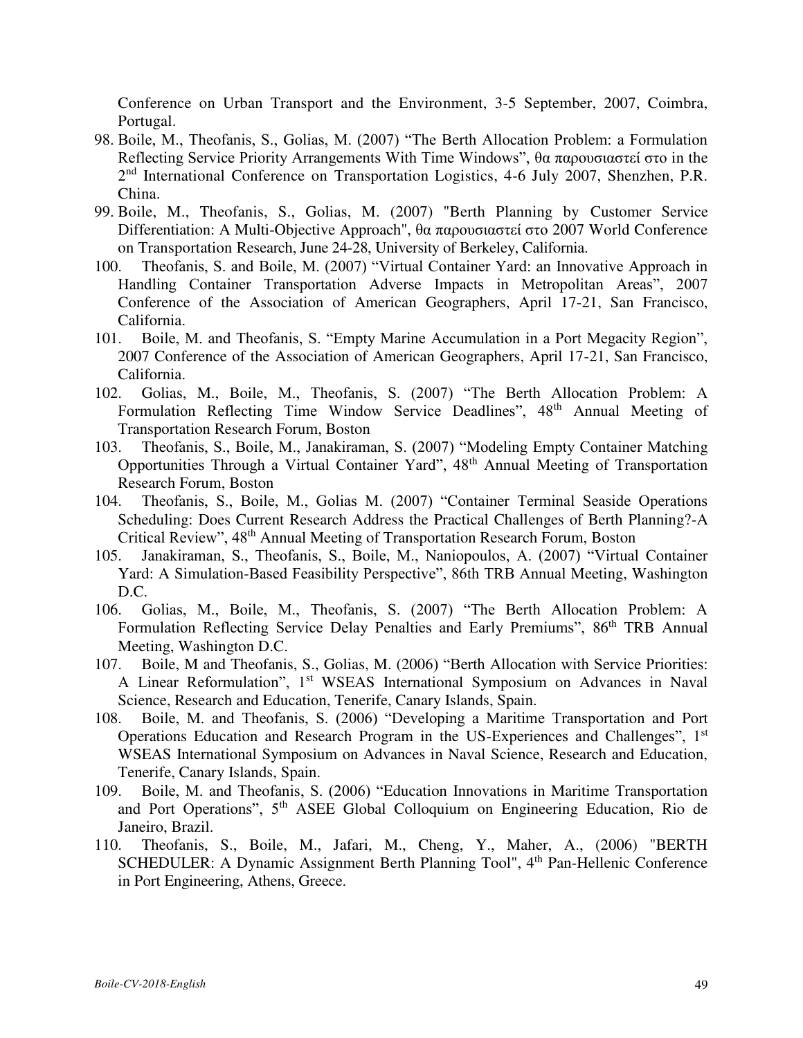Conference on Urban Transport and the Environment, 3-5 September, 2007, Coimbra, Portugal.

98. Boile, M., Theofanis, S., Golias, M. (2007) "The Berth Allocation Problem: a Formulation Reflecting Service Priority Arrangements With Time Windows", θα παρουσιαστεί στο in the 2nd International Conference on Transportation Logistics, 4-6 July 2007, Shenzhen, P.R. China.
99. Boile, M., Theofanis, S., Golias, M. (2007) "Berth Planning by Customer Service Differentiation: A Multi-Objective Approach", θα παρουσιαστεί στο 2007 World Conference on Transportation Research, June 24-28, University of Berkeley, California.
100. Theofanis, S. and Boile, M. (2007) "Virtual Container Yard: an Innovative Approach in Handling Container Transportation Adverse Impacts in Metropolitan Areas", 2007 Conference of the Association of American Geographers, April 17-21, San Francisco, California.
101. Boile, M. and Theofanis, S. "Empty Marine Accumulation in a Port Megacity Region", 2007 Conference of the Association of American Geographers, April 17-21, San Francisco, California.
102. Golias, M., Boile, M., Theofanis, S. (2007) "The Berth Allocation Problem: A Formulation Reflecting Time Window Service Deadlines", 48th Annual Meeting of Transportation Research Forum, Boston
103. Theofanis, S., Boile, M., Janakiraman, S. (2007) "Modeling Empty Container Matching Opportunities Through a Virtual Container Yard", 48th Annual Meeting of Transportation Research Forum, Boston
104. Theofanis, S., Boile, M., Golias M. (2007) "Container Terminal Seaside Operations Scheduling: Does Current Research Address the Practical Challenges of Berth Planning?-A Critical Review", 48th Annual Meeting of Transportation Research Forum, Boston
105. Janakiraman, S., Theofanis, S., Boile, M., Naniopoulos, A. (2007) "Virtual Container Yard: A Simulation-Based Feasibility Perspective", 86th TRB Annual Meeting, Washington D.C.
106. Golias, M., Boile, M., Theofanis, S. (2007) "The Berth Allocation Problem: A Formulation Reflecting Service Delay Penalties and Early Premiums", 86th TRB Annual Meeting, Washington D.C.
107. Boile, M and Theofanis, S., Golias, M. (2006) "Berth Allocation with Service Priorities: A Linear Reformulation", 1st WSEAS International Symposium on Advances in Naval Science, Research and Education, Tenerife, Canary Islands, Spain.
108. Boile, M. and Theofanis, S. (2006) "Developing a Maritime Transportation and Port Operations Education and Research Program in the US-Experiences and Challenges", 1st WSEAS International Symposium on Advances in Naval Science, Research and Education, Tenerife, Canary Islands, Spain.
109. Boile, M. and Theofanis, S. (2006) "Education Innovations in Maritime Transportation and Port Operations", 5th ASEE Global Colloquium on Engineering Education, Rio de Janeiro, Brazil.
110. Theofanis, S., Boile, M., Jafari, M., Cheng, Y., Maher, A., (2006) "BERTH SCHEDULER: A Dynamic Assignment Berth Planning Tool", 4th Pan-Hellenic Conference in Port Engineering, Athens, Greece.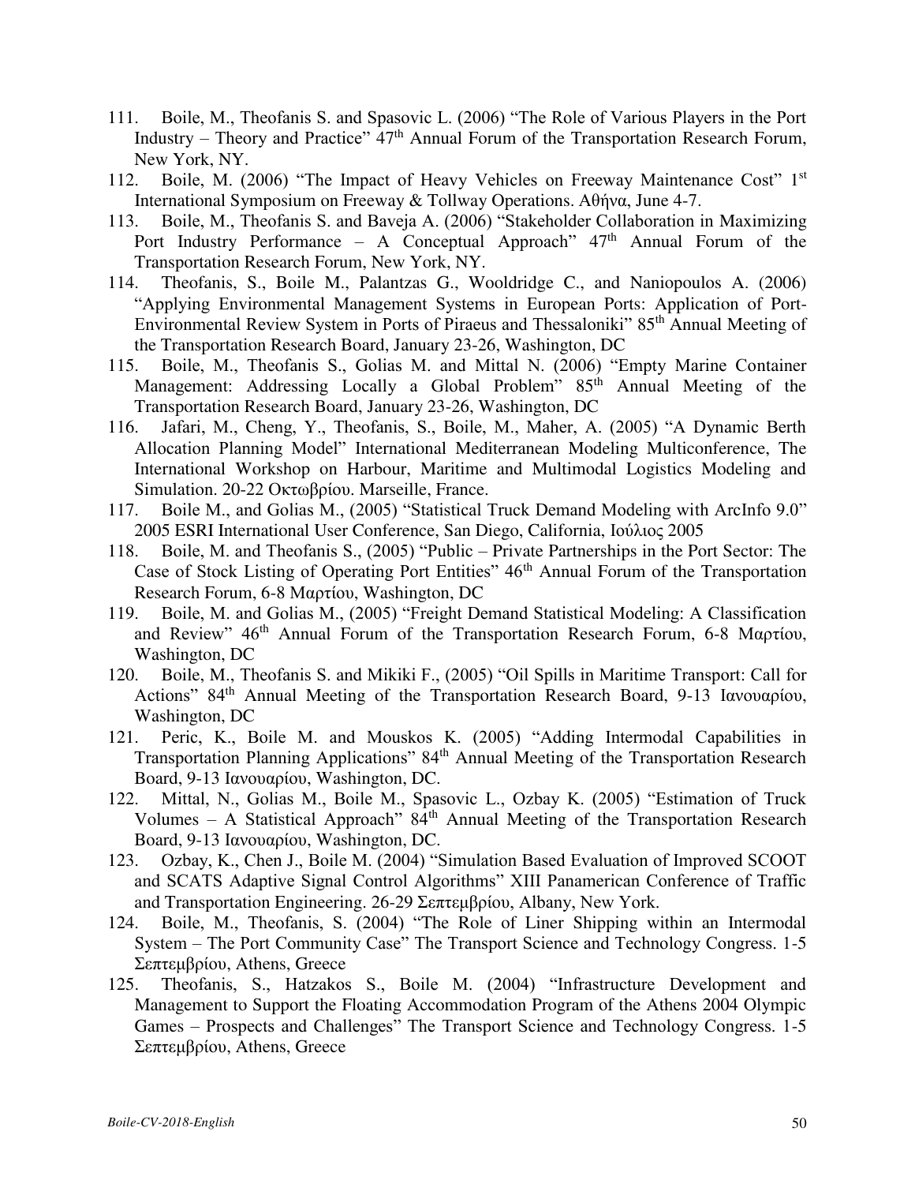111. Boile, M., Theofanis S. and Spasovic L. (2006) "The Role of Various Players in the Port Industry – Theory and Practice" 47th Annual Forum of the Transportation Research Forum, New York, NY.
112. Boile, M. (2006) "The Impact of Heavy Vehicles on Freeway Maintenance Cost" 1st International Symposium on Freeway & Tollway Operations. Αθήνα, June 4-7.
113. Boile, M., Theofanis S. and Baveja A. (2006) "Stakeholder Collaboration in Maximizing Port Industry Performance – A Conceptual Approach" 47th Annual Forum of the Transportation Research Forum, New York, NY.
114. Theofanis, S., Boile M., Palantzas G., Wooldridge C., and Naniopoulos A. (2006) "Applying Environmental Management Systems in European Ports: Application of Port-Environmental Review System in Ports of Piraeus and Thessaloniki" 85th Annual Meeting of the Transportation Research Board, January 23-26, Washington, DC
115. Boile, M., Theofanis S., Golias M. and Mittal N. (2006) "Empty Marine Container Management: Addressing Locally a Global Problem" 85th Annual Meeting of the Transportation Research Board, January 23-26, Washington, DC
116. Jafari, M., Cheng, Y., Theofanis, S., Boile, M., Maher, A. (2005) "A Dynamic Berth Allocation Planning Model" International Mediterranean Modeling Multiconference, The International Workshop on Harbour, Maritime and Multimodal Logistics Modeling and Simulation. 20-22 Οκτωβρίου. Marseille, France.
117. Boile M., and Golias M., (2005) "Statistical Truck Demand Modeling with ArcInfo 9.0" 2005 ESRI International User Conference, San Diego, California, Ιούλιος 2005
118. Boile, M. and Theofanis S., (2005) "Public – Private Partnerships in the Port Sector: The Case of Stock Listing of Operating Port Entities" 46th Annual Forum of the Transportation Research Forum, 6-8 Μαρτίου, Washington, DC
119. Boile, M. and Golias M., (2005) "Freight Demand Statistical Modeling: A Classification and Review" 46th Annual Forum of the Transportation Research Forum, 6-8 Μαρτίου, Washington, DC
120. Boile, M., Theofanis S. and Mikiki F., (2005) "Oil Spills in Maritime Transport: Call for Actions" 84th Annual Meeting of the Transportation Research Board, 9-13 Ιανουαρίου, Washington, DC
121. Peric, K., Boile M. and Mouskos K. (2005) "Adding Intermodal Capabilities in Transportation Planning Applications" 84th Annual Meeting of the Transportation Research Board, 9-13 Ιανουαρίου, Washington, DC.
122. Mittal, N., Golias M., Boile M., Spasovic L., Ozbay K. (2005) "Estimation of Truck Volumes – A Statistical Approach" 84th Annual Meeting of the Transportation Research Board, 9-13 Ιανουαρίου, Washington, DC.
123. Ozbay, K., Chen J., Boile M. (2004) "Simulation Based Evaluation of Improved SCOOT and SCATS Adaptive Signal Control Algorithms" XIII Panamerican Conference of Traffic and Transportation Engineering. 26-29 Σεπτεμβρίου, Albany, New York.
124. Boile, M., Theofanis, S. (2004) "The Role of Liner Shipping within an Intermodal System – The Port Community Case" The Transport Science and Technology Congress. 1-5 Σεπτεμβρίου, Athens, Greece
125. Theofanis, S., Hatzakos S., Boile M. (2004) "Infrastructure Development and Management to Support the Floating Accommodation Program of the Athens 2004 Olympic Games – Prospects and Challenges" The Transport Science and Technology Congress. 1-5 Σεπτεμβρίου, Athens, Greece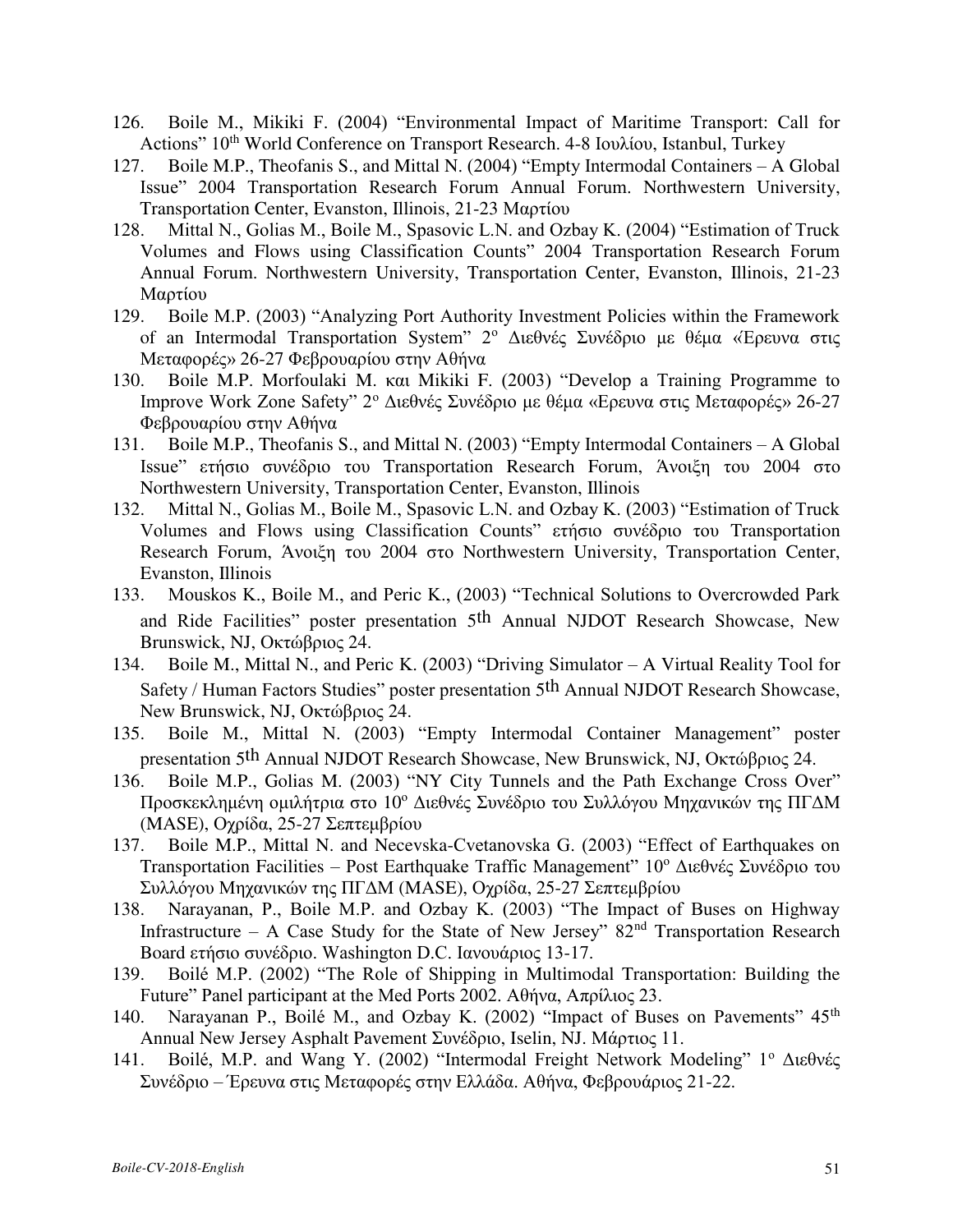126. Boile M., Mikiki F. (2004) “Environmental Impact of Maritime Transport: Call for Actions” 10th World Conference on Transport Research. 4-8 Ιουλίου, Istanbul, Turkey
127. Boile M.P., Theofanis S., and Mittal N. (2004) “Empty Intermodal Containers – A Global Issue” 2004 Transportation Research Forum Annual Forum. Northwestern University, Transportation Center, Evanston, Illinois, 21-23 Μαρτίου
128. Mittal N., Golias M., Boile M., Spasovic L.N. and Ozbay K. (2004) “Estimation of Truck Volumes and Flows using Classification Counts” 2004 Transportation Research Forum Annual Forum. Northwestern University, Transportation Center, Evanston, Illinois, 21-23 Μαρτίου
129. Boile M.P. (2003) “Analyzing Port Authority Investment Policies within the Framework of an Intermodal Transportation System” 2ο Διεθνές Συνέδριο με θέμα «Έρευνα στις Μεταφορές» 26-27 Φεβρουαρίου στην Αθήνα
130. Boile M.P. Morfoulaki M. και Mikiki F. (2003) “Develop a Training Programme to Improve Work Zone Safety” 2ο Διεθνές Συνέδριο με θέμα «Ερευνα στις Μεταφορές» 26-27 Φεβρουαρίου στην Αθήνα
131. Boile M.P., Theofanis S., and Mittal N. (2003) “Empty Intermodal Containers – A Global Issue” ετήσιο συνέδριο του Transportation Research Forum, Άνοιξη του 2004 στο Northwestern University, Transportation Center, Evanston, Illinois
132. Mittal N., Golias M., Boile M., Spasovic L.N. and Ozbay K. (2003) “Estimation of Truck Volumes and Flows using Classification Counts” ετήσιο συνέδριο του Transportation Research Forum, Άνοιξη του 2004 στο Northwestern University, Transportation Center, Evanston, Illinois
133. Mouskos K., Boile M., and Peric K., (2003) “Technical Solutions to Overcrowded Park and Ride Facilities” poster presentation 5th Annual NJDOT Research Showcase, New Brunswick, NJ, Οκτώβριος 24.
134. Boile M., Mittal N., and Peric K. (2003) “Driving Simulator – A Virtual Reality Tool for Safety / Human Factors Studies” poster presentation 5th Annual NJDOT Research Showcase, New Brunswick, NJ, Οκτώβριος 24.
135. Boile M., Mittal N. (2003) “Empty Intermodal Container Management” poster presentation 5th Annual NJDOT Research Showcase, New Brunswick, NJ, Οκτώβριος 24.
136. Boile M.P., Golias M. (2003) “NY City Tunnels and the Path Exchange Cross Over” Προσκεκλημένη ομιλήτρια στο 10ο Διεθνές Συνέδριο του Συλλόγου Μηχανικών της ΠΓΔΜ (MASE), Οχρίδα, 25-27 Σεπτεμβρίου
137. Boile M.P., Mittal N. and Necevska-Cvetanovska G. (2003) “Effect of Earthquakes on Transportation Facilities – Post Earthquake Traffic Management” 10ο Διεθνές Συνέδριο του Συλλόγου Μηχανικών της ΠΓΔΜ (MASE), Οχρίδα, 25-27 Σεπτεμβρίου
138. Narayanan, P., Boile M.P. and Ozbay K. (2003) “The Impact of Buses on Highway Infrastructure – A Case Study for the State of New Jersey” 82nd Transportation Research Board ετήσιο συνέδριο. Washington D.C. Ιανουάριος 13-17.
139. Boilé M.P. (2002) “The Role of Shipping in Multimodal Transportation: Building the Future” Panel participant at the Med Ports 2002. Αθήνα, Απρίλιος 23.
140. Narayanan P., Boilé M., and Ozbay K. (2002) “Impact of Buses on Pavements” 45th Annual New Jersey Asphalt Pavement Συνέδριο, Iselin, NJ. Μάρτιος 11.
141. Boilé, M.P. and Wang Y. (2002) “Intermodal Freight Network Modeling” 1ο Διεθνές Συνέδριο – Έρευνα στις Μεταφορές στην Ελλάδα. Αθήνα, Φεβρουάριος 21-22.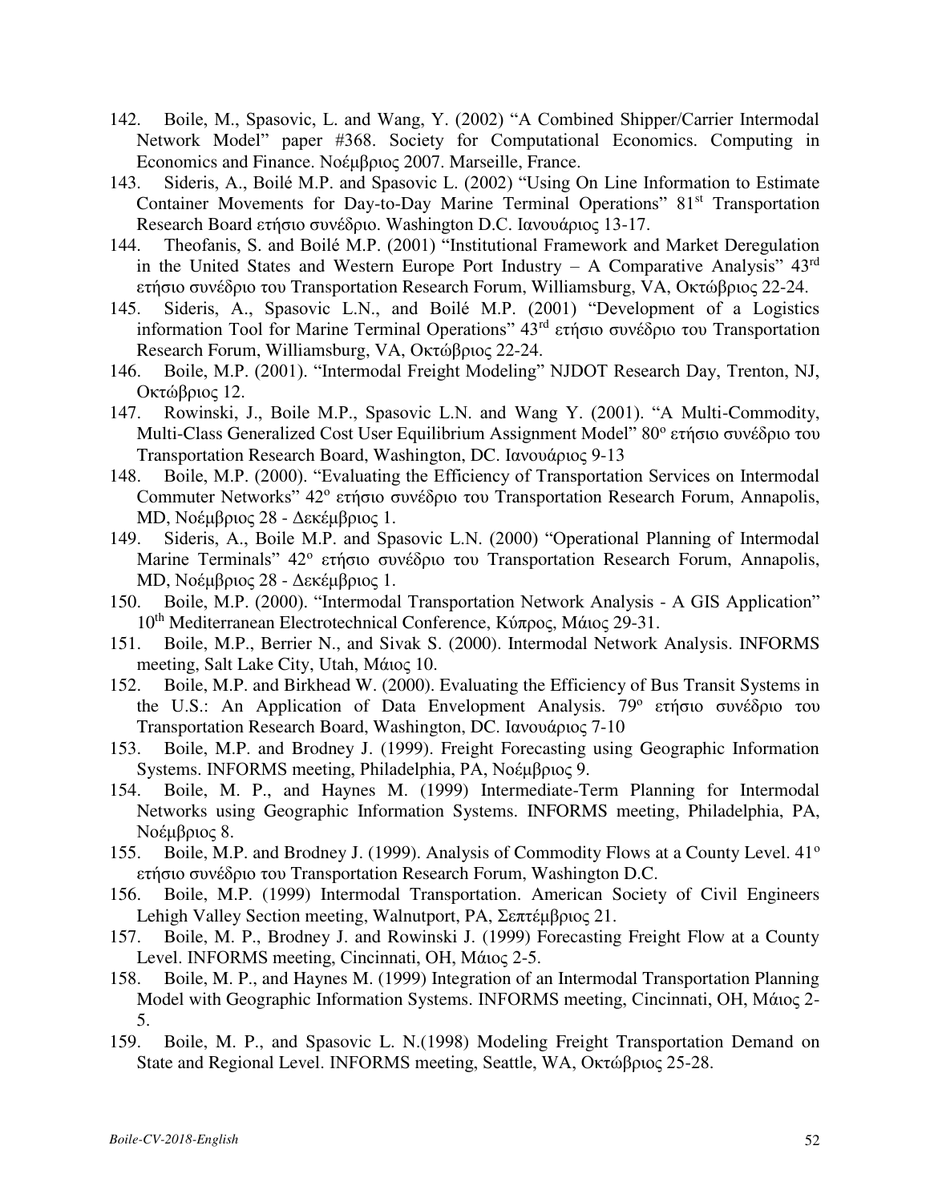142. Boile, M., Spasovic, L. and Wang, Y. (2002) "A Combined Shipper/Carrier Intermodal Network Model" paper #368. Society for Computational Economics. Computing in Economics and Finance. Νοέμβριος 2007. Marseille, France.
143. Sideris, A., Boilé M.P. and Spasovic L. (2002) "Using On Line Information to Estimate Container Movements for Day-to-Day Marine Terminal Operations" 81st Transportation Research Board ετήσιο συνέδριο. Washington D.C. Ιανουάριος 13-17.
144. Theofanis, S. and Boilé M.P. (2001) "Institutional Framework and Market Deregulation in the United States and Western Europe Port Industry – A Comparative Analysis" 43rd ετήσιο συνέδριο του Transportation Research Forum, Williamsburg, VA, Οκτώβριος 22-24.
145. Sideris, A., Spasovic L.N., and Boilé M.P. (2001) "Development of a Logistics information Tool for Marine Terminal Operations" 43rd ετήσιο συνέδριο του Transportation Research Forum, Williamsburg, VA, Οκτώβριος 22-24.
146. Boile, M.P. (2001). "Intermodal Freight Modeling" NJDOT Research Day, Trenton, NJ, Οκτώβριος 12.
147. Rowinski, J., Boile M.P., Spasovic L.N. and Wang Y. (2001). "A Multi-Commodity, Multi-Class Generalized Cost User Equilibrium Assignment Model" 80ο ετήσιο συνέδριο του Transportation Research Board, Washington, DC. Ιανουάριος 9-13
148. Boile, M.P. (2000). "Evaluating the Efficiency of Transportation Services on Intermodal Commuter Networks" 42ο ετήσιο συνέδριο του Transportation Research Forum, Annapolis, MD, Νοέμβριος 28 - Δεκέμβριος 1.
149. Sideris, A., Boile M.P. and Spasovic L.N. (2000) "Operational Planning of Intermodal Marine Terminals" 42ο ετήσιο συνέδριο του Transportation Research Forum, Annapolis, MD, Νοέμβριος 28 - Δεκέμβριος 1.
150. Boile, M.P. (2000). "Intermodal Transportation Network Analysis - A GIS Application" 10th Mediterranean Electrotechnical Conference, Κύπρος, Μάιος 29-31.
151. Boile, M.P., Berrier N., and Sivak S. (2000). Intermodal Network Analysis. INFORMS meeting, Salt Lake City, Utah, Μάιος 10.
152. Boile, M.P. and Birkhead W. (2000). Evaluating the Efficiency of Bus Transit Systems in the U.S.: An Application of Data Envelopment Analysis. 79ο ετήσιο συνέδριο του Transportation Research Board, Washington, DC. Ιανουάριος 7-10
153. Boile, M.P. and Brodney J. (1999). Freight Forecasting using Geographic Information Systems. INFORMS meeting, Philadelphia, PA, Νοέμβριος 9.
154. Boile, M. P., and Haynes M. (1999) Intermediate-Term Planning for Intermodal Networks using Geographic Information Systems. INFORMS meeting, Philadelphia, PA, Νοέμβριος 8.
155. Boile, M.P. and Brodney J. (1999). Analysis of Commodity Flows at a County Level. 41ο ετήσιο συνέδριο του Transportation Research Forum, Washington D.C.
156. Boile, M.P. (1999) Intermodal Transportation. American Society of Civil Engineers Lehigh Valley Section meeting, Walnutport, PA, Σεπτέμβριος 21.
157. Boile, M. P., Brodney J. and Rowinski J. (1999) Forecasting Freight Flow at a County Level. INFORMS meeting, Cincinnati, OH, Μάιος 2-5.
158. Boile, M. P., and Haynes M. (1999) Integration of an Intermodal Transportation Planning Model with Geographic Information Systems. INFORMS meeting, Cincinnati, OH, Μάιος 2-5.
159. Boile, M. P., and Spasovic L. N.(1998) Modeling Freight Transportation Demand on State and Regional Level. INFORMS meeting, Seattle, WA, Οκτώβριος 25-28.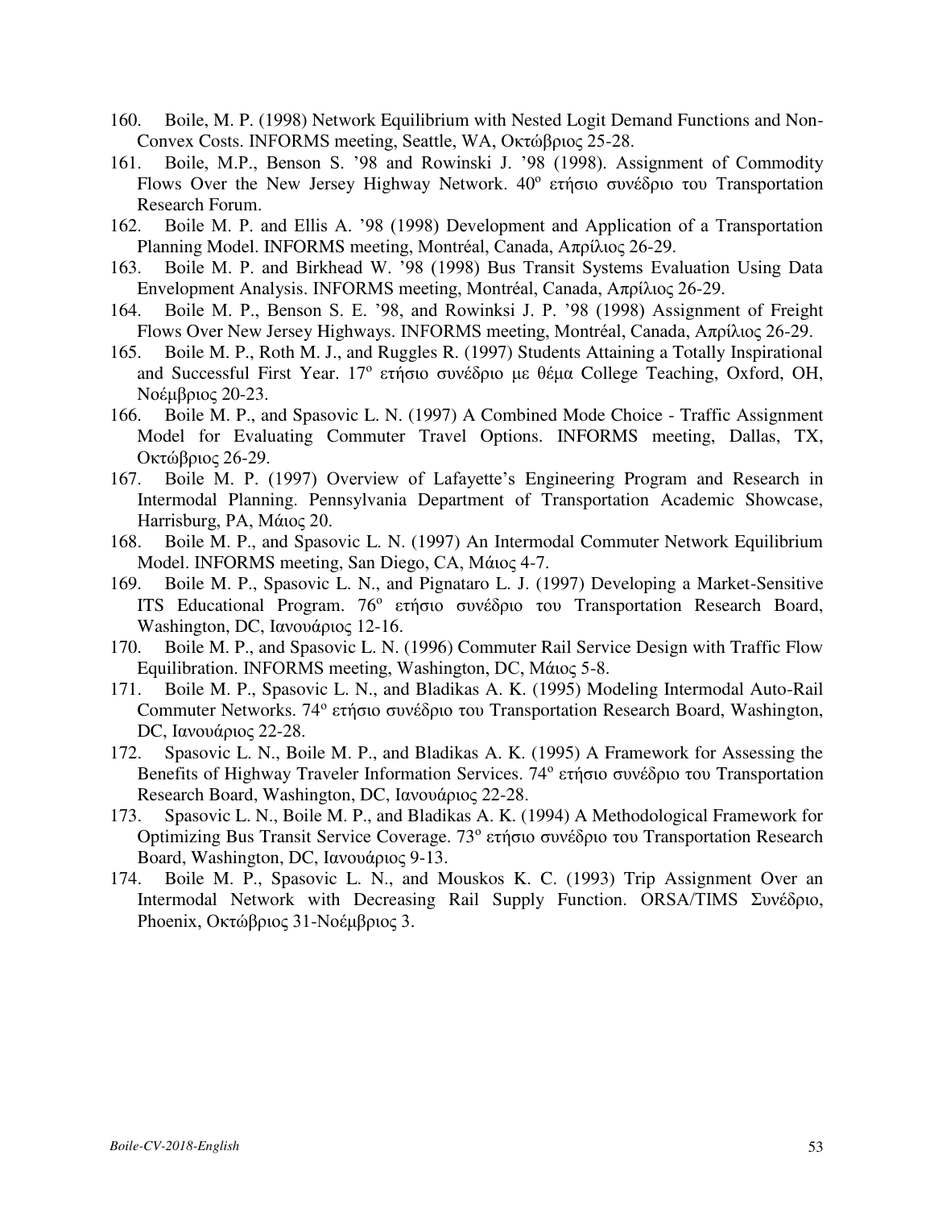160. Boile, M. P. (1998) Network Equilibrium with Nested Logit Demand Functions and Non-Convex Costs. INFORMS meeting, Seattle, WA, Οκτώβριος 25-28.
161. Boile, M.P., Benson S. '98 and Rowinski J. '98 (1998). Assignment of Commodity Flows Over the New Jersey Highway Network. 40ο ετήσιο συνέδριο του Transportation Research Forum.
162. Boile M. P. and Ellis A. '98 (1998) Development and Application of a Transportation Planning Model. INFORMS meeting, Montréal, Canada, Απρίλιος 26-29.
163. Boile M. P. and Birkhead W. '98 (1998) Bus Transit Systems Evaluation Using Data Envelopment Analysis. INFORMS meeting, Montréal, Canada, Απρίλιος 26-29.
164. Boile M. P., Benson S. E. '98, and Rowinksi J. P. '98 (1998) Assignment of Freight Flows Over New Jersey Highways. INFORMS meeting, Montréal, Canada, Απρίλιος 26-29.
165. Boile M. P., Roth M. J., and Ruggles R. (1997) Students Attaining a Totally Inspirational and Successful First Year. 17ο ετήσιο συνέδριο με θέμα College Teaching, Oxford, OH, Νοέμβριος 20-23.
166. Boile M. P., and Spasovic L. N. (1997) A Combined Mode Choice - Traffic Assignment Model for Evaluating Commuter Travel Options. INFORMS meeting, Dallas, TX, Οκτώβριος 26-29.
167. Boile M. P. (1997) Overview of Lafayette's Engineering Program and Research in Intermodal Planning. Pennsylvania Department of Transportation Academic Showcase, Harrisburg, PA, Μάιος 20.
168. Boile M. P., and Spasovic L. N. (1997) An Intermodal Commuter Network Equilibrium Model. INFORMS meeting, San Diego, CA, Μάιος 4-7.
169. Boile M. P., Spasovic L. N., and Pignataro L. J. (1997) Developing a Market-Sensitive ITS Educational Program. 76ο ετήσιο συνέδριο του Transportation Research Board, Washington, DC, Ιανουάριος 12-16.
170. Boile M. P., and Spasovic L. N. (1996) Commuter Rail Service Design with Traffic Flow Equilibration. INFORMS meeting, Washington, DC, Μάιος 5-8.
171. Boile M. P., Spasovic L. N., and Bladikas A. K. (1995) Modeling Intermodal Auto-Rail Commuter Networks. 74ο ετήσιο συνέδριο του Transportation Research Board, Washington, DC, Ιανουάριος 22-28.
172. Spasovic L. N., Boile M. P., and Bladikas A. K. (1995) A Framework for Assessing the Benefits of Highway Traveler Information Services. 74ο ετήσιο συνέδριο του Transportation Research Board, Washington, DC, Ιανουάριος 22-28.
173. Spasovic L. N., Boile M. P., and Bladikas A. K. (1994) A Methodological Framework for Optimizing Bus Transit Service Coverage. 73ο ετήσιο συνέδριο του Transportation Research Board, Washington, DC, Ιανουάριος 9-13.
174. Boile M. P., Spasovic L. N., and Mouskos K. C. (1993) Trip Assignment Over an Intermodal Network with Decreasing Rail Supply Function. ORSA/TIMS Συνέδριο, Phoenix, Οκτώβριος 31-Νοέμβριος 3.